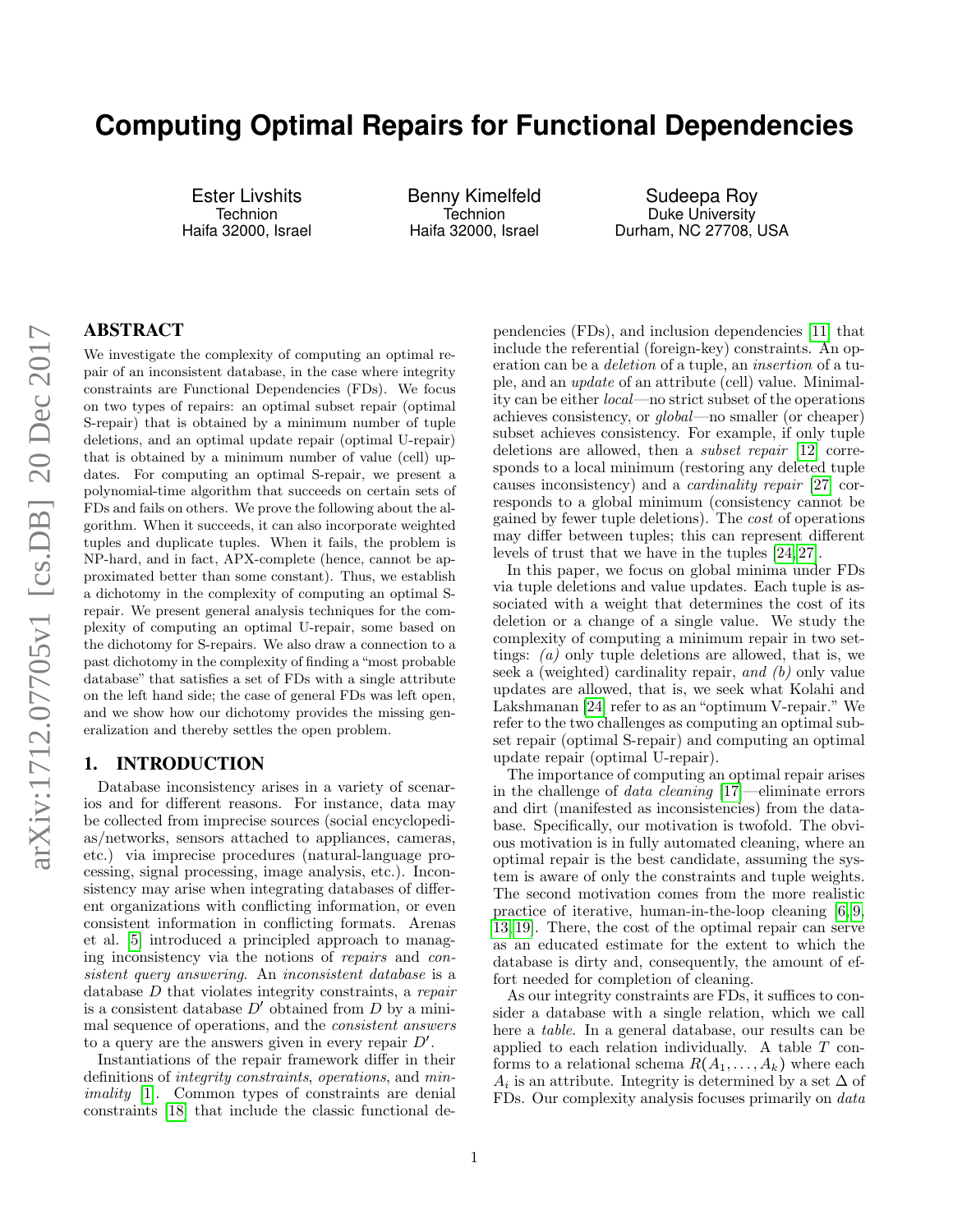# Computing Optimal Repairs for Functional Dependencies

Ester Livshits
Technion
Haifa 32000, Israel

Benny Kimelfeld
Technion
Haifa 32000, Israel

Sudeepa Roy
Duke University
Durham, NC 27708, USA

## ABSTRACT

We investigate the complexity of computing an optimal repair of an inconsistent database, in the case where integrity constraints are Functional Dependencies (FDs). We focus on two types of repairs: an optimal subset repair (optimal S-repair) that is obtained by a minimum number of tuple deletions, and an optimal update repair (optimal U-repair) that is obtained by a minimum number of value (cell) updates. For computing an optimal S-repair, we present a polynomial-time algorithm that succeeds on certain sets of FDs and fails on others. We prove the following about the algorithm. When it succeeds, it can also incorporate weighted tuples and duplicate tuples. When it fails, the problem is NP-hard, and in fact, APX-complete (hence, cannot be approximated better than some constant). Thus, we establish a dichotomy in the complexity of computing an optimal S-repair. We present general analysis techniques for the complexity of computing an optimal U-repair, some based on the dichotomy for S-repairs. We also draw a connection to a past dichotomy in the complexity of finding a "most probable database" that satisfies a set of FDs with a single attribute on the left hand side; the case of general FDs was left open, and we show how our dichotomy provides the missing generalization and thereby settles the open problem.

## 1. INTRODUCTION

Database inconsistency arises in a variety of scenarios and for different reasons. For instance, data may be collected from imprecise sources (social encyclopedias/networks, sensors attached to appliances, cameras, etc.) via imprecise procedures (natural-language processing, signal processing, image analysis, etc.). Inconsistency may arise when integrating databases of different organizations with conflicting information, or even consistent information in conflicting formats. Arenas et al. [5] introduced a principled approach to managing inconsistency via the notions of *repairs* and *consistent query answering*. An *inconsistent database* is a database $D$ that violates integrity constraints, a *repair* is a consistent database $D'$ obtained from $D$ by a minimal sequence of operations, and the *consistent answers* to a query are the answers given in every repair $D'$.

Instantiations of the repair framework differ in their definitions of *integrity constraints*, *operations*, and *minimality* [1]. Common types of constraints are denial constraints [18] that include the classic functional dependencies (FDs), and inclusion dependencies [11] that include the referential (foreign-key) constraints. An operation can be a *deletion* of a tuple, an *insertion* of a tuple, and an *update* of an attribute (cell) value. Minimality can be either *local*—no strict subset of the operations achieves consistency, or *global*—no smaller (or cheaper) subset achieves consistency. For example, if only tuple deletions are allowed, then a *subset repair* [12] corresponds to a local minimum (restoring any deleted tuple causes inconsistency) and a *cardinality repair* [27] corresponds to a global minimum (consistency cannot be gained by fewer tuple deletions). The *cost* of operations may differ between tuples; this can represent different levels of trust that we have in the tuples [24, 27].

In this paper, we focus on global minima under FDs via tuple deletions and value updates. Each tuple is associated with a weight that determines the cost of its deletion or a change of a single value. We study the complexity of computing a minimum repair in two settings: *(a)* only tuple deletions are allowed, that is, we seek a (weighted) cardinality repair, *and (b)* only value updates are allowed, that is, we seek what Kolahi and Lakshmanan [24] refer to as an "optimum V-repair." We refer to the two challenges as computing an optimal subset repair (optimal S-repair) and computing an optimal update repair (optimal U-repair).

The importance of computing an optimal repair arises in the challenge of *data cleaning* [17]—eliminate errors and dirt (manifested as inconsistencies) from the database. Specifically, our motivation is twofold. The obvious motivation is in fully automated cleaning, where an optimal repair is the best candidate, assuming the system is aware of only the constraints and tuple weights. The second motivation comes from the more realistic practice of iterative, human-in-the-loop cleaning [6, 9, 13, 19]. There, the cost of the optimal repair can serve as an educated estimate for the extent to which the database is dirty and, consequently, the amount of effort needed for completion of cleaning.

As our integrity constraints are FDs, it suffices to consider a database with a single relation, which we call here a *table*. In a general database, our results can be applied to each relation individually. A table $T$ conforms to a relational schema $R(A_1, \dots, A_k)$ where each $A_i$ is an attribute. Integrity is determined by a set $\Delta$ of FDs. Our complexity analysis focuses primarily on *data*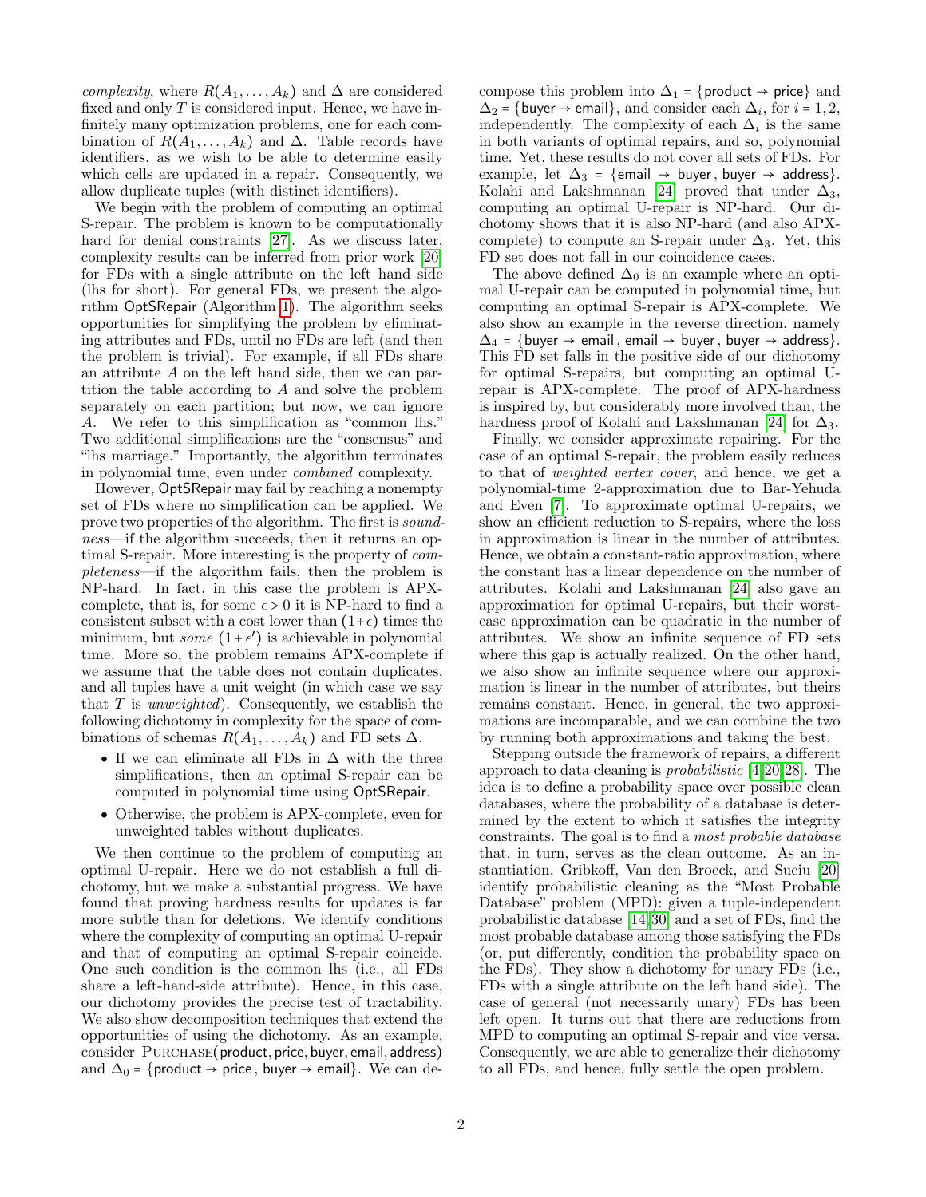*complexity*, where $R(A_1, \dots, A_k)$ and $\Delta$ are considered fixed and only $T$ is considered input. Hence, we have infinitely many optimization problems, one for each combination of $R(A_1, \dots, A_k)$ and $\Delta$. Table records have identifiers, as we wish to be able to determine easily which cells are updated in a repair. Consequently, we allow duplicate tuples (with distinct identifiers).

We begin with the problem of computing an optimal S-repair. The problem is known to be computationally hard for denial constraints [27]. As we discuss later, complexity results can be inferred from prior work [20] for FDs with a single attribute on the left hand side (lhs for short). For general FDs, we present the algorithm OptSRepair (Algorithm 1). The algorithm seeks opportunities for simplifying the problem by eliminating attributes and FDs, until no FDs are left (and then the problem is trivial). For example, if all FDs share an attribute $A$ on the left hand side, then we can partition the table according to $A$ and solve the problem separately on each partition; but now, we can ignore $A$. We refer to this simplification as "common lhs." Two additional simplifications are the "consensus" and "lhs marriage." Importantly, the algorithm terminates in polynomial time, even under *combined* complexity.

However, OptSRepair may fail by reaching a nonempty set of FDs where no simplification can be applied. We prove two properties of the algorithm. The first is *soundness*—if the algorithm succeeds, then it returns an optimal S-repair. More interesting is the property of *completeness*—if the algorithm fails, then the problem is NP-hard. In fact, in this case the problem is APX-complete, that is, for some $\epsilon > 0$ it is NP-hard to find a consistent subset with a cost lower than $(1+\epsilon)$ times the minimum, but *some* $(1+\epsilon')$ is achievable in polynomial time. More so, the problem remains APX-complete if we assume that the table does not contain duplicates, and all tuples have a unit weight (in which case we say that $T$ is *unweighted*). Consequently, we establish the following dichotomy in complexity for the space of combinations of schemas $R(A_1, \dots, A_k)$ and FD sets $\Delta$.

- If we can eliminate all FDs in $\Delta$ with the three simplifications, then an optimal S-repair can be computed in polynomial time using OptSRepair.
- Otherwise, the problem is APX-complete, even for unweighted tables without duplicates.

We then continue to the problem of computing an optimal U-repair. Here we do not establish a full dichotomy, but we make a substantial progress. We have found that proving hardness results for updates is far more subtle than for deletions. We identify conditions where the complexity of computing an optimal U-repair and that of computing an optimal S-repair coincide. One such condition is the common lhs (i.e., all FDs share a left-hand-side attribute). Hence, in this case, our dichotomy provides the precise test of tractability. We also show decomposition techniques that extend the opportunities of using the dichotomy. As an example, consider PURCHASE(product, price, buyer, email, address) and $\Delta_0 = \{\text{product} \rightarrow \text{price}, \text{buyer} \rightarrow \text{email}\}$. We can decompose this problem into $\Delta_1 = \{\text{product} \rightarrow \text{price}\}$ and $\Delta_2 = \{\text{buyer} \rightarrow \text{email}\}$, and consider each $\Delta_i$, for $i = 1, 2$, independently. The complexity of each $\Delta_i$ is the same in both variants of optimal repairs, and so, polynomial time. Yet, these results do not cover all sets of FDs. For example, let $\Delta_3 = \{\text{email} \rightarrow \text{buyer}, \text{buyer} \rightarrow \text{address}\}$. Kolahi and Lakshmanan [24] proved that under $\Delta_3$, computing an optimal U-repair is NP-hard. Our dichotomy shows that it is also NP-hard (and also APX-complete) to compute an S-repair under $\Delta_3$. Yet, this FD set does not fall in our coincidence cases.

The above defined $\Delta_0$ is an example where an optimal U-repair can be computed in polynomial time, but computing an optimal S-repair is APX-complete. We also show an example in the reverse direction, namely $\Delta_4 = \{\text{buyer} \rightarrow \text{email}, \text{email} \rightarrow \text{buyer}, \text{buyer} \rightarrow \text{address}\}$. This FD set falls in the positive side of our dichotomy for optimal S-repairs, but computing an optimal U-repair is APX-complete. The proof of APX-hardness is inspired by, but considerably more involved than, the hardness proof of Kolahi and Lakshmanan [24] for $\Delta_3$.

Finally, we consider approximate repairing. For the case of an optimal S-repair, the problem easily reduces to that of *weighted vertex cover*, and hence, we get a polynomial-time 2-approximation due to Bar-Yehuda and Even [7]. To approximate optimal U-repairs, we show an efficient reduction to S-repairs, where the loss in approximation is linear in the number of attributes. Hence, we obtain a constant-ratio approximation, where the constant has a linear dependence on the number of attributes. Kolahi and Lakshmanan [24] also gave an approximation for optimal U-repairs, but their worst-case approximation can be quadratic in the number of attributes. We show an infinite sequence of FD sets where this gap is actually realized. On the other hand, we also show an infinite sequence where our approximation is linear in the number of attributes, but theirs remains constant. Hence, in general, the two approximations are incomparable, and we can combine the two by running both approximations and taking the best.

Stepping outside the framework of repairs, a different approach to data cleaning is *probabilistic* [4,20,28]. The idea is to define a probability space over possible clean databases, where the probability of a database is determined by the extent to which it satisfies the integrity constraints. The goal is to find a *most probable database* that, in turn, serves as the clean outcome. As an instantiation, Gribkoff, Van den Broeck, and Suciu [20] identify probabilistic cleaning as the "Most Probable Database" problem (MPD): given a tuple-independent probabilistic database [14,30] and a set of FDs, find the most probable database among those satisfying the FDs (or, put differently, condition the probability space on the FDs). They show a dichotomy for unary FDs (i.e., FDs with a single attribute on the left hand side). The case of general (not necessarily unary) FDs has been left open. It turns out that there are reductions from MPD to computing an optimal S-repair and vice versa. Consequently, we are able to generalize their dichotomy to all FDs, and hence, fully settle the open problem.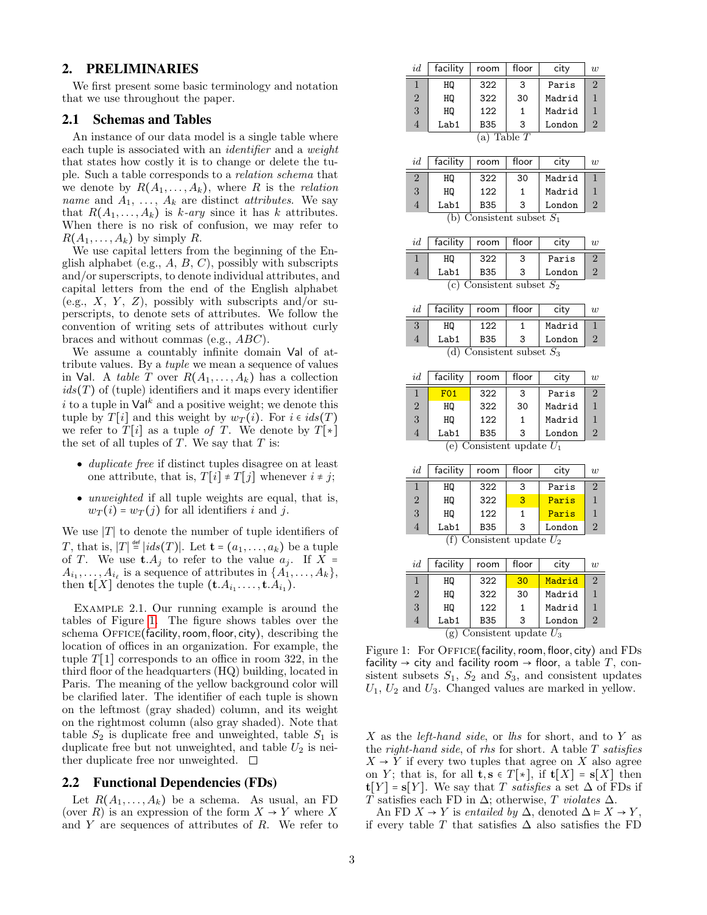## 2. PRELIMINARIES

We first present some basic terminology and notation that we use throughout the paper.

### 2.1 Schemas and Tables

An instance of our data model is a single table where each tuple is associated with an *identifier* and a *weight* that states how costly it is to change or delete the tuple. Such a table corresponds to a *relation schema* that we denote by $R(A_1, \dots, A_k)$, where $R$ is the *relation name* and $A_1, \dots, A_k$ are distinct *attributes*. We say that $R(A_1, \dots, A_k)$ is *k-ary* since it has $k$ attributes. When there is no risk of confusion, we may refer to $R(A_1, \dots, A_k)$ by simply $R$.

We use capital letters from the beginning of the English alphabet (e.g., $A$, $B$, $C$), possibly with subscripts and/or superscripts, to denote individual attributes, and capital letters from the end of the English alphabet (e.g., $X$, $Y$, $Z$), possibly with subscripts and/or superscripts, to denote sets of attributes. We follow the convention of writing sets of attributes without curly braces and without commas (e.g., $ABC$).

We assume a countably infinite domain $\mathsf{Val}$ of attribute values. By a *tuple* we mean a sequence of values in $\mathsf{Val}$. A *table* $T$ over $R(A_1, \dots, A_k)$ has a collection $ids(T)$ of (tuple) identifiers and it maps every identifier $i$ to a tuple in $\mathsf{Val}^k$ and a positive weight; we denote this tuple by $T[i]$ and this weight by $w_T(i)$. For $i \in ids(T)$ we refer to $T[i]$ as a tuple *of* $T$. We denote by $T[*]$ the set of all tuples of $T$. We say that $T$ is:

- *duplicate free* if distinct tuples disagree on at least one attribute, that is, $T[i] \neq T[j]$ whenever $i \neq j$;
- *unweighted* if all tuple weights are equal, that is, $w_T(i) = w_T(j)$ for all identifiers $i$ and $j$.

We use $|T|$ to denote the number of tuple identifiers of $T$, that is, $|T| \stackrel{\text{def}}{=} |ids(T)|$. Let $\mathbf{t} = (a_1, \dots, a_k)$ be a tuple of $T$. We use $\mathbf{t}.A_j$ to refer to the value $a_j$. If $X = A_{i_1}, \dots, A_{i_\ell}$ is a sequence of attributes in $\{A_1, \dots, A_k\}$, then $\mathbf{t}[X]$ denotes the tuple $(\mathbf{t}.A_{i_1}, \dots, \mathbf{t}.A_{i_1})$.

Example 2.1. Our running example is around the tables of Figure 1. The figure shows tables over the schema Office(facility, room, floor, city), describing the location of offices in an organization. For example, the tuple $T[1]$ corresponds to an office in room 322, in the third floor of the headquarters (HQ) building, located in Paris. The meaning of the yellow background color will be clarified later. The identifier of each tuple is shown on the leftmost (gray shaded) column, and its weight on the rightmost column (also gray shaded). Note that table $S_2$ is duplicate free and unweighted, table $S_1$ is duplicate free but not unweighted, and table $U_2$ is neither duplicate free nor unweighted. □

| *id* | facility | room | floor | city | *w* |
|---|---|---|---|---|---|
| 1 | HQ | 322 | 3 | Paris | 2 |
| 2 | HQ | 322 | 30 | Madrid | 1 |
| 3 | HQ | 122 | 1 | Madrid | 1 |
| 4 | Lab1 | B35 | 3 | London | 2 |

(a) Table $T$

| *id* | facility | room | floor | city | *w* |
|---|---|---|---|---|---|
| 2 | HQ | 322 | 30 | Madrid | 1 |
| 3 | HQ | 122 | 1 | Madrid | 1 |
| 4 | Lab1 | B35 | 3 | London | 2 |

(b) Consistent subset $S_1$

| *id* | facility | room | floor | city | *w* |
|---|---|---|---|---|---|
| 1 | HQ | 322 | 3 | Paris | 2 |
| 4 | Lab1 | B35 | 3 | London | 2 |

(c) Consistent subset $S_2$

| *id* | facility | room | floor | city | *w* |
|---|---|---|---|---|---|
| 3 | HQ | 122 | 1 | Madrid | 1 |
| 4 | Lab1 | B35 | 3 | London | 2 |

(d) Consistent subset $S_3$

| *id* | facility | room | floor | city | *w* |
|---|---|---|---|---|---|
| 1 | F01 | 322 | 3 | Paris | 2 |
| 2 | HQ | 322 | 30 | Madrid | 1 |
| 3 | HQ | 122 | 1 | Madrid | 1 |
| 4 | Lab1 | B35 | 3 | London | 2 |

(e) Consistent update $U_1$

| *id* | facility | room | floor | city | *w* |
|---|---|---|---|---|---|
| 1 | HQ | 322 | 3 | Paris | 2 |
| 2 | HQ | 322 | 3 | Paris | 1 |
| 3 | HQ | 122 | 1 | Paris | 1 |
| 4 | Lab1 | B35 | 3 | London | 2 |

(f) Consistent update $U_2$

| *id* | facility | room | floor | city | *w* |
|---|---|---|---|---|---|
| 1 | HQ | 322 | 30 | Madrid | 2 |
| 2 | HQ | 322 | 30 | Madrid | 1 |
| 3 | HQ | 122 | 1 | Madrid | 1 |
| 4 | Lab1 | B35 | 3 | London | 2 |

(g) Consistent update $U_3$

Figure 1: For Office(facility, room, floor, city) and FDs facility → city and facility room → floor, a table $T$, consistent subsets $S_1$, $S_2$ and $S_3$, and consistent updates $U_1$, $U_2$ and $U_3$. Changed values are marked in yellow.

### 2.2 Functional Dependencies (FDs)

Let $R(A_1, \dots, A_k)$ be a schema. As usual, an FD (over $R$) is an expression of the form $X \to Y$ where $X$ and $Y$ are sequences of attributes of $R$. We refer to $X$ as the *left-hand side*, or *lhs* for short, and to $Y$ as the *right-hand side*, of *rhs* for short. A table $T$ *satisfies* $X \to Y$ if every two tuples that agree on $X$ also agree on $Y$; that is, for all $\mathbf{t}, \mathbf{s} \in T[*]$, if $\mathbf{t}[X] = \mathbf{s}[X]$ then $\mathbf{t}[Y] = \mathbf{s}[Y]$. We say that $T$ *satisfies* a set $\Delta$ of FDs if $T$ satisfies each FD in $\Delta$; otherwise, $T$ *violates* $\Delta$.

An FD $X \to Y$ is *entailed by* $\Delta$, denoted $\Delta \models X \to Y$, if every table $T$ that satisfies $\Delta$ also satisfies the FD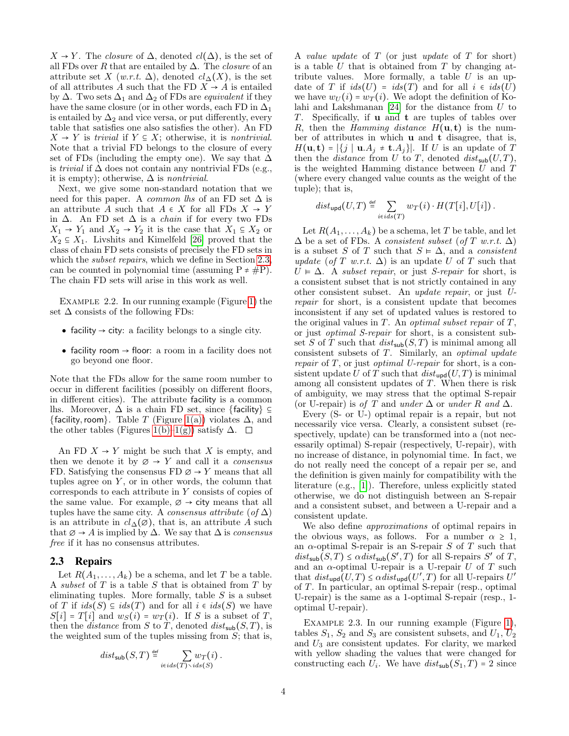$X \to Y$. The *closure* of $\Delta$, denoted $cl(\Delta)$, is the set of all FDs over $R$ that are entailed by $\Delta$. The *closure* of an attribute set $X$ (*w.r.t.* $\Delta$), denoted $cl_\Delta(X)$, is the set of all attributes $A$ such that the FD $X \to A$ is entailed by $\Delta$. Two sets $\Delta_1$ and $\Delta_2$ of FDs are *equivalent* if they have the same closure (or in other words, each FD in $\Delta_1$ is entailed by $\Delta_2$ and vice versa, or put differently, every table that satisfies one also satisfies the other). An FD $X \to Y$ is *trivial* if $Y \subseteq X$; otherwise, it is *nontrivial*. Note that a trivial FD belongs to the closure of every set of FDs (including the empty one). We say that $\Delta$ is *trivial* if $\Delta$ does not contain any nontrivial FDs (e.g., it is empty); otherwise, $\Delta$ is *nontrivial*.

Next, we give some non-standard notation that we need for this paper. A *common lhs* of an FD set $\Delta$ is an attribute $A$ such that $A \in X$ for all FDs $X \to Y$ in $\Delta$. An FD set $\Delta$ is a *chain* if for every two FDs $X_1 \to Y_1$ and $X_2 \to Y_2$ it is the case that $X_1 \subseteq X_2$ or $X_2 \subseteq X_1$. Livshits and Kimelfeld [26] proved that the class of chain FD sets consists of precisely the FD sets in which the *subset repairs*, which we define in Section 2.3, can be counted in polynomial time (assuming P ≠ #P). The chain FD sets will arise in this work as well.

Example 2.2. In our running example (Figure 1) the set $\Delta$ consists of the following FDs:

- facility → city: a facility belongs to a single city.
- facility room → floor: a room in a facility does not go beyond one floor.

Note that the FDs allow for the same room number to occur in different facilities (possibly on different floors, in different cities). The attribute facility is a common lhs. Moreover, $\Delta$ is a chain FD set, since {facility} ⊆ {facility, room}. Table $T$ (Figure 1(a)) violates $\Delta$, and the other tables (Figures 1(b)–1(g)) satisfy $\Delta$. □

An FD $X \to Y$ might be such that $X$ is empty, and then we denote it by $\emptyset \to Y$ and call it a *consensus* FD. Satisfying the consensus FD $\emptyset \to Y$ means that all tuples agree on $Y$, or in other words, the column that corresponds to each attribute in $Y$ consists of copies of the same value. For example, $\emptyset \to$ city means that all tuples have the same city. A *consensus attribute* (*of* $\Delta$) is an attribute in $cl_\Delta(\emptyset)$, that is, an attribute $A$ such that $\emptyset \to A$ is implied by $\Delta$. We say that $\Delta$ is *consensus free* if it has no consensus attributes.

## 2.3 Repairs

Let $R(A_1, \dots, A_k)$ be a schema, and let $T$ be a table. A *subset* of $T$ is a table $S$ that is obtained from $T$ by eliminating tuples. More formally, table $S$ is a subset of $T$ if $ids(S) \subseteq ids(T)$ and for all $i \in ids(S)$ we have $S[i] = T[i]$ and $w_S(i) = w_T(i)$. If $S$ is a subset of $T$, then the *distance* from $S$ to $T$, denoted $dist_{\mathsf{sub}}(S,T)$, is the weighted sum of the tuples missing from $S$; that is,

$$dist_{\mathsf{sub}}(S,T) \stackrel{\text{def}}{=} \sum_{i \in ids(T) \setminus ids(S)} w_T(i)\,.$$

A *value update* of $T$ (or just *update* of $T$ for short) is a table $U$ that is obtained from $T$ by changing attribute values. More formally, a table $U$ is an update of $T$ if $ids(U) = ids(T)$ and for all $i \in ids(U)$ we have $w_U(i) = w_T(i)$. We adopt the definition of Kolahi and Lakshmanan [24] for the distance from $U$ to $T$. Specifically, if $\mathbf{u}$ and $\mathbf{t}$ are tuples of tables over $R$, then the *Hamming distance* $H(\mathbf{u},\mathbf{t})$ is the number of attributes in which $\mathbf{u}$ and $\mathbf{t}$ disagree, that is, $H(\mathbf{u},\mathbf{t}) = |\{j \mid \mathbf{u}.A_j \neq \mathbf{t}.A_j\}|$. If $U$ is an update of $T$ then the *distance* from $U$ to $T$, denoted $dist_{\mathsf{sub}}(U,T)$, is the weighted Hamming distance between $U$ and $T$ (where every changed value counts as the weight of the tuple); that is,

$$dist_{\mathsf{upd}}(U,T) \stackrel{\text{def}}{=} \sum_{i \in ids(T)} w_T(i) \cdot H(T[i], U[i])\,.$$

Let $R(A_1, \dots, A_k)$ be a schema, let $T$ be table, and let $\Delta$ be a set of FDs. A *consistent subset* (*of* $T$ *w.r.t.* $\Delta$) is a subset $S$ of $T$ such that $S \models \Delta$, and a *consistent update* (*of* $T$ *w.r.t.* $\Delta$) is an update $U$ of $T$ such that $U \models \Delta$. A *subset repair*, or just *S-repair* for short, is a consistent subset that is not strictly contained in any other consistent subset. An *update repair*, or just *U-repair* for short, is a consistent update that becomes inconsistent if any set of updated values is restored to the original values in $T$. An *optimal subset repair* of $T$, or just *optimal S-repair* for short, is a consistent subset $S$ of $T$ such that $dist_{\mathsf{sub}}(S,T)$ is minimal among all consistent subsets of $T$. Similarly, an *optimal update repair* of $T$, or just *optimal U-repair* for short, is a consistent update $U$ of $T$ such that $dist_{\mathsf{upd}}(U,T)$ is minimal among all consistent updates of $T$. When there is risk of ambiguity, we may stress that the optimal S-repair (or U-repair) is *of* $T$ and *under* $\Delta$ or *under* $R$ *and* $\Delta$.

Every (S- or U-) optimal repair is a repair, but not necessarily vice versa. Clearly, a consistent subset (respectively, update) can be transformed into a (not necessarily optimal) S-repair (respectively, U-repair), with no increase of distance, in polynomial time. In fact, we do not really need the concept of a repair per se, and the definition is given mainly for compatibility with the literature (e.g., [1]). Therefore, unless explicitly stated otherwise, we do not distinguish between an S-repair and a consistent subset, and between a U-repair and a consistent update.

We also define *approximations* of optimal repairs in the obvious ways, as follows. For a number $\alpha \geq 1$, an $\alpha$-optimal S-repair is an S-repair $S$ of $T$ such that $dist_{\mathsf{sub}}(S,T) \leq \alpha dist_{\mathsf{sub}}(S',T)$ for all S-repairs $S'$ of $T$, and an $\alpha$-optimal U-repair is a U-repair $U$ of $T$ such that $dist_{\mathsf{upd}}(U,T) \leq \alpha dist_{\mathsf{upd}}(U',T)$ for all U-repairs $U'$ of $T$. In particular, an optimal S-repair (resp., optimal U-repair) is the same as a 1-optimal S-repair (resp., 1-optimal U-repair).

Example 2.3. In our running example (Figure 1), tables $S_1$, $S_2$ and $S_3$ are consistent subsets, and $U_1$, $U_2$ and $U_3$ are consistent updates. For clarity, we marked with yellow shading the values that were changed for constructing each $U_i$. We have $dist_{\mathsf{sub}}(S_1,T) = 2$ since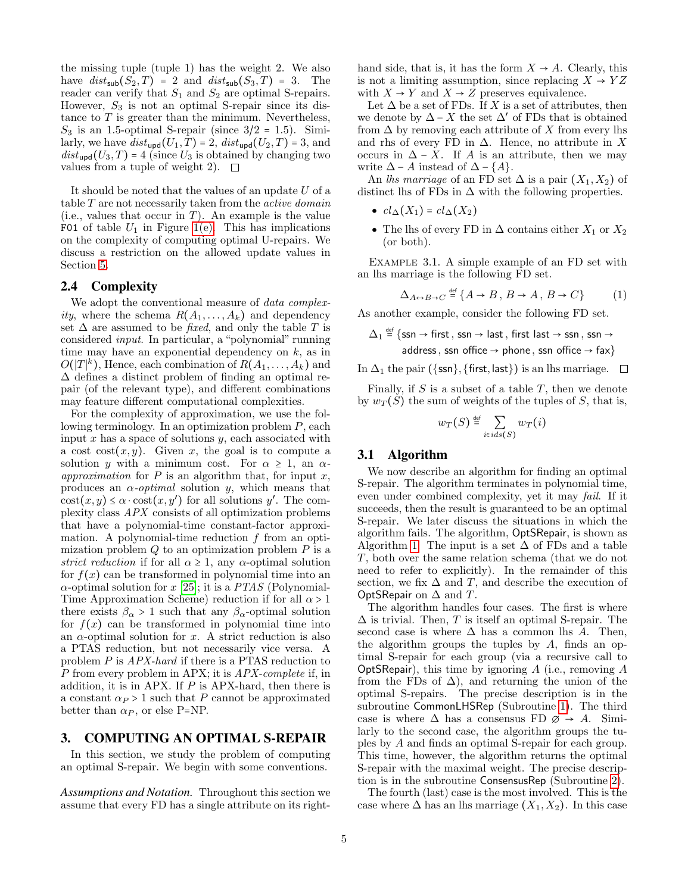the missing tuple (tuple 1) has the weight 2. We also have $dist_{\mathsf{sub}}(S_2, T) = 2$ and $dist_{\mathsf{sub}}(S_3, T) = 3$. The reader can verify that $S_1$ and $S_2$ are optimal S-repairs. However, $S_3$ is not an optimal S-repair since its distance to $T$ is greater than the minimum. Nevertheless, $S_3$ is an 1.5-optimal S-repair (since $3/2 = 1.5$). Similarly, we have $dist_{\mathsf{upd}}(U_1, T) = 2$, $dist_{\mathsf{upd}}(U_2, T) = 3$, and $dist_{\mathsf{upd}}(U_3, T) = 4$ (since $U_3$ is obtained by changing two values from a tuple of weight 2). □

It should be noted that the values of an update $U$ of a table $T$ are not necessarily taken from the *active domain* (i.e., values that occur in $T$). An example is the value F01 of table $U_1$ in Figure 1(e). This has implications on the complexity of computing optimal U-repairs. We discuss a restriction on the allowed update values in Section 5.

### 2.4 Complexity

We adopt the conventional measure of *data complexity*, where the schema $R(A_1, \dots, A_k)$ and dependency set $\Delta$ are assumed to be *fixed*, and only the table $T$ is considered *input*. In particular, a "polynomial" running time may have an exponential dependency on $k$, as in $O(|T|^k)$, Hence, each combination of $R(A_1, \dots, A_k)$ and $\Delta$ defines a distinct problem of finding an optimal repair (of the relevant type), and different combinations may feature different computational complexities.

For the complexity of approximation, we use the following terminology. In an optimization problem $P$, each input $x$ has a space of solutions $y$, each associated with a cost $\mathrm{cost}(x, y)$. Given $x$, the goal is to compute a solution $y$ with a minimum cost. For $\alpha \ge 1$, an *$\alpha$-approximation* for $P$ is an algorithm that, for input $x$, produces an *$\alpha$-optimal* solution $y$, which means that $\mathrm{cost}(x, y) \le \alpha \cdot \mathrm{cost}(x, y')$ for all solutions $y'$. The complexity class *APX* consists of all optimization problems that have a polynomial-time constant-factor approximation. A polynomial-time reduction $f$ from an optimization problem $Q$ to an optimization problem $P$ is a *strict reduction* if for all $\alpha \ge 1$, any $\alpha$-optimal solution for $f(x)$ can be transformed in polynomial time into an $\alpha$-optimal solution for $x$ [25]; it is a *PTAS* (Polynomial-Time Approximation Scheme) reduction if for all $\alpha > 1$ there exists $\beta_\alpha > 1$ such that any $\beta_\alpha$-optimal solution for $f(x)$ can be transformed in polynomial time into an $\alpha$-optimal solution for $x$. A strict reduction is also a PTAS reduction, but not necessarily vice versa. A problem $P$ is *APX-hard* if there is a PTAS reduction to $P$ from every problem in APX; it is *APX-complete* if, in addition, it is in APX. If $P$ is APX-hard, then there is a constant $\alpha_P > 1$ such that $P$ cannot be approximated better than $\alpha_P$, or else P=NP.

## 3. COMPUTING AN OPTIMAL S-REPAIR

In this section, we study the problem of computing an optimal S-repair. We begin with some conventions.

*Assumptions and Notation.* Throughout this section we assume that every FD has a single attribute on its right-hand side, that is, it has the form $X \to A$. Clearly, this is not a limiting assumption, since replacing $X \to YZ$ with $X \to Y$ and $X \to Z$ preserves equivalence.

Let $\Delta$ be a set of FDs. If $X$ is a set of attributes, then we denote by $\Delta - X$ the set $\Delta'$ of FDs that is obtained from $\Delta$ by removing each attribute of $X$ from every lhs and rhs of every FD in $\Delta$. Hence, no attribute in $X$ occurs in $\Delta - X$. If $A$ is an attribute, then we may write $\Delta - A$ instead of $\Delta - \{A\}$.

An *lhs marriage* of an FD set $\Delta$ is a pair $(X_1, X_2)$ of distinct lhs of FDs in $\Delta$ with the following properties.

- $cl_\Delta(X_1) = cl_\Delta(X_2)$
- The lhs of every FD in $\Delta$ contains either $X_1$ or $X_2$ (or both).

EXAMPLE 3.1. A simple example of an FD set with an lhs marriage is the following FD set.

$$\Delta_{A\leftrightarrow B\to C} \stackrel{\text{def}}{=} \{A \to B\,,\, B \to A\,,\, B \to C\} \tag{1}$$

As another example, consider the following FD set.

$$\Delta_1 \stackrel{\text{def}}{=} \{\mathsf{ssn} \to \mathsf{first}\,,\, \mathsf{ssn} \to \mathsf{last}\,,\, \mathsf{first}\ \mathsf{last} \to \mathsf{ssn}\,,\, \mathsf{ssn} \to \mathsf{address}\,,\, \mathsf{ssn}\ \mathsf{office} \to \mathsf{phone}\,,\, \mathsf{ssn}\ \mathsf{office} \to \mathsf{fax}\}$$

In $\Delta_1$ the pair $(\{\mathsf{ssn}\}, \{\mathsf{first}, \mathsf{last}\})$ is an lhs marriage. □

Finally, if $S$ is a subset of a table $T$, then we denote by $w_T(S)$ the sum of weights of the tuples of $S$, that is,

$$w_T(S) \stackrel{\text{def}}{=} \sum_{i \in ids(S)} w_T(i)$$

### 3.1 Algorithm

We now describe an algorithm for finding an optimal S-repair. The algorithm terminates in polynomial time, even under combined complexity, yet it may *fail*. If it succeeds, then the result is guaranteed to be an optimal S-repair. We later discuss the situations in which the algorithm fails. The algorithm, OptSRepair, is shown as Algorithm 1. The input is a set $\Delta$ of FDs and a table $T$, both over the same relation schema (that we do not need to refer to explicitly). In the remainder of this section, we fix $\Delta$ and $T$, and describe the execution of OptSRepair on $\Delta$ and $T$.

The algorithm handles four cases. The first is where $\Delta$ is trivial. Then, $T$ is itself an optimal S-repair. The second case is where $\Delta$ has a common lhs $A$. Then, the algorithm groups the tuples by $A$, finds an optimal S-repair for each group (via a recursive call to OptSRepair), this time by ignoring $A$ (i.e., removing $A$ from the FDs of $\Delta$), and returning the union of the optimal S-repairs. The precise description is in the subroutine CommonLHSRep (Subroutine 1). The third case is where $\Delta$ has a consensus FD $\emptyset \to A$. Similarly to the second case, the algorithm groups the tuples by $A$ and finds an optimal S-repair for each group. This time, however, the algorithm returns the optimal S-repair with the maximal weight. The precise description is in the subroutine ConsensusRep (Subroutine 2).

The fourth (last) case is the most involved. This is the case where $\Delta$ has an lhs marriage $(X_1, X_2)$. In this case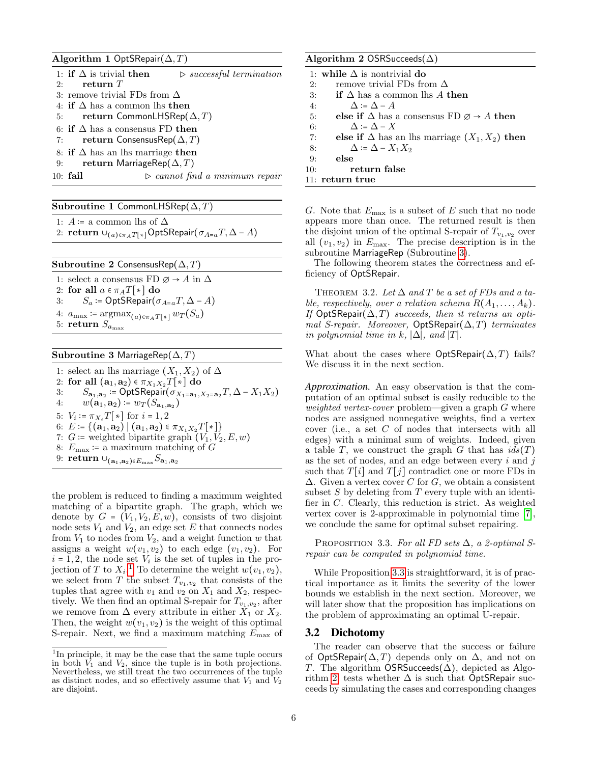**Algorithm 1** $\mathsf{OptSRepair}(\Delta, T)$

```
1: if Δ is trivial then                    ▷ successful termination
2:     return T
3: remove trivial FDs from Δ
4: if Δ has a common lhs then
5:     return CommonLHSRep(Δ, T)
6: if Δ has a consensus FD then
7:     return ConsensusRep(Δ, T)
8: if Δ has an lhs marriage then
9:     return MarriageRep(Δ, T)
10: fail                                   ▷ cannot find a minimum repair
```

**Subroutine 1** $\mathsf{CommonLHSRep}(\Delta, T)$

```
1: A := a common lhs of Δ
2: return ∪_{(a)∈π_A T[*]} OptSRepair(σ_{A=a} T, Δ − A)
```

**Subroutine 2** $\mathsf{ConsensusRep}(\Delta, T)$

```
1: select a consensus FD ∅ → A in Δ
2: for all a ∈ π_A T[*] do
3:     S_a := OptSRepair(σ_{A=a} T, Δ − A)
4: a_max := argmax_{(a)∈π_A T[*]} w_T(S_a)
5: return S_{a_max}
```

**Subroutine 3** $\mathsf{MarriageRep}(\Delta, T)$

```
1: select an lhs marriage (X_1, X_2) of Δ
2: for all (a_1, a_2) ∈ π_{X_1 X_2} T[*] do
3:     S_{a_1,a_2} := OptSRepair(σ_{X_1=a_1, X_2=a_2} T, Δ − X_1 X_2)
4:     w(a_1, a_2) := w_T(S_{a_1,a_2})
5: V_i := π_{X_i} T[*] for i = 1, 2
6: E := {(a_1, a_2) | (a_1, a_2) ∈ π_{X_1 X_2} T[*]}
7: G := weighted bipartite graph (V_1, V_2, E, w)
8: E_max := a maximum matching of G
9: return ∪_{(a_1,a_2)∈E_max} S_{a_1,a_2}
```

the problem is reduced to finding a maximum weighted matching of a bipartite graph. The graph, which we denote by $G = (V_1, V_2, E, w)$, consists of two disjoint node sets $V_1$ and $V_2$, an edge set $E$ that connects nodes from $V_1$ to nodes from $V_2$, and a weight function $w$ that assigns a weight $w(v_1, v_2)$ to each edge $(v_1, v_2)$. For $i = 1, 2$, the node set $V_i$ is the set of tuples in the projection of $T$ to $X_i$.[1] To determine the weight $w(v_1, v_2)$, we select from $T$ the subset $T_{v_1,v_2}$ that consists of the tuples that agree with $v_1$ and $v_2$ on $X_1$ and $X_2$, respectively. We then find an optimal S-repair for $T_{v_1,v_2}$, after we remove from $\Delta$ every attribute in either $X_1$ or $X_2$. Then, the weight $w(v_1, v_2)$ is the weight of this optimal S-repair. Next, we find a maximum matching $E_{\max}$ of $G$. Note that $E_{\max}$ is a subset of $E$ such that no node appears more than once. The returned result is then the disjoint union of the optimal S-repair of $T_{v_1,v_2}$ over all $(v_1, v_2)$ in $E_{\max}$. The precise description is in the subroutine $\mathsf{MarriageRep}$ (Subroutine 3).

[1] In principle, it may be the case that the same tuple occurs in both $V_1$ and $V_2$, since the tuple is in both projections. Nevertheless, we still treat the two occurrences of the tuple as distinct nodes, and so effectively assume that $V_1$ and $V_2$ are disjoint.

**Algorithm 2** $\mathsf{OSRSucceeds}(\Delta)$

```
1: while Δ is nontrivial do
2:     remove trivial FDs from Δ
3:     if Δ has a common lhs A then
4:         Δ := Δ − A
5:     else if Δ has a consensus FD ∅ → A then
6:         Δ := Δ − X
7:     else if Δ has an lhs marriage (X_1, X_2) then
8:         Δ := Δ − X_1 X_2
9:     else
10:        return false
11: return true
```

The following theorem states the correctness and efficiency of $\mathsf{OptSRepair}$.

Theorem 3.2. *Let $\Delta$ and $T$ be a set of FDs and a table, respectively, over a relation schema $R(A_1, \dots, A_k)$. If $\mathsf{OptSRepair}(\Delta, T)$ succeeds, then it returns an optimal S-repair. Moreover, $\mathsf{OptSRepair}(\Delta, T)$ terminates in polynomial time in $k$, $|\Delta|$, and $|T|$.*

What about the cases where $\mathsf{OptSRepair}(\Delta, T)$ fails? We discuss it in the next section.

***Approximation.*** An easy observation is that the computation of an optimal subset is easily reducible to the *weighted vertex-cover* problem—given a graph $G$ where nodes are assigned nonnegative weights, find a vertex cover (i.e., a set $C$ of nodes that intersects with all edges) with a minimal sum of weights. Indeed, given a table $T$, we construct the graph $G$ that has $ids(T)$ as the set of nodes, and an edge between every $i$ and $j$ such that $T[i]$ and $T[j]$ contradict one or more FDs in $\Delta$. Given a vertex cover $C$ for $G$, we obtain a consistent subset $S$ by deleting from $T$ every tuple with an identifier in $C$. Clearly, this reduction is strict. As weighted vertex cover is 2-approximable in polynomial time [7], we conclude the same for optimal subset repairing.

Proposition 3.3. *For all FD sets $\Delta$, a 2-optimal S-repair can be computed in polynomial time.*

While Proposition 3.3 is straightforward, it is of practical importance as it limits the severity of the lower bounds we establish in the next section. Moreover, we will later show that the proposition has implications on the problem of approximating an optimal U-repair.

### 3.2 Dichotomy

The reader can observe that the success or failure of $\mathsf{OptSRepair}(\Delta, T)$ depends only on $\Delta$, and not on $T$. The algorithm $\mathsf{OSRSucceeds}(\Delta)$, depicted as Algorithm 2, tests whether $\Delta$ is such that $\mathsf{OptSRepair}$ succeeds by simulating the cases and corresponding changes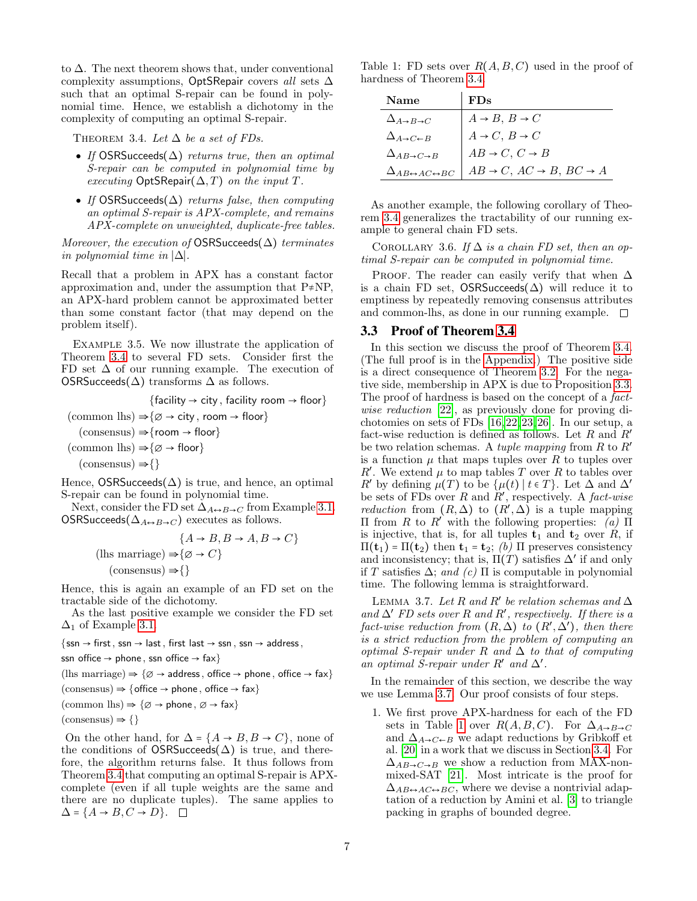to $\Delta$. The next theorem shows that, under conventional complexity assumptions, OptSRepair covers *all* sets $\Delta$ such that an optimal S-repair can be found in polynomial time. Hence, we establish a dichotomy in the complexity of computing an optimal S-repair.

THEOREM 3.4. *Let $\Delta$ be a set of FDs.*

- *If* OSRSucceeds($\Delta$) *returns true, then an optimal S-repair can be computed in polynomial time by executing* OptSRepair($\Delta, T$) *on the input $T$.*
- *If* OSRSucceeds($\Delta$) *returns false, then computing an optimal S-repair is APX-complete, and remains APX-complete on unweighted, duplicate-free tables.*

*Moreover, the execution of* OSRSucceeds($\Delta$) *terminates in polynomial time in $|\Delta|$.*

Recall that a problem in APX has a constant factor approximation and, under the assumption that P≠NP, an APX-hard problem cannot be approximated better than some constant factor (that may depend on the problem itself).

EXAMPLE 3.5. We now illustrate the application of Theorem 3.4 to several FD sets. Consider first the FD set $\Delta$ of our running example. The execution of OSRSucceeds($\Delta$) transforms $\Delta$ as follows.

$$\{\mathsf{facility} \rightarrow \mathsf{city}\,,\, \mathsf{facility\ room} \rightarrow \mathsf{floor}\}$$
$$\text{(common lhs)} \Rightarrow \{\varnothing \rightarrow \mathsf{city}\,,\, \mathsf{room} \rightarrow \mathsf{floor}\}$$
$$\text{(consensus)} \Rightarrow \{\mathsf{room} \rightarrow \mathsf{floor}\}$$
$$\text{(common lhs)} \Rightarrow \{\varnothing \rightarrow \mathsf{floor}\}$$
$$\text{(consensus)} \Rightarrow \{\}$$

Hence, OSRSucceeds($\Delta$) is true, and hence, an optimal S-repair can be found in polynomial time.

Next, consider the FD set $\Delta_{A\leftrightarrow B\rightarrow C}$ from Example 3.1. OSRSucceeds($\Delta_{A\leftrightarrow B\rightarrow C}$) executes as follows.

$$\{A \rightarrow B, B \rightarrow A, B \rightarrow C\}$$
$$\text{(lhs marriage)} \Rightarrow \{\varnothing \rightarrow C\}$$
$$\text{(consensus)} \Rightarrow \{\}$$

Hence, this is again an example of an FD set on the tractable side of the dichotomy.

As the last positive example we consider the FD set $\Delta_1$ of Example 3.1.

$\{\mathsf{ssn} \rightarrow \mathsf{first}\,,\, \mathsf{ssn} \rightarrow \mathsf{last}\,,\, \mathsf{first\ last} \rightarrow \mathsf{ssn}\,,\, \mathsf{ssn} \rightarrow \mathsf{address}\,,$
$\mathsf{ssn\ office} \rightarrow \mathsf{phone}\,,\, \mathsf{ssn\ office} \rightarrow \mathsf{fax}\}$
(lhs marriage) $\Rightarrow$ $\{\varnothing \rightarrow \mathsf{address}\,,\, \mathsf{office} \rightarrow \mathsf{phone}\,,\, \mathsf{office} \rightarrow \mathsf{fax}\}$
(consensus) $\Rightarrow$ $\{\mathsf{office} \rightarrow \mathsf{phone}\,,\, \mathsf{office} \rightarrow \mathsf{fax}\}$
(common lhs) $\Rightarrow$ $\{\varnothing \rightarrow \mathsf{phone}\,,\, \varnothing \rightarrow \mathsf{fax}\}$
(consensus) $\Rightarrow$ $\{\}$

On the other hand, for $\Delta = \{A \rightarrow B, B \rightarrow C\}$, none of the conditions of OSRSucceeds($\Delta$) is true, and therefore, the algorithm returns false. It thus follows from Theorem 3.4 that computing an optimal S-repair is APX-complete (even if all tuple weights are the same and there are no duplicate tuples). The same applies to $\Delta = \{A \rightarrow B, C \rightarrow D\}$. □

Table 1: FD sets over $R(A, B, C)$ used in the proof of hardness of Theorem 3.4

| Name | FDs |
|---|---|
| $\Delta_{A\rightarrow B\rightarrow C}$ | $A \rightarrow B$, $B \rightarrow C$ |
| $\Delta_{A\rightarrow C\leftarrow B}$ | $A \rightarrow C$, $B \rightarrow C$ |
| $\Delta_{AB\rightarrow C\rightarrow B}$ | $AB \rightarrow C$, $C \rightarrow B$ |
| $\Delta_{AB\leftrightarrow AC\leftrightarrow BC}$ | $AB \rightarrow C$, $AC \rightarrow B$, $BC \rightarrow A$ |

As another example, the following corollary of Theorem 3.4 generalizes the tractability of our running example to general chain FD sets.

COROLLARY 3.6. *If $\Delta$ is a chain FD set, then an optimal S-repair can be computed in polynomial time.*

PROOF. The reader can easily verify that when $\Delta$ is a chain FD set, OSRSucceeds($\Delta$) will reduce it to emptiness by repeatedly removing consensus attributes and common-lhs, as done in our running example. □

## 3.3 Proof of Theorem 3.4

In this section we discuss the proof of Theorem 3.4. (The full proof is in the Appendix.) The positive side is a direct consequence of Theorem 3.2. For the negative side, membership in APX is due to Proposition 3.3. The proof of hardness is based on the concept of a *fact-wise reduction* [22], as previously done for proving dichotomies on sets of FDs [16, 22, 23, 26]. In our setup, a fact-wise reduction is defined as follows. Let $R$ and $R'$ be two relation schemas. A *tuple mapping* from $R$ to $R'$ is a function $\mu$ that maps tuples over $R$ to tuples over $R'$. We extend $\mu$ to map tables $T$ over $R$ to tables over $R'$ by defining $\mu(T)$ to be $\{\mu(t) \mid t \in T\}$. Let $\Delta$ and $\Delta'$ be sets of FDs over $R$ and $R'$, respectively. A *fact-wise reduction* from $(R, \Delta)$ to $(R', \Delta)$ is a tuple mapping $\Pi$ from $R$ to $R'$ with the following properties: *(a)* $\Pi$ is injective, that is, for all tuples $\mathbf{t}_1$ and $\mathbf{t}_2$ over $R$, if $\Pi(\mathbf{t}_1) = \Pi(\mathbf{t}_2)$ then $\mathbf{t}_1 = \mathbf{t}_2$; *(b)* $\Pi$ preserves consistency and inconsistency; that is, $\Pi(T)$ satisfies $\Delta'$ if and only if $T$ satisfies $\Delta$; and *(c)* $\Pi$ is computable in polynomial time. The following lemma is straightforward.

LEMMA 3.7. *Let $R$ and $R'$ be relation schemas and $\Delta$ and $\Delta'$ FD sets over $R$ and $R'$, respectively. If there is a fact-wise reduction from $(R, \Delta)$ to $(R', \Delta')$, then there is a strict reduction from the problem of computing an optimal S-repair under $R$ and $\Delta$ to that of computing an optimal S-repair under $R'$ and $\Delta'$.*

In the remainder of this section, we describe the way we use Lemma 3.7. Our proof consists of four steps.

1. We first prove APX-hardness for each of the FD sets in Table 1 over $R(A, B, C)$. For $\Delta_{A\rightarrow B\rightarrow C}$ and $\Delta_{A\rightarrow C\leftarrow B}$ we adapt reductions by Gribkoff et al. [20] in a work that we discuss in Section 3.4. For $\Delta_{AB\rightarrow C\rightarrow B}$ we show a reduction from MAX-non-mixed-SAT [21]. Most intricate is the proof for $\Delta_{AB\leftrightarrow AC\leftrightarrow BC}$, where we devise a nontrivial adaptation of a reduction by Amini et al. [3] to triangle packing in graphs of bounded degree.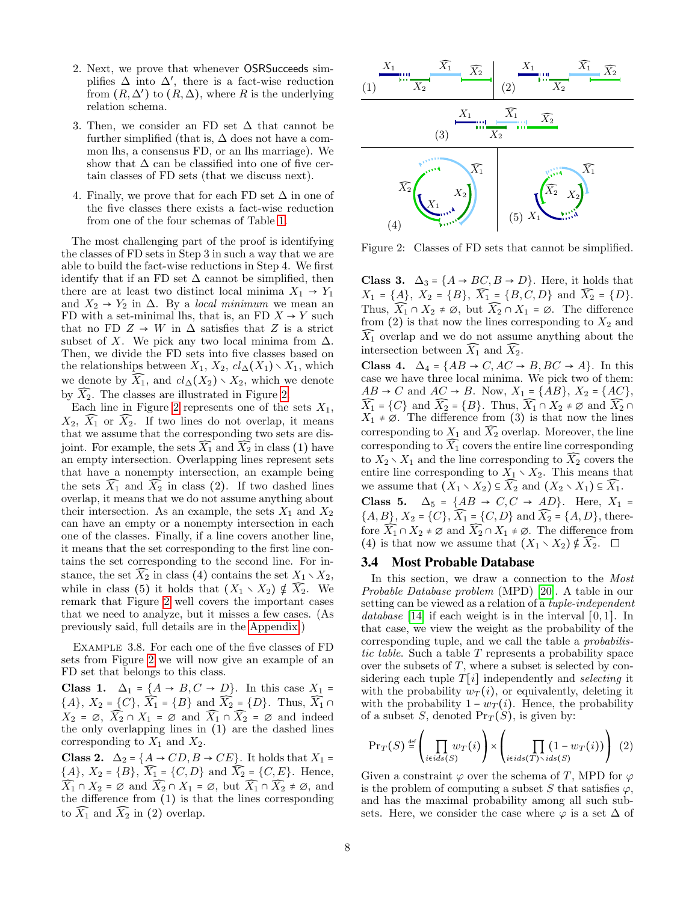2. Next, we prove that whenever OSRSucceeds simplifies $\Delta$ into $\Delta'$, there is a fact-wise reduction from $(R, \Delta')$ to $(R, \Delta)$, where $R$ is the underlying relation schema.

3. Then, we consider an FD set $\Delta$ that cannot be further simplified (that is, $\Delta$ does not have a common lhs, a consensus FD, or an lhs marriage). We show that $\Delta$ can be classified into one of five certain classes of FD sets (that we discuss next).

4. Finally, we prove that for each FD set $\Delta$ in one of the five classes there exists a fact-wise reduction from one of the four schemas of Table 1.

The most challenging part of the proof is identifying the classes of FD sets in Step 3 in such a way that we are able to build the fact-wise reductions in Step 4. We first identify that if an FD set $\Delta$ cannot be simplified, then there are at least two distinct local minima $X_1 \to Y_1$ and $X_2 \to Y_2$ in $\Delta$. By a *local minimum* we mean an FD with a set-minimal lhs, that is, an FD $X \to Y$ such that no FD $Z \to W$ in $\Delta$ satisfies that $Z$ is a strict subset of $X$. We pick any two local minima from $\Delta$. Then, we divide the FD sets into five classes based on the relationships between $X_1$, $X_2$, $cl_\Delta(X_1) \setminus X_1$, which we denote by $\widehat{X_1}$, and $cl_\Delta(X_2) \setminus X_2$, which we denote by $\widehat{X_2}$. The classes are illustrated in Figure 2.

Each line in Figure 2 represents one of the sets $X_1$, $X_2$, $\widehat{X_1}$ or $\widehat{X_2}$. If two lines do not overlap, it means that we assume that the corresponding two sets are disjoint. For example, the sets $\widehat{X_1}$ and $\widehat{X_2}$ in class (1) have an empty intersection. Overlapping lines represent sets that have a nonempty intersection, an example being the sets $\widehat{X_1}$ and $\widehat{X_2}$ in class (2). If two dashed lines overlap, it means that we do not assume anything about their intersection. As an example, the sets $X_1$ and $X_2$ can have an empty or a nonempty intersection in each one of the classes. Finally, if a line covers another line, it means that the set corresponding to the first line contains the set corresponding to the second line. For instance, the set $\widehat{X_2}$ in class (4) contains the set $X_1 \setminus X_2$, while in class (5) it holds that $(X_1 \setminus X_2) \notin \widehat{X_2}$. We remark that Figure 2 well covers the important cases that we need to analyze, but it misses a few cases. (As previously said, full details are in the Appendix.)

Example 3.8. For each one of the five classes of FD sets from Figure 2 we will now give an example of an FD set that belongs to this class.

**Class 1.** $\Delta_1 = \{A \to B, C \to D\}$. In this case $X_1 = \{A\}$, $X_2 = \{C\}$, $\widehat{X_1} = \{B\}$ and $\widehat{X_2} = \{D\}$. Thus, $\widehat{X_1} \cap X_2 = \varnothing$, $\widehat{X_2} \cap X_1 = \varnothing$ and $\widehat{X_1} \cap \widehat{X_2} = \varnothing$ and indeed the only overlapping lines in (1) are the dashed lines corresponding to $X_1$ and $X_2$.

**Class 2.** $\Delta_2 = \{A \to CD, B \to CE\}$. It holds that $X_1 = \{A\}$, $X_2 = \{B\}$, $\widehat{X_1} = \{C, D\}$ and $\widehat{X_2} = \{C, E\}$. Hence, $\widehat{X_1} \cap X_2 = \varnothing$ and $\widehat{X_2} \cap X_1 = \varnothing$, but $\widehat{X_1} \cap \widehat{X_2} \neq \varnothing$, and the difference from (1) is that the lines corresponding to $\widehat{X_1}$ and $\widehat{X_2}$ in (2) overlap.

Figure 2: Classes of FD sets that cannot be simplified.

**Class 3.** $\Delta_3 = \{A \to BC, B \to D\}$. Here, it holds that $X_1 = \{A\}$, $X_2 = \{B\}$, $\widehat{X_1} = \{B, C, D\}$ and $\widehat{X_2} = \{D\}$. Thus, $\widehat{X_1} \cap X_2 \neq \varnothing$, but $\widehat{X_2} \cap X_1 = \varnothing$. The difference from (2) is that now the lines corresponding to $X_2$ and $\widehat{X_1}$ overlap and we do not assume anything about the intersection between $\widehat{X_1}$ and $\widehat{X_2}$.

**Class 4.** $\Delta_4 = \{AB \to C, AC \to B, BC \to A\}$. In this case we have three local minima. We pick two of them: $AB \to C$ and $AC \to B$. Now, $X_1 = \{AB\}$, $X_2 = \{AC\}$, $\widehat{X_1} = \{C\}$ and $\widehat{X_2} = \{B\}$. Thus, $\widehat{X_1} \cap X_2 \neq \varnothing$ and $\widehat{X_2} \cap X_1 \neq \varnothing$. The difference from (3) is that now the lines corresponding to $X_1$ and $\widehat{X_2}$ overlap. Moreover, the line corresponding to $\widehat{X_1}$ covers the entire line corresponding to $X_2 \setminus X_1$ and the line corresponding to $\widehat{X_2}$ covers the entire line corresponding to $X_1 \setminus X_2$. This means that we assume that $(X_1 \setminus X_2) \subseteq \widehat{X_2}$ and $(X_2 \setminus X_1) \subseteq \widehat{X_1}$.

**Class 5.** $\Delta_5 = \{AB \to C, C \to AD\}$. Here, $X_1 = \{A, B\}$, $X_2 = \{C\}$, $\widehat{X_1} = \{C, D\}$ and $\widehat{X_2} = \{A, D\}$, therefore $\widehat{X_1} \cap X_2 \neq \varnothing$ and $\widehat{X_2} \cap X_1 \neq \varnothing$. The difference from (4) is that now we assume that $(X_1 \setminus X_2) \notin \widehat{X_2}$. □

## 3.4 Most Probable Database

In this section, we draw a connection to the *Most Probable Database problem* (MPD) [20]. A table in our setting can be viewed as a relation of a *tuple-independent database* [14] if each weight is in the interval $[0, 1]$. In that case, we view the weight as the probability of the corresponding tuple, and we call the table a *probabilistic table*. Such a table $T$ represents a probability space over the subsets of $T$, where a subset is selected by considering each tuple $T[i]$ independently and *selecting* it with the probability $w_T(i)$, or equivalently, deleting it with the probability $1 - w_T(i)$. Hence, the probability of a subset $S$, denoted $\Pr_T(S)$, is given by:

$$\Pr_T(S) \stackrel{\text{def}}{=} \left( \prod_{i \in ids(S)} w_T(i) \right) \times \left( \prod_{i \in ids(T) \setminus ids(S)} (1 - w_T(i)) \right) \quad (2)$$

Given a constraint $\varphi$ over the schema of $T$, MPD for $\varphi$ is the problem of computing a subset $S$ that satisfies $\varphi$, and has the maximal probability among all such subsets. Here, we consider the case where $\varphi$ is a set $\Delta$ of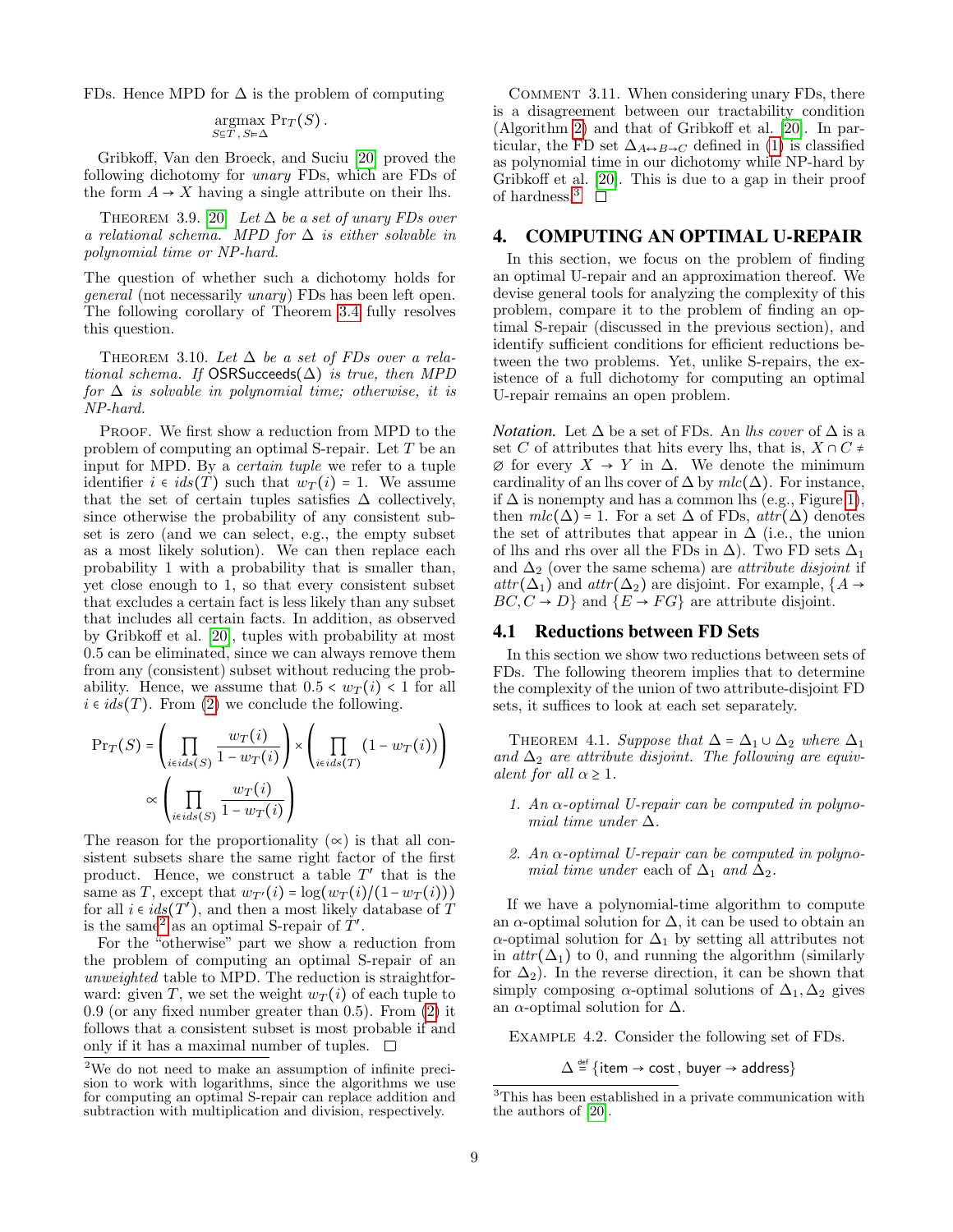FDs. Hence MPD for $\Delta$ is the problem of computing

$$\operatorname*{argmax}_{S \subseteq T,\, S \models \Delta} \Pr_T(S)\,.$$

Gribkoff, Van den Broeck, and Suciu [20] proved the following dichotomy for *unary* FDs, which are FDs of the form $A \to X$ having a single attribute on their lhs.

THEOREM 3.9. [20] *Let $\Delta$ be a set of unary FDs over a relational schema. MPD for $\Delta$ is either solvable in polynomial time or NP-hard.*

The question of whether such a dichotomy holds for *general* (not necessarily *unary*) FDs has been left open. The following corollary of Theorem 3.4 fully resolves this question.

THEOREM 3.10. *Let $\Delta$ be a set of FDs over a relational schema. If* $\mathsf{OSRSucceeds}(\Delta)$ *is true, then MPD for $\Delta$ is solvable in polynomial time; otherwise, it is NP-hard.*

PROOF. We first show a reduction from MPD to the problem of computing an optimal S-repair. Let $T$ be an input for MPD. By a *certain tuple* we refer to a tuple identifier $i \in ids(T)$ such that $w_T(i) = 1$. We assume that the set of certain tuples satisfies $\Delta$ collectively, since otherwise the probability of any consistent subset is zero (and we can select, e.g., the empty subset as a most likely solution). We can then replace each probability 1 with a probability that is smaller than, yet close enough to 1, so that every consistent subset that excludes a certain fact is less likely than any subset that includes all certain facts. In addition, as observed by Gribkoff et al. [20], tuples with probability at most 0.5 can be eliminated, since we can always remove them from any (consistent) subset without reducing the probability. Hence, we assume that $0.5 < w_T(i) < 1$ for all $i \in ids(T)$. From (2) we conclude the following.

$$\Pr_T(S) = \left(\prod_{i \in ids(S)} \frac{w_T(i)}{1 - w_T(i)}\right) \times \left(\prod_{i \in ids(T)} (1 - w_T(i))\right)$$

$$\propto \left(\prod_{i \in ids(S)} \frac{w_T(i)}{1 - w_T(i)}\right)$$

The reason for the proportionality ($\propto$) is that all consistent subsets share the same right factor of the first product. Hence, we construct a table $T'$ that is the same as $T$, except that $w_{T'}(i) = \log(w_T(i)/(1 - w_T(i)))$ for all $i \in ids(T')$, and then a most likely database of $T$ is the same[2] as an optimal S-repair of $T'$.

For the "otherwise" part we show a reduction from the problem of computing an optimal S-repair of an *unweighted* table to MPD. The reduction is straightforward: given $T$, we set the weight $w_T(i)$ of each tuple to 0.9 (or any fixed number greater than 0.5). From (2) it follows that a consistent subset is most probable if and only if it has a maximal number of tuples. $\square$

[2] We do not need to make an assumption of infinite precision to work with logarithms, since the algorithms we use for computing an optimal S-repair can replace addition and subtraction with multiplication and division, respectively.

COMMENT 3.11. When considering unary FDs, there is a disagreement between our tractability condition (Algorithm 2) and that of Gribkoff et al. [20]. In particular, the FD set $\Delta_{A \leftrightarrow B \to C}$ defined in (1) is classified as polynomial time in our dichotomy while NP-hard by Gribkoff et al. [20]. This is due to a gap in their proof of hardness.[3] $\square$

[3] This has been established in a private communication with the authors of [20].

## 4. COMPUTING AN OPTIMAL U-REPAIR

In this section, we focus on the problem of finding an optimal U-repair and an approximation thereof. We devise general tools for analyzing the complexity of this problem, compare it to the problem of finding an optimal S-repair (discussed in the previous section), and identify sufficient conditions for efficient reductions between the two problems. Yet, unlike S-repairs, the existence of a full dichotomy for computing an optimal U-repair remains an open problem.

*Notation.* Let $\Delta$ be a set of FDs. An *lhs cover* of $\Delta$ is a set $C$ of attributes that hits every lhs, that is, $X \cap C \neq \emptyset$ for every $X \to Y$ in $\Delta$. We denote the minimum cardinality of an lhs cover of $\Delta$ by $mlc(\Delta)$. For instance, if $\Delta$ is nonempty and has a common lhs (e.g., Figure 1), then $mlc(\Delta) = 1$. For a set $\Delta$ of FDs, $attr(\Delta)$ denotes the set of attributes that appear in $\Delta$ (i.e., the union of lhs and rhs over all the FDs in $\Delta$). Two FD sets $\Delta_1$ and $\Delta_2$ (over the same schema) are *attribute disjoint* if $attr(\Delta_1)$ and $attr(\Delta_2)$ are disjoint. For example, $\{A \to BC, C \to D\}$ and $\{E \to FG\}$ are attribute disjoint.

### 4.1 Reductions between FD Sets

In this section we show two reductions between sets of FDs. The following theorem implies that to determine the complexity of the union of two attribute-disjoint FD sets, it suffices to look at each set separately.

THEOREM 4.1. *Suppose that $\Delta = \Delta_1 \cup \Delta_2$ where $\Delta_1$ and $\Delta_2$ are attribute disjoint. The following are equivalent for all $\alpha \geq 1$.*

1. *An $\alpha$-optimal U-repair can be computed in polynomial time under $\Delta$.*
2. *An $\alpha$-optimal U-repair can be computed in polynomial time under* each *of $\Delta_1$ and $\Delta_2$.*

If we have a polynomial-time algorithm to compute an $\alpha$-optimal solution for $\Delta$, it can be used to obtain an $\alpha$-optimal solution for $\Delta_1$ by setting all attributes not in $attr(\Delta_1)$ to 0, and running the algorithm (similarly for $\Delta_2$). In the reverse direction, it can be shown that simply composing $\alpha$-optimal solutions of $\Delta_1, \Delta_2$ gives an $\alpha$-optimal solution for $\Delta$.

EXAMPLE 4.2. Consider the following set of FDs.

$$\Delta \stackrel{\text{def}}{=} \{\mathsf{item} \to \mathsf{cost}\,,\, \mathsf{buyer} \to \mathsf{address}\}$$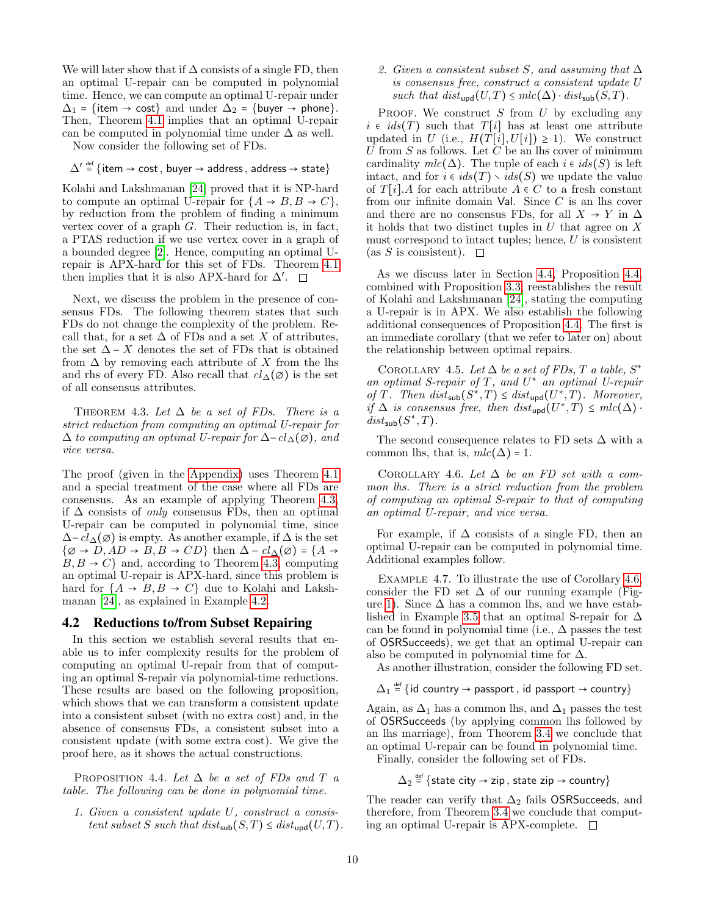We will later show that if $\Delta$ consists of a single FD, then an optimal U-repair can be computed in polynomial time. Hence, we can compute an optimal U-repair under $\Delta_1 = \{\mathsf{item} \rightarrow \mathsf{cost}\}$ and under $\Delta_2 = \{\mathsf{buyer} \rightarrow \mathsf{phone}\}$. Then, Theorem 4.1 implies that an optimal U-repair can be computed in polynomial time under $\Delta$ as well.

Now consider the following set of FDs.

$$\Delta' \stackrel{\text{def}}{=} \{\mathsf{item} \rightarrow \mathsf{cost}\,,\, \mathsf{buyer} \rightarrow \mathsf{address}\,,\, \mathsf{address} \rightarrow \mathsf{state}\}$$

Kolahi and Lakshmanan [24] proved that it is NP-hard to compute an optimal U-repair for $\{A \rightarrow B, B \rightarrow C\}$, by reduction from the problem of finding a minimum vertex cover of a graph $G$. Their reduction is, in fact, a PTAS reduction if we use vertex cover in a graph of a bounded degree [2]. Hence, computing an optimal U-repair is APX-hard for this set of FDs. Theorem 4.1 then implies that it is also APX-hard for $\Delta'$. $\square$

Next, we discuss the problem in the presence of consensus FDs. The following theorem states that such FDs do not change the complexity of the problem. Recall that, for a set $\Delta$ of FDs and a set $X$ of attributes, the set $\Delta - X$ denotes the set of FDs that is obtained from $\Delta$ by removing each attribute of $X$ from the lhs and rhs of every FD. Also recall that $cl_\Delta(\emptyset)$ is the set of all consensus attributes.

**Theorem 4.3.** *Let $\Delta$ be a set of FDs. There is a strict reduction from computing an optimal U-repair for $\Delta$ to computing an optimal U-repair for $\Delta - cl_\Delta(\emptyset)$, and vice versa.*

The proof (given in the Appendix) uses Theorem 4.1 and a special treatment of the case where all FDs are consensus. As an example of applying Theorem 4.3, if $\Delta$ consists of *only* consensus FDs, then an optimal U-repair can be computed in polynomial time, since $\Delta - cl_\Delta(\emptyset)$ is empty. As another example, if $\Delta$ is the set $\{\emptyset \rightarrow D, AD \rightarrow B, B \rightarrow CD\}$ then $\Delta - cl_\Delta(\emptyset) = \{A \rightarrow B, B \rightarrow C\}$ and, according to Theorem 4.3, computing an optimal U-repair is APX-hard, since this problem is hard for $\{A \rightarrow B, B \rightarrow C\}$ due to Kolahi and Lakshmanan [24], as explained in Example 4.2.

### 4.2 Reductions to/from Subset Repairing

In this section we establish several results that enable us to infer complexity results for the problem of computing an optimal U-repair from that of computing an optimal S-repair via polynomial-time reductions. These results are based on the following proposition, which shows that we can transform a consistent update into a consistent subset (with no extra cost) and, in the absence of consensus FDs, a consistent subset into a consistent update (with some extra cost). We give the proof here, as it shows the actual constructions.

**Proposition 4.4.** *Let $\Delta$ be a set of FDs and $T$ a table. The following can be done in polynomial time.*

1. *Given a consistent update $U$, construct a consistent subset $S$ such that $dist_{\mathsf{sub}}(S,T) \leq dist_{\mathsf{upd}}(U,T)$.*
2. *Given a consistent subset $S$, and assuming that $\Delta$ is consensus free, construct a consistent update $U$ such that $dist_{\mathsf{upd}}(U,T) \leq mlc(\Delta) \cdot dist_{\mathsf{sub}}(S,T)$.*

Proof. We construct $S$ from $U$ by excluding any $i \in ids(T)$ such that $T[i]$ has at least one attribute updated in $U$ (i.e., $H(T[i],U[i]) \geq 1$). We construct $U$ from $S$ as follows. Let $C$ be an lhs cover of minimum cardinality $mlc(\Delta)$. The tuple of each $i \in ids(S)$ is left intact, and for $i \in ids(T) \setminus ids(S)$ we update the value of $T[i].A$ for each attribute $A \in C$ to a fresh constant from our infinite domain $\mathsf{Val}$. Since $C$ is an lhs cover and there are no consensus FDs, for all $X \rightarrow Y$ in $\Delta$ it holds that two distinct tuples in $U$ that agree on $X$ must correspond to intact tuples; hence, $U$ is consistent (as $S$ is consistent). $\square$

As we discuss later in Section 4.4, Proposition 4.4, combined with Proposition 3.3, reestablishes the result of Kolahi and Lakshmanan [24], stating the computing a U-repair is in APX. We also establish the following additional consequences of Proposition 4.4. The first is an immediate corollary (that we refer to later on) about the relationship between optimal repairs.

**Corollary 4.5.** *Let $\Delta$ be a set of FDs, $T$ a table, $S^*$ an optimal S-repair of $T$, and $U^*$ an optimal U-repair of $T$. Then $dist_{\mathsf{sub}}(S^*,T) \leq dist_{\mathsf{upd}}(U^*,T)$. Moreover, if $\Delta$ is consensus free, then $dist_{\mathsf{upd}}(U^*,T) \leq mlc(\Delta) \cdot dist_{\mathsf{sub}}(S^*,T)$.*

The second consequence relates to FD sets $\Delta$ with a common lhs, that is, $mlc(\Delta) = 1$.

**Corollary 4.6.** *Let $\Delta$ be an FD set with a common lhs. There is a strict reduction from the problem of computing an optimal S-repair to that of computing an optimal U-repair, and vice versa.*

For example, if $\Delta$ consists of a single FD, then an optimal U-repair can be computed in polynomial time. Additional examples follow.

**Example 4.7.** To illustrate the use of Corollary 4.6, consider the FD set $\Delta$ of our running example (Figure 1). Since $\Delta$ has a common lhs, and we have established in Example 3.5 that an optimal S-repair for $\Delta$ can be found in polynomial time (i.e., $\Delta$ passes the test of $\mathsf{OSRSucceeds}$), we get that an optimal U-repair can also be computed in polynomial time for $\Delta$.

As another illustration, consider the following FD set.

$$\Delta_1 \stackrel{\text{def}}{=} \{\mathsf{id}\ \mathsf{country} \rightarrow \mathsf{passport}\,,\, \mathsf{id}\ \mathsf{passport} \rightarrow \mathsf{country}\}$$

Again, as $\Delta_1$ has a common lhs, and $\Delta_1$ passes the test of $\mathsf{OSRSucceeds}$ (by applying common lhs followed by an lhs marriage), from Theorem 3.4 we conclude that an optimal U-repair can be found in polynomial time.

Finally, consider the following set of FDs.

$$\Delta_2 \stackrel{\text{def}}{=} \{\mathsf{state}\ \mathsf{city} \rightarrow \mathsf{zip}\,,\, \mathsf{state}\ \mathsf{zip} \rightarrow \mathsf{country}\}$$

The reader can verify that $\Delta_2$ fails $\mathsf{OSRSucceeds}$, and therefore, from Theorem 3.4 we conclude that computing an optimal U-repair is APX-complete. $\square$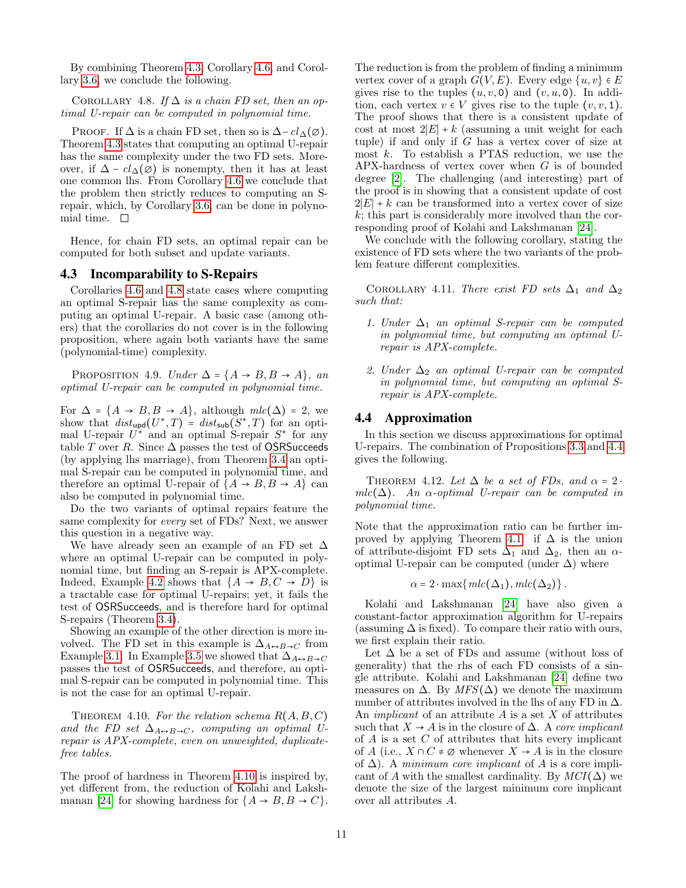By combining Theorem 4.3, Corollary 4.6, and Corollary 3.6, we conclude the following.

Corollary 4.8. *If $\Delta$ is a chain FD set, then an optimal U-repair can be computed in polynomial time.*

Proof. If $\Delta$ is a chain FD set, then so is $\Delta - cl_\Delta(\varnothing)$. Theorem 4.3 states that computing an optimal U-repair has the same complexity under the two FD sets. Moreover, if $\Delta - cl_\Delta(\varnothing)$ is nonempty, then it has at least one common lhs. From Corollary 4.6 we conclude that the problem then strictly reduces to computing an S-repair, which, by Corollary 3.6, can be done in polynomial time. □

Hence, for chain FD sets, an optimal repair can be computed for both subset and update variants.

### 4.3 Incomparability to S-Repairs

Corollaries 4.6 and 4.8 state cases where computing an optimal S-repair has the same complexity as computing an optimal U-repair. A basic case (among others) that the corollaries do not cover is in the following proposition, where again both variants have the same (polynomial-time) complexity.

Proposition 4.9. *Under $\Delta = \{A \to B, B \to A\}$, an optimal U-repair can be computed in polynomial time.*

For $\Delta = \{A \to B, B \to A\}$, although $mlc(\Delta) = 2$, we show that $dist_{\mathsf{upd}}(U^*, T) = dist_{\mathsf{sub}}(S^*, T)$ for an optimal U-repair $U^*$ and an optimal S-repair $S^*$ for any table $T$ over $R$. Since $\Delta$ passes the test of OSRSucceeds (by applying lhs marriage), from Theorem 3.4 an optimal S-repair can be computed in polynomial time, and therefore an optimal U-repair of $\{A \to B, B \to A\}$ can also be computed in polynomial time.

Do the two variants of optimal repairs feature the same complexity for *every* set of FDs? Next, we answer this question in a negative way.

We have already seen an example of an FD set $\Delta$ where an optimal U-repair can be computed in polynomial time, but finding an S-repair is APX-complete. Indeed, Example 4.2 shows that $\{A \to B, C \to D\}$ is a tractable case for optimal U-repairs; yet, it fails the test of OSRSucceeds, and is therefore hard for optimal S-repairs (Theorem 3.4).

Showing an example of the other direction is more involved. The FD set in this example is $\Delta_{A\leftrightarrow B\to C}$ from Example 3.1. In Example 3.5 we showed that $\Delta_{A\leftrightarrow B\to C}$ passes the test of OSRSucceeds, and therefore, an optimal S-repair can be computed in polynomial time. This is not the case for an optimal U-repair.

Theorem 4.10. *For the relation schema $R(A, B, C)$ and the FD set $\Delta_{A\leftrightarrow B\to C}$, computing an optimal U-repair is APX-complete, even on unweighted, duplicate-free tables.*

The proof of hardness in Theorem 4.10 is inspired by, yet different from, the reduction of Kolahi and Lakshmanan [24] for showing hardness for $\{A \to B, B \to C\}$. The reduction is from the problem of finding a minimum vertex cover of a graph $G(V, E)$. Every edge $\{u, v\} \in E$ gives rise to the tuples $(u, v, \mathtt{0})$ and $(v, u, \mathtt{0})$. In addition, each vertex $v \in V$ gives rise to the tuple $(v, v, \mathtt{1})$. The proof shows that there is a consistent update of cost at most $2|E| + k$ (assuming a unit weight for each tuple) if and only if $G$ has a vertex cover of size at most $k$. To establish a PTAS reduction, we use the APX-hardness of vertex cover when $G$ is of bounded degree [2]. The challenging (and interesting) part of the proof is in showing that a consistent update of cost $2|E| + k$ can be transformed into a vertex cover of size $k$; this part is considerably more involved than the corresponding proof of Kolahi and Lakshmanan [24].

We conclude with the following corollary, stating the existence of FD sets where the two variants of the problem feature different complexities.

Corollary 4.11. *There exist FD sets $\Delta_1$ and $\Delta_2$ such that:*

1. *Under $\Delta_1$ an optimal S-repair can be computed in polynomial time, but computing an optimal U-repair is APX-complete.*
2. *Under $\Delta_2$ an optimal U-repair can be computed in polynomial time, but computing an optimal S-repair is APX-complete.*

### 4.4 Approximation

In this section we discuss approximations for optimal U-repairs. The combination of Propositions 3.3 and 4.4 gives the following.

Theorem 4.12. *Let $\Delta$ be a set of FDs, and $\alpha = 2 \cdot mlc(\Delta)$. An $\alpha$-optimal U-repair can be computed in polynomial time.*

Note that the approximation ratio can be further improved by applying Theorem 4.1: if $\Delta$ is the union of attribute-disjoint FD sets $\Delta_1$ and $\Delta_2$, then an $\alpha$-optimal U-repair can be computed (under $\Delta$) where

$$\alpha = 2 \cdot \max\{mlc(\Delta_1), mlc(\Delta_2)\}\,.$$

Kolahi and Lakshmanan [24] have also given a constant-factor approximation algorithm for U-repairs (assuming $\Delta$ is fixed). To compare their ratio with ours, we first explain their ratio.

Let $\Delta$ be a set of FDs and assume (without loss of generality) that the rhs of each FD consists of a single attribute. Kolahi and Lakshmanan [24] define two measures on $\Delta$. By $MFS(\Delta)$ we denote the maximum number of attributes involved in the lhs of any FD in $\Delta$. An *implicant* of an attribute $A$ is a set $X$ of attributes such that $X \to A$ is in the closure of $\Delta$. A *core implicant* of $A$ is a set $C$ of attributes that hits every implicant of $A$ (i.e., $X \cap C \neq \varnothing$ whenever $X \to A$ is in the closure of $\Delta$). A *minimum core implicant* of $A$ is a core implicant of $A$ with the smallest cardinality. By $MCI(\Delta)$ we denote the size of the largest minimum core implicant over all attributes $A$.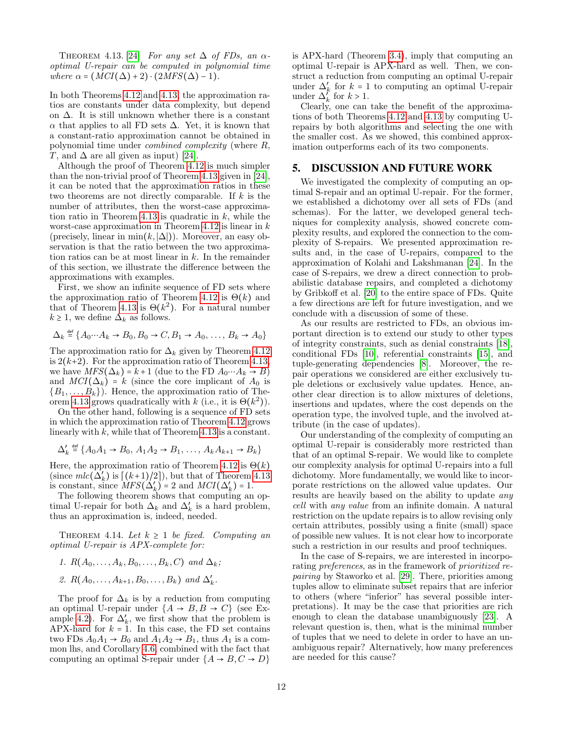Theorem 4.13. [24] *For any set $\Delta$ of FDs, an $\alpha$-optimal U-repair can be computed in polynomial time where $\alpha = (MCI(\Delta)+2)\cdot(2MFS(\Delta)-1)$.*

In both Theorems 4.12 and 4.13, the approximation ratios are constants under data complexity, but depend on $\Delta$. It is still unknown whether there is a constant $\alpha$ that applies to all FD sets $\Delta$. Yet, it is known that a constant-ratio approximation cannot be obtained in polynomial time under *combined complexity* (where $R$, $T$, and $\Delta$ are all given as input) [24].

Although the proof of Theorem 4.12 is much simpler than the non-trivial proof of Theorem 4.13 given in [24], it can be noted that the approximation ratios in these two theorems are not directly comparable. If $k$ is the number of attributes, then the worst-case approximation ratio in Theorem 4.13 is quadratic in $k$, while the worst-case approximation in Theorem 4.12 is linear in $k$ (precisely, linear in $\min(k,|\Delta|)$). Moreover, an easy observation is that the ratio between the two approximation ratios can be at most linear in $k$. In the remainder of this section, we illustrate the difference between the approximations with examples.

First, we show an infinite sequence of FD sets where the approximation ratio of Theorem 4.12 is $\Theta(k)$ and that of Theorem 4.13 is $\Theta(k^2)$. For a natural number $k \geq 1$, we define $\Delta_k$ as follows.

$$\Delta_k \stackrel{\text{def}}{=} \{A_0 \cdots A_k \rightarrow B_0, B_0 \rightarrow C, B_1 \rightarrow A_0, \ldots, B_k \rightarrow A_0\}$$

The approximation ratio for $\Delta_k$ given by Theorem 4.12 is $2(k+2)$. For the approximation ratio of Theorem 4.13, we have $MFS(\Delta_k) = k+1$ (due to the FD $A_0 \cdots A_k \rightarrow B$) and $MCI(\Delta_k) = k$ (since the core implicant of $A_0$ is $\{B_1, \ldots, B_k\}$). Hence, the approximation ratio of Theorem 4.13 grows quadratically with $k$ (i.e., it is $\Theta(k^2)$).

On the other hand, following is a sequence of FD sets in which the approximation ratio of Theorem 4.12 grows linearly with $k$, while that of Theorem 4.13 is a constant.

$$\Delta'_k \stackrel{\text{def}}{=} \{A_0A_1 \rightarrow B_0,\ A_1A_2 \rightarrow B_1, \ldots, A_kA_{k+1} \rightarrow B_k\}$$

Here, the approximation ratio of Theorem 4.12 is $\Theta(k)$ (since $mlc(\Delta'_k)$ is $\lceil (k+1)/2 \rceil$), but that of Theorem 4.13 is constant, since $MFS(\Delta'_k) = 2$ and $MCI(\Delta'_k) = 1$.

The following theorem shows that computing an optimal U-repair for both $\Delta_k$ and $\Delta'_k$ is a hard problem, thus an approximation is, indeed, needed.

Theorem 4.14. *Let $k \geq 1$ be fixed. Computing an optimal U-repair is APX-complete for:*

1. *$R(A_0, \ldots, A_k, B_0, \ldots, B_k, C)$ and $\Delta_k$;*
2. *$R(A_0, \ldots, A_{k+1}, B_0, \ldots, B_k)$ and $\Delta'_k$.*

The proof for $\Delta_k$ is by a reduction from computing an optimal U-repair under $\{A \rightarrow B, B \rightarrow C\}$ (see Example 4.2). For $\Delta'_k$, we first show that the problem is APX-hard for $k=1$. In this case, the FD set contains two FDs $A_0A_1 \rightarrow B_0$ and $A_1A_2 \rightarrow B_1$, thus $A_1$ is a common lhs, and Corollary 4.6, combined with the fact that computing an optimal S-repair under $\{A \rightarrow B, C \rightarrow D\}$ is APX-hard (Theorem 3.4), imply that computing an optimal U-repair is APX-hard as well. Then, we construct a reduction from computing an optimal U-repair under $\Delta'_k$ for $k=1$ to computing an optimal U-repair under $\Delta'_k$ for $k>1$.

Clearly, one can take the benefit of the approximations of both Theorems 4.12 and 4.13 by computing U-repairs by both algorithms and selecting the one with the smaller cost. As we showed, this combined approximation outperforms each of its two components.

## 5. DISCUSSION AND FUTURE WORK

We investigated the complexity of computing an optimal S-repair and an optimal U-repair. For the former, we established a dichotomy over all sets of FDs (and schemas). For the latter, we developed general techniques for complexity analysis, showed concrete complexity results, and explored the connection to the complexity of S-repairs. We presented approximation results and, in the case of U-repairs, compared to the approximation of Kolahi and Lakshmanan [24]. In the case of S-repairs, we drew a direct connection to probabilistic database repairs, and completed a dichotomy by Gribkoff et al. [20] to the entire space of FDs. Quite a few directions are left for future investigation, and we conclude with a discussion of some of these.

As our results are restricted to FDs, an obvious important direction is to extend our study to other types of integrity constraints, such as denial constraints [18], conditional FDs [10], referential constraints [15], and tuple-generating dependencies [8]. Moreover, the repair operations we considered are either exclusively tuple deletions or exclusively value updates. Hence, another clear direction is to allow mixtures of deletions, insertions and updates, where the cost depends on the operation type, the involved tuple, and the involved attribute (in the case of updates).

Our understanding of the complexity of computing an optimal U-repair is considerably more restricted than that of an optimal S-repair. We would like to complete our complexity analysis for optimal U-repairs into a full dichotomy. More fundamentally, we would like to incorporate restrictions on the allowed value updates. Our results are heavily based on the ability to update *any cell* with *any value* from an infinite domain. A natural restriction on the update repairs is to allow revising only certain attributes, possibly using a finite (small) space of possible new values. It is not clear how to incorporate such a restriction in our results and proof techniques.

In the case of S-repairs, we are interested in incorporating *preferences*, as in the framework of *prioritized repairing* by Staworko et al. [29]. There, priorities among tuples allow to eliminate subset repairs that are inferior to others (where "inferior" has several possible interpretations). It may be the case that priorities are rich enough to clean the database unambiguously [23]. A relevant question is, then, what is the minimal number of tuples that we need to delete in order to have an unambiguous repair? Alternatively, how many preferences are needed for this cause?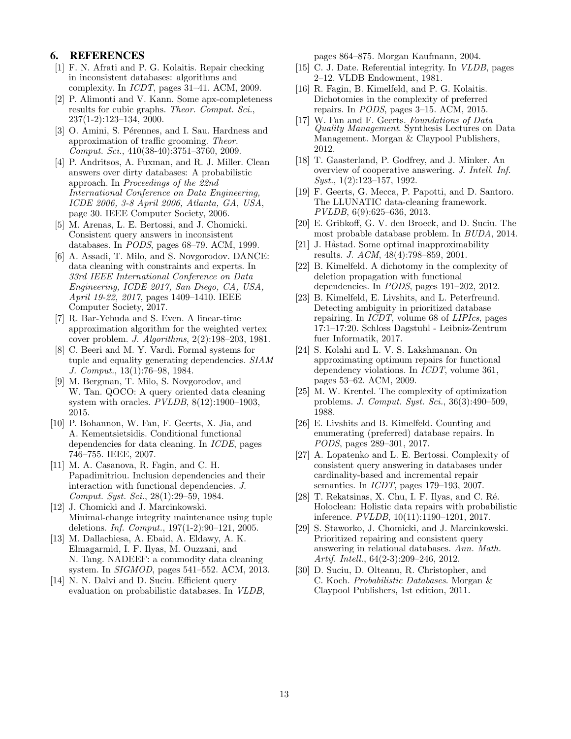## 6. REFERENCES

- [1] F. N. Afrati and P. G. Kolaitis. Repair checking in inconsistent databases: algorithms and complexity. In *ICDT*, pages 31–41. ACM, 2009.
- [2] P. Alimonti and V. Kann. Some apx-completeness results for cubic graphs. *Theor. Comput. Sci.*, 237(1-2):123–134, 2000.
- [3] O. Amini, S. Pérennes, and I. Sau. Hardness and approximation of traffic grooming. *Theor. Comput. Sci.*, 410(38-40):3751–3760, 2009.
- [4] P. Andritsos, A. Fuxman, and R. J. Miller. Clean answers over dirty databases: A probabilistic approach. In *Proceedings of the 22nd International Conference on Data Engineering, ICDE 2006, 3-8 April 2006, Atlanta, GA, USA*, page 30. IEEE Computer Society, 2006.
- [5] M. Arenas, L. E. Bertossi, and J. Chomicki. Consistent query answers in inconsistent databases. In *PODS*, pages 68–79. ACM, 1999.
- [6] A. Assadi, T. Milo, and S. Novgorodov. DANCE: data cleaning with constraints and experts. In *33rd IEEE International Conference on Data Engineering, ICDE 2017, San Diego, CA, USA, April 19-22, 2017*, pages 1409–1410. IEEE Computer Society, 2017.
- [7] R. Bar-Yehuda and S. Even. A linear-time approximation algorithm for the weighted vertex cover problem. *J. Algorithms*, 2(2):198–203, 1981.
- [8] C. Beeri and M. Y. Vardi. Formal systems for tuple and equality generating dependencies. *SIAM J. Comput.*, 13(1):76–98, 1984.
- [9] M. Bergman, T. Milo, S. Novgorodov, and W. Tan. QOCO: A query oriented data cleaning system with oracles. *PVLDB*, 8(12):1900–1903, 2015.
- [10] P. Bohannon, W. Fan, F. Geerts, X. Jia, and A. Kementsietsidis. Conditional functional dependencies for data cleaning. In *ICDE*, pages 746–755. IEEE, 2007.
- [11] M. A. Casanova, R. Fagin, and C. H. Papadimitriou. Inclusion dependencies and their interaction with functional dependencies. *J. Comput. Syst. Sci.*, 28(1):29–59, 1984.
- [12] J. Chomicki and J. Marcinkowski. Minimal-change integrity maintenance using tuple deletions. *Inf. Comput.*, 197(1-2):90–121, 2005.
- [13] M. Dallachiesa, A. Ebaid, A. Eldawy, A. K. Elmagarmid, I. F. Ilyas, M. Ouzzani, and N. Tang. NADEEF: a commodity data cleaning system. In *SIGMOD*, pages 541–552. ACM, 2013.
- [14] N. N. Dalvi and D. Suciu. Efficient query evaluation on probabilistic databases. In *VLDB*, pages 864–875. Morgan Kaufmann, 2004.
- [15] C. J. Date. Referential integrity. In *VLDB*, pages 2–12. VLDB Endowment, 1981.
- [16] R. Fagin, B. Kimelfeld, and P. G. Kolaitis. Dichotomies in the complexity of preferred repairs. In *PODS*, pages 3–15. ACM, 2015.
- [17] W. Fan and F. Geerts. *Foundations of Data Quality Management*. Synthesis Lectures on Data Management. Morgan & Claypool Publishers, 2012.
- [18] T. Gaasterland, P. Godfrey, and J. Minker. An overview of cooperative answering. *J. Intell. Inf. Syst.*, 1(2):123–157, 1992.
- [19] F. Geerts, G. Mecca, P. Papotti, and D. Santoro. The LLUNATIC data-cleaning framework. *PVLDB*, 6(9):625–636, 2013.
- [20] E. Gribkoff, G. V. den Broeck, and D. Suciu. The most probable database problem. In *BUDA*, 2014.
- [21] J. Håstad. Some optimal inapproximability results. *J. ACM*, 48(4):798–859, 2001.
- [22] B. Kimelfeld. A dichotomy in the complexity of deletion propagation with functional dependencies. In *PODS*, pages 191–202, 2012.
- [23] B. Kimelfeld, E. Livshits, and L. Peterfreund. Detecting ambiguity in prioritized database repairing. In *ICDT*, volume 68 of *LIPIcs*, pages 17:1–17:20. Schloss Dagstuhl - Leibniz-Zentrum fuer Informatik, 2017.
- [24] S. Kolahi and L. V. S. Lakshmanan. On approximating optimum repairs for functional dependency violations. In *ICDT*, volume 361, pages 53–62. ACM, 2009.
- [25] M. W. Krentel. The complexity of optimization problems. *J. Comput. Syst. Sci.*, 36(3):490–509, 1988.
- [26] E. Livshits and B. Kimelfeld. Counting and enumerating (preferred) database repairs. In *PODS*, pages 289–301, 2017.
- [27] A. Lopatenko and L. E. Bertossi. Complexity of consistent query answering in databases under cardinality-based and incremental repair semantics. In *ICDT*, pages 179–193, 2007.
- [28] T. Rekatsinas, X. Chu, I. F. Ilyas, and C. Ré. Holoclean: Holistic data repairs with probabilistic inference. *PVLDB*, 10(11):1190–1201, 2017.
- [29] S. Staworko, J. Chomicki, and J. Marcinkowski. Prioritized repairing and consistent query answering in relational databases. *Ann. Math. Artif. Intell.*, 64(2-3):209–246, 2012.
- [30] D. Suciu, D. Olteanu, R. Christopher, and C. Koch. *Probabilistic Databases*. Morgan & Claypool Publishers, 1st edition, 2011.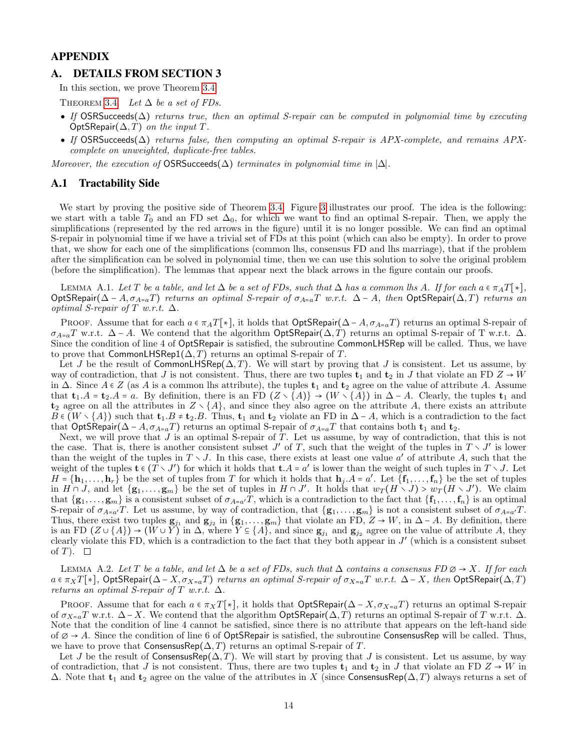# APPENDIX

## A. DETAILS FROM SECTION 3

In this section, we prove Theorem 3.4.

THEOREM 3.4. *Let $\Delta$ be a set of FDs.*

- *If* OSRSucceeds($\Delta$) *returns true, then an optimal S-repair can be computed in polynomial time by executing* OptSRepair($\Delta, T$) *on the input $T$.*
- *If* OSRSucceeds($\Delta$) *returns false, then computing an optimal S-repair is APX-complete, and remains APX-complete on unweighted, duplicate-free tables.*

*Moreover, the execution of* OSRSucceeds($\Delta$) *terminates in polynomial time in $|\Delta|$.*

### A.1 Tractability Side

We start by proving the positive side of Theorem 3.4. Figure 3 illustrates our proof. The idea is the following: we start with a table $T_0$ and an FD set $\Delta_0$, for which we want to find an optimal S-repair. Then, we apply the simplifications (represented by the red arrows in the figure) until it is no longer possible. We can find an optimal S-repair in polynomial time if we have a trivial set of FDs at this point (which can also be empty). In order to prove that, we show for each one of the simplifications (common lhs, consensus FD and lhs marriage), that if the problem after the simplification can be solved in polynomial time, then we can use this solution to solve the original problem (before the simplification). The lemmas that appear next the black arrows in the figure contain our proofs.

LEMMA A.1. *Let $T$ be a table, and let $\Delta$ be a set of FDs, such that $\Delta$ has a common lhs $A$. If for each $a \in \pi_A T[*]$,* OptSRepair($\Delta - A, \sigma_{A=a}T$) *returns an optimal S-repair of $\sigma_{A=a}T$ w.r.t. $\Delta - A$, then* OptSRepair($\Delta, T$) *returns an optimal S-repair of $T$ w.r.t. $\Delta$.*

PROOF. Assume that for each $a \in \pi_A T[*]$, it holds that OptSRepair($\Delta - A, \sigma_{A=a}T$) returns an optimal S-repair of $\sigma_{A=a}T$ w.r.t. $\Delta - A$. We contend that the algorithm OptSRepair($\Delta, T$) returns an optimal S-repair of T w.r.t. $\Delta$. Since the condition of line 4 of OptSRepair is satisfied, the subroutine CommonLHSRep will be called. Thus, we have to prove that CommonLHSRep1($\Delta, T$) returns an optimal S-repair of $T$.

Let $J$ be the result of CommonLHSRep($\Delta, T$). We will start by proving that $J$ is consistent. Let us assume, by way of contradiction, that $J$ is not consistent. Thus, there are two tuples $\mathbf{t}_1$ and $\mathbf{t}_2$ in $J$ that violate an FD $Z \to W$ in $\Delta$. Since $A \in Z$ (as $A$ is a common lhs attribute), the tuples $\mathbf{t}_1$ and $\mathbf{t}_2$ agree on the value of attribute $A$. Assume that $\mathbf{t}_1.A = \mathbf{t}_2.A = a$. By definition, there is an FD $(Z \setminus \{A\}) \to (W \setminus \{A\})$ in $\Delta - A$. Clearly, the tuples $\mathbf{t}_1$ and $\mathbf{t}_2$ agree on all the attributes in $Z \setminus \{A\}$, and since they also agree on the attribute $A$, there exists an attribute $B \in (W \setminus \{A\})$ such that $\mathbf{t}_1.B \neq \mathbf{t}_2.B$. Thus, $\mathbf{t}_1$ and $\mathbf{t}_2$ violate an FD in $\Delta - A$, which is a contradiction to the fact that OptSRepair($\Delta - A, \sigma_{A=a}T$) returns an optimal S-repair of $\sigma_{A=a}T$ that contains both $\mathbf{t}_1$ and $\mathbf{t}_2$.

Next, we will prove that $J$ is an optimal S-repair of $T$. Let us assume, by way of contradiction, that this is not the case. That is, there is another consistent subset $J'$ of $T$, such that the weight of the tuples in $T \setminus J'$ is lower than the weight of the tuples in $T \setminus J$. In this case, there exists at least one value $a'$ of attribute $A$, such that the weight of the tuples $\mathbf{t} \in (T \setminus J')$ for which it holds that $\mathbf{t}.A = a'$ is lower than the weight of such tuples in $T \setminus J$. Let $H = \{\mathbf{h}_1, \dots, \mathbf{h}_r\}$ be the set of tuples from $T$ for which it holds that $\mathbf{h}_j.A = a'$. Let $\{\mathbf{f}_1, \dots, \mathbf{f}_n\}$ be the set of tuples in $H \cap J$, and let $\{\mathbf{g}_1, \dots, \mathbf{g}_m\}$ be the set of tuples in $H \cap J'$. It holds that $w_T(H \setminus J) > w_T(H \setminus J')$. We claim that $\{\mathbf{g}_1, \dots, \mathbf{g}_m\}$ is a consistent subset of $\sigma_{A=a'}T$, which is a contradiction to the fact that $\{\mathbf{f}_1, \dots, \mathbf{f}_n\}$ is an optimal S-repair of $\sigma_{A=a'}T$. Let us assume, by way of contradiction, that $\{\mathbf{g}_1, \dots, \mathbf{g}_m\}$ is not a consistent subset of $\sigma_{A=a'}T$. Thus, there exist two tuples $\mathbf{g}_{j_1}$ and $\mathbf{g}_{j_2}$ in $\{\mathbf{g}_1, \dots, \mathbf{g}_m\}$ that violate an FD, $Z \to W$, in $\Delta - A$. By definition, there is an FD $(Z \cup \{A\}) \to (W \cup Y)$ in $\Delta$, where $Y \subseteq \{A\}$, and since $\mathbf{g}_{j_1}$ and $\mathbf{g}_{j_2}$ agree on the value of attribute $A$, they clearly violate this FD, which is a contradiction to the fact that they both appear in $J'$ (which is a consistent subset of $T$). $\square$

LEMMA A.2. *Let $T$ be a table, and let $\Delta$ be a set of FDs, such that $\Delta$ contains a consensus FD $\emptyset \to X$. If for each $a \in \pi_X T[*]$,* OptSRepair($\Delta - X, \sigma_{X=a}T$) *returns an optimal S-repair of $\sigma_{X=a}T$ w.r.t. $\Delta - X$, then* OptSRepair($\Delta, T$) *returns an optimal S-repair of $T$ w.r.t. $\Delta$.*

PROOF. Assume that for each $a \in \pi_X T[*]$, it holds that OptSRepair($\Delta - X, \sigma_{X=a}T$) returns an optimal S-repair of $\sigma_{X=a}T$ w.r.t. $\Delta - X$. We contend that the algorithm OptSRepair($\Delta, T$) returns an optimal S-repair of $T$ w.r.t. $\Delta$. Note that the condition of line 4 cannot be satisfied, since there is no attribute that appears on the left-hand side of $\emptyset \to A$. Since the condition of line 6 of OptSRepair is satisfied, the subroutine ConsensusRep will be called. Thus, we have to prove that ConsensusRep($\Delta, T$) returns an optimal S-repair of $T$.

Let $J$ be the result of ConsensusRep($\Delta, T$). We will start by proving that $J$ is consistent. Let us assume, by way of contradiction, that $J$ is not consistent. Thus, there are two tuples $\mathbf{t}_1$ and $\mathbf{t}_2$ in $J$ that violate an FD $Z \to W$ in $\Delta$. Note that $\mathbf{t}_1$ and $\mathbf{t}_2$ agree on the value of the attributes in $X$ (since ConsensusRep($\Delta, T$) always returns a set of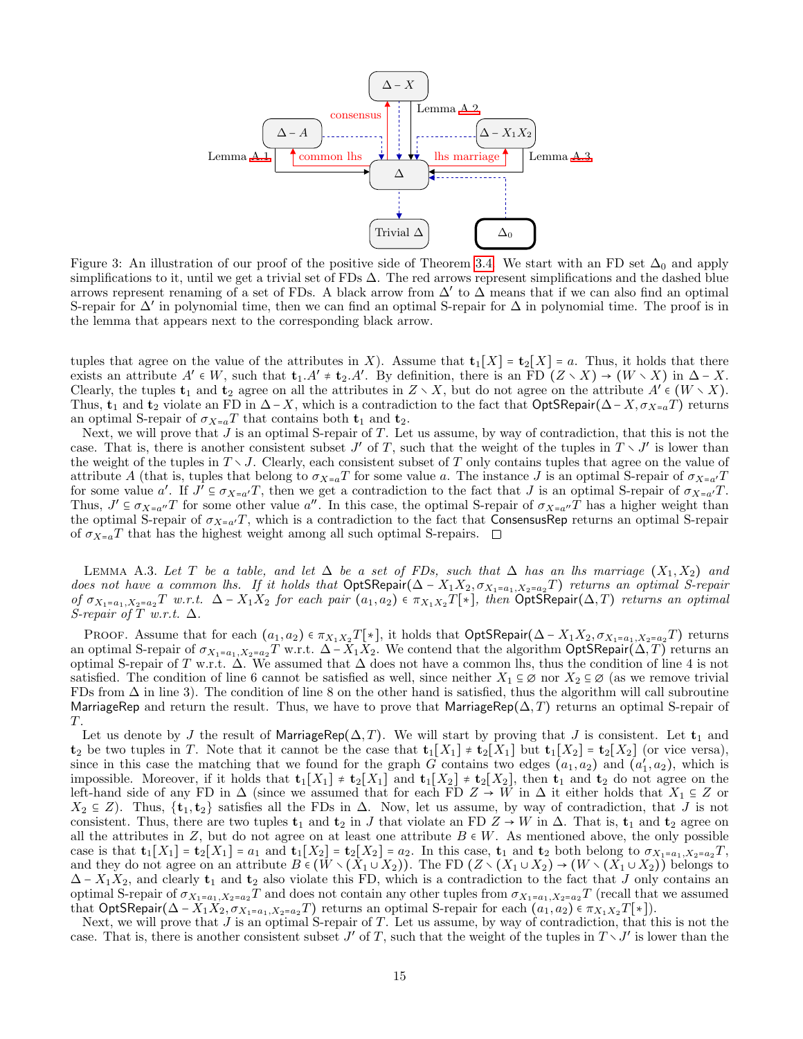Figure 3: An illustration of our proof of the positive side of Theorem 3.4. We start with an FD set $\Delta_0$ and apply simplifications to it, until we get a trivial set of FDs $\Delta$. The red arrows represent simplifications and the dashed blue arrows represent renaming of a set of FDs. A black arrow from $\Delta'$ to $\Delta$ means that if we can also find an optimal S-repair for $\Delta'$ in polynomial time, then we can find an optimal S-repair for $\Delta$ in polynomial time. The proof is in the lemma that appears next to the corresponding black arrow.

tuples that agree on the value of the attributes in $X$). Assume that $\mathbf{t}_1[X] = \mathbf{t}_2[X] = a$. Thus, it holds that there exists an attribute $A' \in W$, such that $\mathbf{t}_1.A' \neq \mathbf{t}_2.A'$. By definition, there is an FD $(Z \setminus X) \to (W \setminus X)$ in $\Delta - X$. Clearly, the tuples $\mathbf{t}_1$ and $\mathbf{t}_2$ agree on all the attributes in $Z \setminus X$, but do not agree on the attribute $A' \in (W \setminus X)$. Thus, $\mathbf{t}_1$ and $\mathbf{t}_2$ violate an FD in $\Delta - X$, which is a contradiction to the fact that $\mathsf{OptSRepair}(\Delta - X, \sigma_{X=a}T)$ returns an optimal S-repair of $\sigma_{X=a}T$ that contains both $\mathbf{t}_1$ and $\mathbf{t}_2$.

Next, we will prove that $J$ is an optimal S-repair of $T$. Let us assume, by way of contradiction, that this is not the case. That is, there is another consistent subset $J'$ of $T$, such that the weight of the tuples in $T \setminus J'$ is lower than the weight of the tuples in $T \setminus J$. Clearly, each consistent subset of $T$ only contains tuples that agree on the value of attribute $A$ (that is, tuples that belong to $\sigma_{X=a}T$ for some value $a$. The instance $J$ is an optimal S-repair of $\sigma_{X=a'}T$ for some value $a'$. If $J' \subseteq \sigma_{X=a'}T$, then we get a contradiction to the fact that $J$ is an optimal S-repair of $\sigma_{X=a'}T$. Thus, $J' \subseteq \sigma_{X=a''}T$ for some other value $a''$. In this case, the optimal S-repair of $\sigma_{X=a''}T$ has a higher weight than the optimal S-repair of $\sigma_{X=a'}T$, which is a contradiction to the fact that $\mathsf{ConsensusRep}$ returns an optimal S-repair of $\sigma_{X=a}T$ that has the highest weight among all such optimal S-repairs. $\square$

Lemma A.3. *Let $T$ be a table, and let $\Delta$ be a set of FDs, such that $\Delta$ has an lhs marriage $(X_1, X_2)$ and does not have a common lhs. If it holds that $\mathsf{OptSRepair}(\Delta - X_1X_2, \sigma_{X_1=a_1,X_2=a_2}T)$ returns an optimal S-repair of $\sigma_{X_1=a_1,X_2=a_2}T$ w.r.t. $\Delta - X_1X_2$ for each pair $(a_1, a_2) \in \pi_{X_1X_2}T[*]$, then $\mathsf{OptSRepair}(\Delta, T)$ returns an optimal S-repair of $T$ w.r.t. $\Delta$.*

Proof. Assume that for each $(a_1, a_2) \in \pi_{X_1X_2}T[*]$, it holds that $\mathsf{OptSRepair}(\Delta - X_1X_2, \sigma_{X_1=a_1,X_2=a_2}T)$ returns an optimal S-repair of $\sigma_{X_1=a_1,X_2=a_2}T$ w.r.t. $\Delta - X_1X_2$. We contend that the algorithm $\mathsf{OptSRepair}(\Delta, T)$ returns an optimal S-repair of $T$ w.r.t. $\Delta$. We assumed that $\Delta$ does not have a common lhs, thus the condition of line 4 is not satisfied. The condition of line 6 cannot be satisfied as well, since neither $X_1 \subseteq \emptyset$ nor $X_2 \subseteq \emptyset$ (as we remove trivial FDs from $\Delta$ in line 3). The condition of line 8 on the other hand is satisfied, thus the algorithm will call subroutine $\mathsf{MarriageRep}$ and return the result. Thus, we have to prove that $\mathsf{MarriageRep}(\Delta, T)$ returns an optimal S-repair of $T$.

Let us denote by $J$ the result of $\mathsf{MarriageRep}(\Delta, T)$. We will start by proving that $J$ is consistent. Let $\mathbf{t}_1$ and $\mathbf{t}_2$ be two tuples in $T$. Note that it cannot be the case that $\mathbf{t}_1[X_1] \neq \mathbf{t}_2[X_1]$ but $\mathbf{t}_1[X_2] = \mathbf{t}_2[X_2]$ (or vice versa), since in this case the matching that we found for the graph $G$ contains two edges $(a_1, a_2)$ and $(a_1', a_2)$, which is impossible. Moreover, if it holds that $\mathbf{t}_1[X_1] \neq \mathbf{t}_2[X_1]$ and $\mathbf{t}_1[X_2] \neq \mathbf{t}_2[X_2]$, then $\mathbf{t}_1$ and $\mathbf{t}_2$ do not agree on the left-hand side of any FD in $\Delta$ (since we assumed that for each FD $Z \to W$ in $\Delta$ it either holds that $X_1 \subseteq Z$ or $X_2 \subseteq Z$). Thus, $\{\mathbf{t}_1, \mathbf{t}_2\}$ satisfies all the FDs in $\Delta$. Now, let us assume, by way of contradiction, that $J$ is not consistent. Thus, there are two tuples $\mathbf{t}_1$ and $\mathbf{t}_2$ in $J$ that violate an FD $Z \to W$ in $\Delta$. That is, $\mathbf{t}_1$ and $\mathbf{t}_2$ agree on all the attributes in $Z$, but do not agree on at least one attribute $B \in W$. As mentioned above, the only possible case is that $\mathbf{t}_1[X_1] = \mathbf{t}_2[X_1] = a_1$ and $\mathbf{t}_1[X_2] = \mathbf{t}_2[X_2] = a_2$. In this case, $\mathbf{t}_1$ and $\mathbf{t}_2$ both belong to $\sigma_{X_1=a_1,X_2=a_2}T$, and they do not agree on an attribute $B \in (W \setminus (X_1 \cup X_2))$. The FD $(Z \setminus (X_1 \cup X_2) \to (W \setminus (X_1 \cup X_2))$ belongs to $\Delta - X_1X_2$, and clearly $\mathbf{t}_1$ and $\mathbf{t}_2$ also violate this FD, which is a contradiction to the fact that $J$ only contains an optimal S-repair of $\sigma_{X_1=a_1,X_2=a_2}T$ and does not contain any other tuples from $\sigma_{X_1=a_1,X_2=a_2}T$ (recall that we assumed that $\mathsf{OptSRepair}(\Delta - X_1X_2, \sigma_{X_1=a_1,X_2=a_2}T)$ returns an optimal S-repair for each $(a_1, a_2) \in \pi_{X_1X_2}T[*]$).

Next, we will prove that $J$ is an optimal S-repair of $T$. Let us assume, by way of contradiction, that this is not the case. That is, there is another consistent subset $J'$ of $T$, such that the weight of the tuples in $T \setminus J'$ is lower than the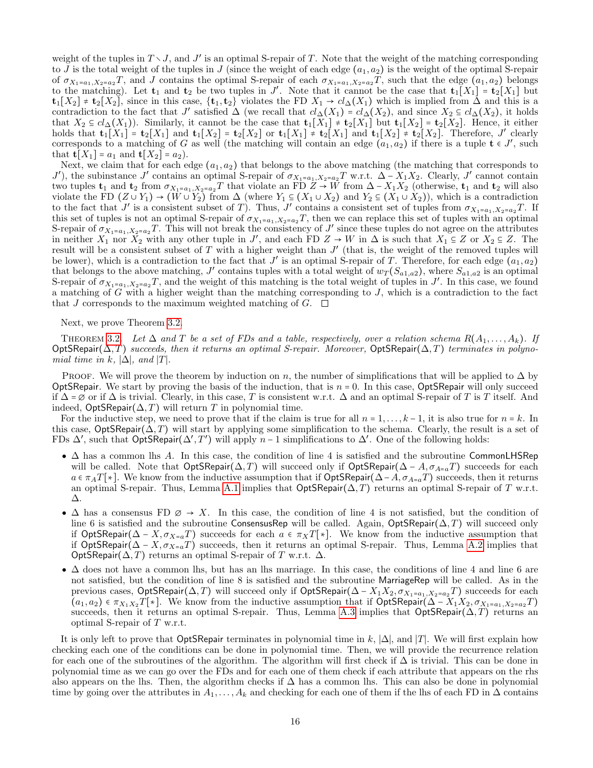weight of the tuples in $T \setminus J$, and $J'$ is an optimal S-repair of $T$. Note that the weight of the matching corresponding to $J$ is the total weight of the tuples in $J$ (since the weight of each edge $(a_1, a_2)$ is the weight of the optimal S-repair of $\sigma_{X_1=a_1,X_2=a_2}T$, and $J$ contains the optimal S-repair of each $\sigma_{X_1=a_1,X_2=a_2}T$, such that the edge $(a_1, a_2)$ belongs to the matching). Let $\mathbf{t}_1$ and $\mathbf{t}_2$ be two tuples in $J'$. Note that it cannot be the case that $\mathbf{t}_1[X_1] = \mathbf{t}_2[X_1]$ but $\mathbf{t}_1[X_2] \neq \mathbf{t}_2[X_2]$, since in this case, $\{\mathbf{t}_1, \mathbf{t}_2\}$ violates the FD $X_1 \to cl_\Delta(X_1)$ which is implied from $\Delta$ and this is a contradiction to the fact that $J'$ satisfied $\Delta$ (we recall that $cl_\Delta(X_1) = cl_\Delta(X_2)$, and since $X_2 \subseteq cl_\Delta(X_2)$, it holds that $X_2 \subseteq cl_\Delta(X_1)$). Similarly, it cannot be the case that $\mathbf{t}_1[X_1] \neq \mathbf{t}_2[X_1]$ but $\mathbf{t}_1[X_2] = \mathbf{t}_2[X_2]$. Hence, it either holds that $\mathbf{t}_1[X_1] = \mathbf{t}_2[X_1]$ and $\mathbf{t}_1[X_2] = \mathbf{t}_2[X_2]$ or $\mathbf{t}_1[X_1] \neq \mathbf{t}_2[X_1]$ and $\mathbf{t}_1[X_2] \neq \mathbf{t}_2[X_2]$. Therefore, $J'$ clearly corresponds to a matching of $G$ as well (the matching will contain an edge $(a_1, a_2)$ if there is a tuple $\mathbf{t} \in J'$, such that $\mathbf{t}[X_1] = a_1$ and $\mathbf{t}[X_2] = a_2$).

Next, we claim that for each edge $(a_1, a_2)$ that belongs to the above matching (the matching that corresponds to $J'$), the subinstance $J'$ contains an optimal S-repair of $\sigma_{X_1=a_1,X_2=a_2}T$ w.r.t. $\Delta - X_1X_2$. Clearly, $J'$ cannot contain two tuples $\mathbf{t}_1$ and $\mathbf{t}_2$ from $\sigma_{X_1=a_1,X_2=a_2}T$ that violate an FD $Z \to W$ from $\Delta - X_1X_2$ (otherwise, $\mathbf{t}_1$ and $\mathbf{t}_2$ will also violate the FD $(Z \cup Y_1) \to (W \cup Y_2)$ from $\Delta$ (where $Y_1 \subseteq (X_1 \cup X_2)$ and $Y_2 \subseteq (X_1 \cup X_2)$), which is a contradiction to the fact that $J'$ is a consistent subset of $T$). Thus, $J'$ contains a consistent set of tuples from $\sigma_{X_1=a_1,X_2=a_2}T$. If this set of tuples is not an optimal S-repair of $\sigma_{X_1=a_1,X_2=a_2}T$, then we can replace this set of tuples with an optimal S-repair of $\sigma_{X_1=a_1,X_2=a_2}T$. This will not break the consistency of $J'$ since these tuples do not agree on the attributes in neither $X_1$ nor $X_2$ with any other tuple in $J'$, and each FD $Z \to W$ in $\Delta$ is such that $X_1 \subseteq Z$ or $X_2 \subseteq Z$. The result will be a consistent subset of $T$ with a higher weight than $J'$ (that is, the weight of the removed tuples will be lower), which is a contradiction to the fact that $J'$ is an optimal S-repair of $T$. Therefore, for each edge $(a_1, a_2)$ that belongs to the above matching, $J'$ contains tuples with a total weight of $w_T(S_{a1,a2})$, where $S_{a1,a2}$ is an optimal S-repair of $\sigma_{X_1=a_1,X_2=a_2}T$, and the weight of this matching is the total weight of tuples in $J'$. In this case, we found a matching of $G$ with a higher weight than the matching corresponding to $J$, which is a contradiction to the fact that $J$ corresponds to the maximum weighted matching of $G$. $\square$

Next, we prove Theorem 3.2.

THEOREM 3.2. *Let $\Delta$ and $T$ be a set of FDs and a table, respectively, over a relation schema $R(A_1, \dots, A_k)$. If* OptSRepair$(\Delta, T)$ *succeeds, then it returns an optimal S-repair. Moreover,* OptSRepair$(\Delta, T)$ *terminates in polynomial time in $k$, $|\Delta|$, and $|T|$.*

PROOF. We will prove the theorem by induction on $n$, the number of simplifications that will be applied to $\Delta$ by OptSRepair. We start by proving the basis of the induction, that is $n = 0$. In this case, OptSRepair will only succeed if $\Delta = \emptyset$ or if $\Delta$ is trivial. Clearly, in this case, $T$ is consistent w.r.t. $\Delta$ and an optimal S-repair of $T$ is $T$ itself. And indeed, OptSRepair$(\Delta, T)$ will return $T$ in polynomial time.

For the inductive step, we need to prove that if the claim is true for all $n = 1, \dots, k-1$, it is also true for $n = k$. In this case, OptSRepair$(\Delta, T)$ will start by applying some simplification to the schema. Clearly, the result is a set of FDs $\Delta'$, such that OptSRepair$(\Delta', T')$ will apply $n - 1$ simplifications to $\Delta'$. One of the following holds:

- $\Delta$ has a common lhs $A$. In this case, the condition of line 4 is satisfied and the subroutine CommonLHSRep will be called. Note that OptSRepair$(\Delta, T)$ will succeed only if OptSRepair$(\Delta - A, \sigma_{A=a}T)$ succeeds for each $a \in \pi_A T[*]$. We know from the inductive assumption that if OptSRepair$(\Delta - A, \sigma_{A=a}T)$ succeeds, then it returns an optimal S-repair. Thus, Lemma A.1 implies that OptSRepair$(\Delta, T)$ returns an optimal S-repair of $T$ w.r.t. $\Delta$.
- $\Delta$ has a consensus FD $\emptyset \to X$. In this case, the condition of line 4 is not satisfied, but the condition of line 6 is satisfied and the subroutine ConsensusRep will be called. Again, OptSRepair$(\Delta, T)$ will succeed only if OptSRepair$(\Delta - X, \sigma_{X=a}T)$ succeeds for each $a \in \pi_X T[*]$. We know from the inductive assumption that if OptSRepair$(\Delta - X, \sigma_{X=a}T)$ succeeds, then it returns an optimal S-repair. Thus, Lemma A.2 implies that OptSRepair$(\Delta, T)$ returns an optimal S-repair of $T$ w.r.t. $\Delta$.
- $\Delta$ does not have a common lhs, but has an lhs marriage. In this case, the conditions of line 4 and line 6 are not satisfied, but the condition of line 8 is satisfied and the subroutine MarriageRep will be called. As in the previous cases, OptSRepair$(\Delta, T)$ will succeed only if OptSRepair$(\Delta - X_1X_2, \sigma_{X_1=a_1,X_2=a_2}T)$ succeeds for each $(a_1, a_2) \in \pi_{X_1X_2}T[*]$. We know from the inductive assumption that if OptSRepair$(\Delta - X_1X_2, \sigma_{X_1=a_1,X_2=a_2}T)$ succeeds, then it returns an optimal S-repair. Thus, Lemma A.3 implies that OptSRepair$(\Delta, T)$ returns an optimal S-repair of $T$ w.r.t.

It is only left to prove that OptSRepair terminates in polynomial time in $k$, $|\Delta|$, and $|T|$. We will first explain how checking each one of the conditions can be done in polynomial time. Then, we will provide the recurrence relation for each one of the subroutines of the algorithm. The algorithm will first check if $\Delta$ is trivial. This can be done in polynomial time as we can go over the FDs and for each one of them check if each attribute that appears on the rhs also appears on the lhs. Then, the algorithm checks if $\Delta$ has a common lhs. This can also be done in polynomial time by going over the attributes in $A_1, \dots, A_k$ and checking for each one of them if the lhs of each FD in $\Delta$ contains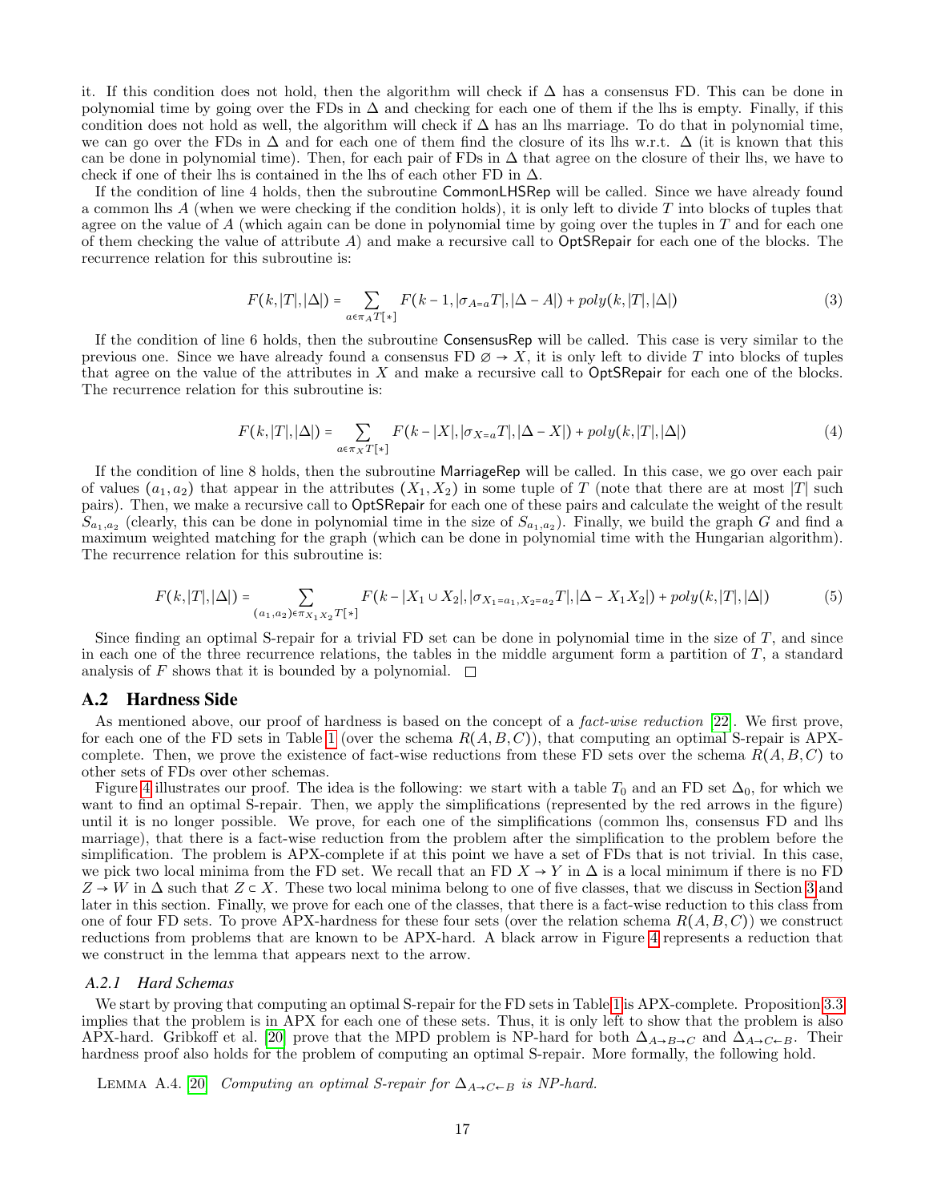it. If this condition does not hold, then the algorithm will check if $\Delta$ has a consensus FD. This can be done in polynomial time by going over the FDs in $\Delta$ and checking for each one of them if the lhs is empty. Finally, if this condition does not hold as well, the algorithm will check if $\Delta$ has an lhs marriage. To do that in polynomial time, we can go over the FDs in $\Delta$ and for each one of them find the closure of its lhs w.r.t. $\Delta$ (it is known that this can be done in polynomial time). Then, for each pair of FDs in $\Delta$ that agree on the closure of their lhs, we have to check if one of their lhs is contained in the lhs of each other FD in $\Delta$.

If the condition of line 4 holds, then the subroutine CommonLHSRep will be called. Since we have already found a common lhs $A$ (when we were checking if the condition holds), it is only left to divide $T$ into blocks of tuples that agree on the value of $A$ (which again can be done in polynomial time by going over the tuples in $T$ and for each one of them checking the value of attribute $A$) and make a recursive call to OptSRepair for each one of the blocks. The recurrence relation for this subroutine is:

$$F(k,|T|,|\Delta|) = \sum_{a \in \pi_A T[*]} F(k-1, |\sigma_{A=a}T|, |\Delta - A|) + poly(k,|T|,|\Delta|) \tag{3}$$

If the condition of line 6 holds, then the subroutine ConsensusRep will be called. This case is very similar to the previous one. Since we have already found a consensus FD $\emptyset \to X$, it is only left to divide $T$ into blocks of tuples that agree on the value of the attributes in $X$ and make a recursive call to OptSRepair for each one of the blocks. The recurrence relation for this subroutine is:

$$F(k,|T|,|\Delta|) = \sum_{a \in \pi_X T[*]} F(k-|X|, |\sigma_{X=a}T|, |\Delta - X|) + poly(k,|T|,|\Delta|) \tag{4}$$

If the condition of line 8 holds, then the subroutine MarriageRep will be called. In this case, we go over each pair of values $(a_1, a_2)$ that appear in the attributes $(X_1, X_2)$ in some tuple of $T$ (note that there are at most $|T|$ such pairs). Then, we make a recursive call to OptSRepair for each one of these pairs and calculate the weight of the result $S_{a_1,a_2}$ (clearly, this can be done in polynomial time in the size of $S_{a_1,a_2}$). Finally, we build the graph $G$ and find a maximum weighted matching for the graph (which can be done in polynomial time with the Hungarian algorithm). The recurrence relation for this subroutine is:

$$F(k,|T|,|\Delta|) = \sum_{(a_1,a_2) \in \pi_{X_1X_2} T[*]} F(k-|X_1 \cup X_2|, |\sigma_{X_1=a_1,X_2=a_2}T|, |\Delta - X_1X_2|) + poly(k,|T|,|\Delta|) \tag{5}$$

Since finding an optimal S-repair for a trivial FD set can be done in polynomial time in the size of $T$, and since in each one of the three recurrence relations, the tables in the middle argument form a partition of $T$, a standard analysis of $F$ shows that it is bounded by a polynomial. □

## A.2 Hardness Side

As mentioned above, our proof of hardness is based on the concept of a *fact-wise reduction* [22]. We first prove, for each one of the FD sets in Table 1 (over the schema $R(A,B,C)$), that computing an optimal S-repair is APX-complete. Then, we prove the existence of fact-wise reductions from these FD sets over the schema $R(A,B,C)$ to other sets of FDs over other schemas.

Figure 4 illustrates our proof. The idea is the following: we start with a table $T_0$ and an FD set $\Delta_0$, for which we want to find an optimal S-repair. Then, we apply the simplifications (represented by the red arrows in the figure) until it is no longer possible. We prove, for each one of the simplifications (common lhs, consensus FD and lhs marriage), that there is a fact-wise reduction from the problem after the simplification to the problem before the simplification. The problem is APX-complete if at this point we have a set of FDs that is not trivial. In this case, we pick two local minima from the FD set. We recall that an FD $X \to Y$ in $\Delta$ is a local minimum if there is no FD $Z \to W$ in $\Delta$ such that $Z \subset X$. These two local minima belong to one of five classes, that we discuss in Section 3 and later in this section. Finally, we prove for each one of the classes, that there is a fact-wise reduction to this class from one of four FD sets. To prove APX-hardness for these four sets (over the relation schema $R(A,B,C)$) we construct reductions from problems that are known to be APX-hard. A black arrow in Figure 4 represents a reduction that we construct in the lemma that appears next to the arrow.

### A.2.1 Hard Schemas

We start by proving that computing an optimal S-repair for the FD sets in Table 1 is APX-complete. Proposition 3.3 implies that the problem is in APX for each one of these sets. Thus, it is only left to show that the problem is also APX-hard. Gribkoff et al. [20] prove that the MPD problem is NP-hard for both $\Delta_{A\to B\to C}$ and $\Delta_{A\to C\leftarrow B}$. Their hardness proof also holds for the problem of computing an optimal S-repair. More formally, the following hold.

LEMMA A.4. [20] *Computing an optimal S-repair for $\Delta_{A\to C\leftarrow B}$ is NP-hard.*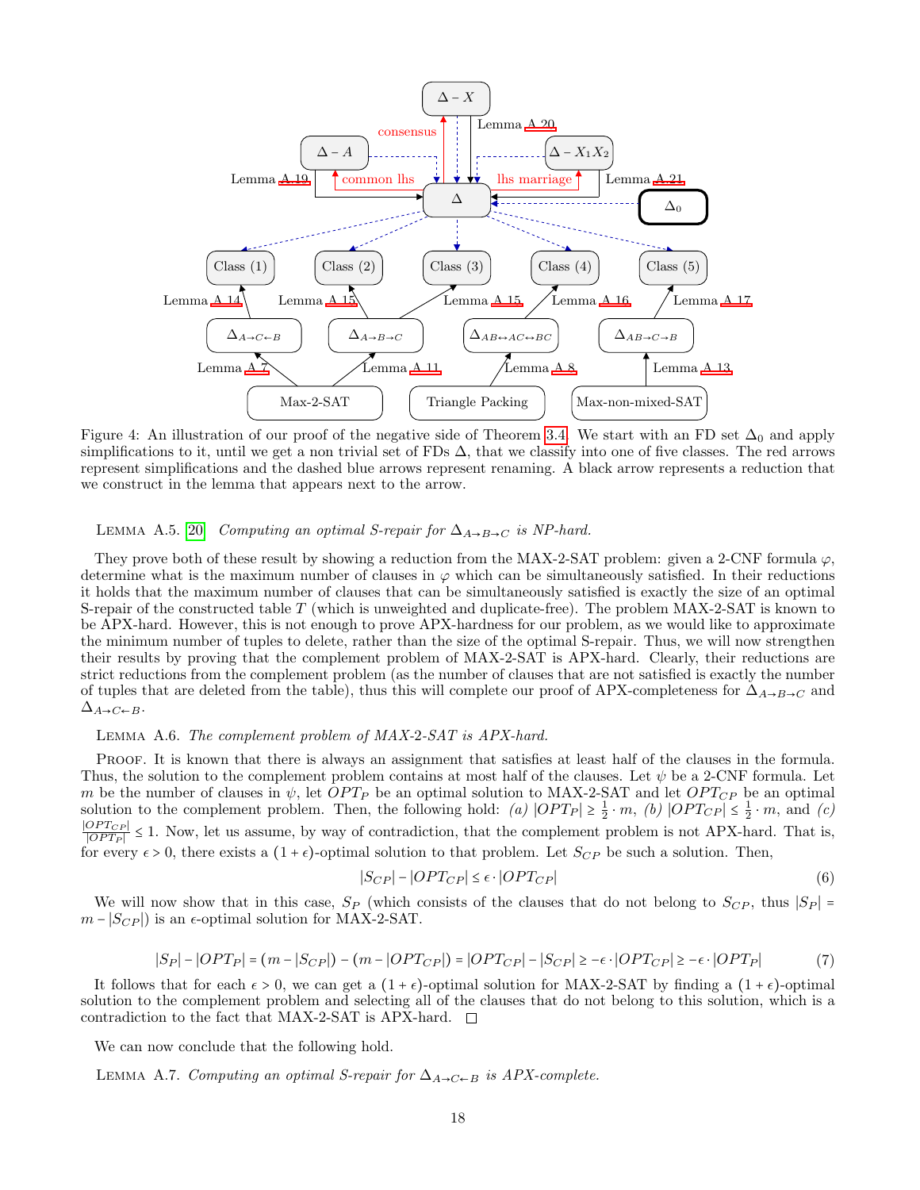Figure 4: An illustration of our proof of the negative side of Theorem 3.4. We start with an FD set $\Delta_0$ and apply simplifications to it, until we get a non trivial set of FDs $\Delta$, that we classify into one of five classes. The red arrows represent simplifications and the dashed blue arrows represent renaming. A black arrow represents a reduction that we construct in the lemma that appears next to the arrow.

Lemma A.5. [20] *Computing an optimal S-repair for $\Delta_{A\to B\to C}$ is NP-hard.*

They prove both of these result by showing a reduction from the MAX-2-SAT problem: given a 2-CNF formula $\varphi$, determine what is the maximum number of clauses in $\varphi$ which can be simultaneously satisfied. In their reductions it holds that the maximum number of clauses that can be simultaneously satisfied is exactly the size of an optimal S-repair of the constructed table $T$ (which is unweighted and duplicate-free). The problem MAX-2-SAT is known to be APX-hard. However, this is not enough to prove APX-hardness for our problem, as we would like to approximate the minimum number of tuples to delete, rather than the size of the optimal S-repair. Thus, we will now strengthen their results by proving that the complement problem of MAX-2-SAT is APX-hard. Clearly, their reductions are strict reductions from the complement problem (as the number of clauses that are not satisfied is exactly the number of tuples that are deleted from the table), thus this will complete our proof of APX-completeness for $\Delta_{A\to B\to C}$ and $\Delta_{A\to C\leftarrow B}$.

Lemma A.6. *The complement problem of MAX-2-SAT is APX-hard.*

Proof. It is known that there is always an assignment that satisfies at least half of the clauses in the formula. Thus, the solution to the complement problem contains at most half of the clauses. Let $\psi$ be a 2-CNF formula. Let $m$ be the number of clauses in $\psi$, let $OPT_P$ be an optimal solution to MAX-2-SAT and let $OPT_{CP}$ be an optimal solution to the complement problem. Then, the following hold: *(a)* $|OPT_P| \geq \frac{1}{2}\cdot m$, *(b)* $|OPT_{CP}| \leq \frac{1}{2}\cdot m$, and *(c)* $\frac{|OPT_{CP}|}{|OPT_P|} \leq 1$. Now, let us assume, by way of contradiction, that the complement problem is not APX-hard. That is, for every $\epsilon > 0$, there exists a $(1+\epsilon)$-optimal solution to that problem. Let $S_{CP}$ be such a solution. Then,

$$|S_{CP}| - |OPT_{CP}| \leq \epsilon \cdot |OPT_{CP}| \tag{6}$$

We will now show that in this case, $S_P$ (which consists of the clauses that do not belong to $S_{CP}$, thus $|S_P| = m - |S_{CP}|$) is an $\epsilon$-optimal solution for MAX-2-SAT.

$$|S_P| - |OPT_P| = (m - |S_{CP}|) - (m - |OPT_{CP}|) = |OPT_{CP}| - |S_{CP}| \geq -\epsilon \cdot |OPT_{CP}| \geq -\epsilon \cdot |OPT_P| \tag{7}$$

It follows that for each $\epsilon > 0$, we can get a $(1+\epsilon)$-optimal solution for MAX-2-SAT by finding a $(1+\epsilon)$-optimal solution to the complement problem and selecting all of the clauses that do not belong to this solution, which is a contradiction to the fact that MAX-2-SAT is APX-hard. □

We can now conclude that the following hold.

Lemma A.7. *Computing an optimal S-repair for $\Delta_{A\to C\leftarrow B}$ is APX-complete.*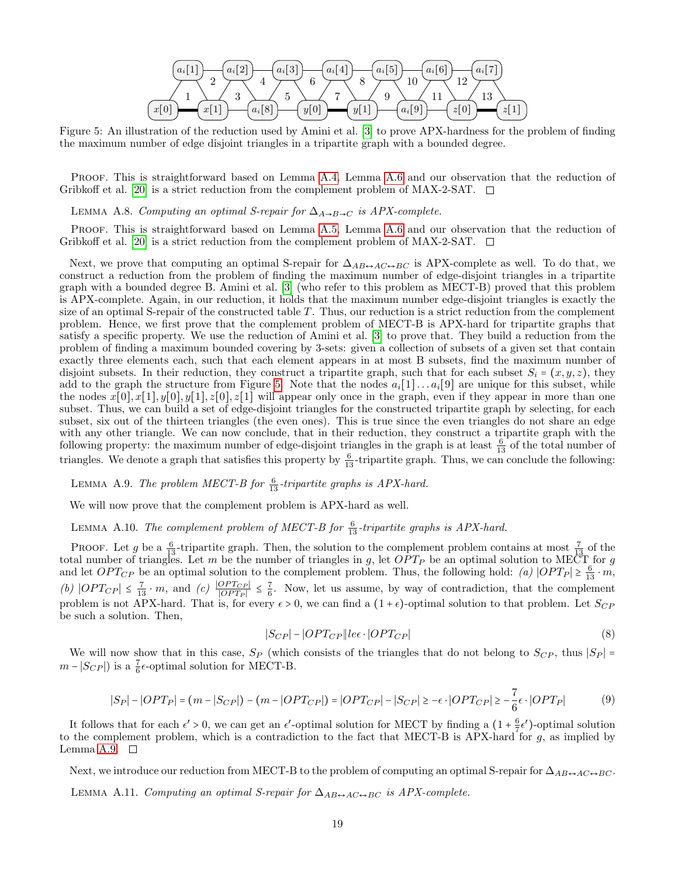Figure 5: An illustration of the reduction used by Amini et al. [3] to prove APX-hardness for the problem of finding the maximum number of edge disjoint triangles in a tripartite graph with a bounded degree.

Proof. This is straightforward based on Lemma A.4, Lemma A.6 and our observation that the reduction of Gribkoff et al. [20] is a strict reduction from the complement problem of MAX-2-SAT. □

Lemma A.8. *Computing an optimal S-repair for $\Delta_{A\to B\to C}$ is APX-complete.*

Proof. This is straightforward based on Lemma A.5, Lemma A.6 and our observation that the reduction of Gribkoff et al. [20] is a strict reduction from the complement problem of MAX-2-SAT. □

Next, we prove that computing an optimal S-repair for $\Delta_{AB\leftrightarrow AC\leftrightarrow BC}$ is APX-complete as well. To do that, we construct a reduction from the problem of finding the maximum number of edge-disjoint triangles in a tripartite graph with a bounded degree B. Amini et al. [3] (who refer to this problem as MECT-B) proved that this problem is APX-complete. Again, in our reduction, it holds that the maximum number edge-disjoint triangles is exactly the size of an optimal S-repair of the constructed table $T$. Thus, our reduction is a strict reduction from the complement problem. Hence, we first prove that the complement problem of MECT-B is APX-hard for tripartite graphs that satisfy a specific property. We use the reduction of Amini et al. [3] to prove that. They build a reduction from the problem of finding a maximum bounded covering by 3-sets: given a collection of subsets of a given set that contain exactly three elements each, such that each element appears in at most B subsets, find the maximum number of disjoint subsets. In their reduction, they construct a tripartite graph, such that for each subset $S_i = (x, y, z)$, they add to the graph the structure from Figure 5. Note that the nodes $a_i[1] \dots a_i[9]$ are unique for this subset, while the nodes $x[0], x[1], y[0], y[1], z[0], z[1]$ will appear only once in the graph, even if they appear in more than one subset. Thus, we can build a set of edge-disjoint triangles for the constructed tripartite graph by selecting, for each subset, six out of the thirteen triangles (the even ones). This is true since the even triangles do not share an edge with any other triangle. We can now conclude, that in their reduction, they construct a tripartite graph with the following property: the maximum number of edge-disjoint triangles in the graph is at least $\frac{6}{13}$ of the total number of triangles. We denote a graph that satisfies this property by $\frac{6}{13}$-tripartite graph. Thus, we can conclude the following:

Lemma A.9. *The problem MECT-B for $\frac{6}{13}$-tripartite graphs is APX-hard.*

We will now prove that the complement problem is APX-hard as well.

Lemma A.10. *The complement problem of MECT-B for $\frac{6}{13}$-tripartite graphs is APX-hard.*

Proof. Let $g$ be a $\frac{6}{13}$-tripartite graph. Then, the solution to the complement problem contains at most $\frac{7}{13}$ of the total number of triangles. Let $m$ be the number of triangles in $g$, let $OPT_P$ be an optimal solution to MECT for $g$ and let $OPT_{CP}$ be an optimal solution to the complement problem. Thus, the following hold: *(a)* $|OPT_P| \geq \frac{6}{13}\cdot m$, *(b)* $|OPT_{CP}| \leq \frac{7}{13}\cdot m$, and *(c)* $\frac{|OPT_{CP}|}{|OPT_P|} \leq \frac{7}{6}$. Now, let us assume, by way of contradiction, that the complement problem is not APX-hard. That is, for every $\epsilon > 0$, we can find a $(1+\epsilon)$-optimal solution to that problem. Let $S_{CP}$ be such a solution. Then,

$$|S_{CP}| - |OPT_{CP}\|le\epsilon \cdot |OPT_{CP}| \tag{8}$$

We will now show that in this case, $S_P$ (which consists of the triangles that do not belong to $S_{CP}$, thus $|S_P| = m - |S_{CP}|$) is a $\frac{7}{6}\epsilon$-optimal solution for MECT-B.

$$|S_P| - |OPT_P| = (m - |S_{CP}|) - (m - |OPT_{CP}|) = |OPT_{CP}| - |S_{CP}| \geq -\epsilon \cdot |OPT_{CP}| \geq -\frac{7}{6}\epsilon \cdot |OPT_P| \tag{9}$$

It follows that for each $\epsilon' > 0$, we can get an $\epsilon'$-optimal solution for MECT by finding a $(1 + \frac{6}{7}\epsilon')$-optimal solution to the complement problem, which is a contradiction to the fact that MECT-B is APX-hard for $g$, as implied by Lemma A.9. □

Next, we introduce our reduction from MECT-B to the problem of computing an optimal S-repair for $\Delta_{AB\leftrightarrow AC\leftrightarrow BC}$.

Lemma A.11. *Computing an optimal S-repair for $\Delta_{AB\leftrightarrow AC\leftrightarrow BC}$ is APX-complete.*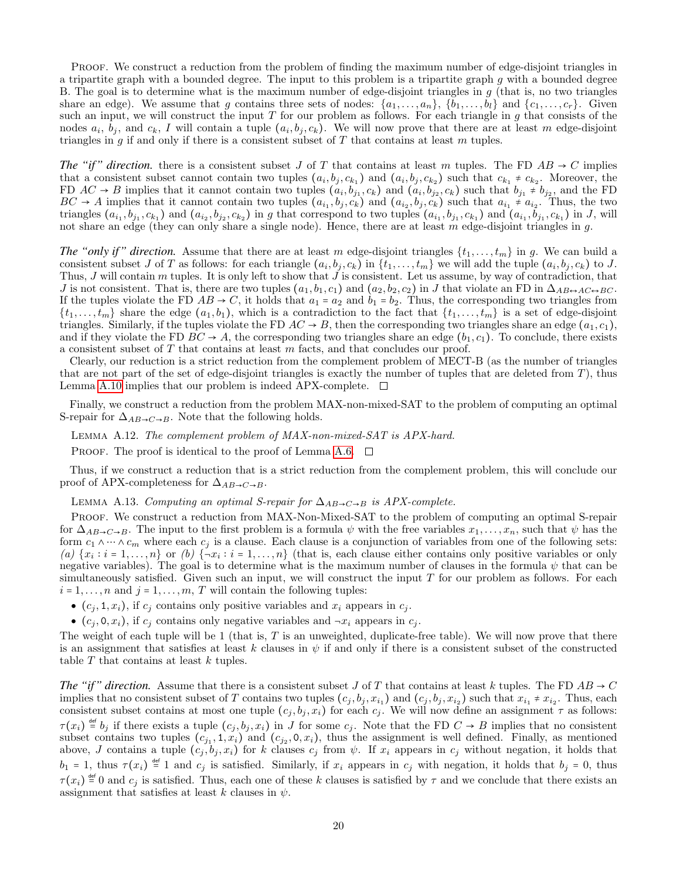PROOF. We construct a reduction from the problem of finding the maximum number of edge-disjoint triangles in a tripartite graph with a bounded degree. The input to this problem is a tripartite graph $g$ with a bounded degree B. The goal is to determine what is the maximum number of edge-disjoint triangles in $g$ (that is, no two triangles share an edge). We assume that $g$ contains three sets of nodes: $\{a_1, \dots, a_n\}$, $\{b_1, \dots, b_l\}$ and $\{c_1, \dots, c_r\}$. Given such an input, we will construct the input $T$ for our problem as follows. For each triangle in $g$ that consists of the nodes $a_i$, $b_j$, and $c_k$, $I$ will contain a tuple $(a_i, b_j, c_k)$. We will now prove that there are at least $m$ edge-disjoint triangles in $g$ if and only if there is a consistent subset of $T$ that contains at least $m$ tuples.

***The "if" direction.*** there is a consistent subset $J$ of $T$ that contains at least $m$ tuples. The FD $AB \to C$ implies that a consistent subset cannot contain two tuples $(a_i, b_j, c_{k_1})$ and $(a_i, b_j, c_{k_2})$ such that $c_{k_1} \neq c_{k_2}$. Moreover, the FD $AC \to B$ implies that it cannot contain two tuples $(a_i, b_{j_1}, c_k)$ and $(a_i, b_{j_2}, c_k)$ such that $b_{j_1} \neq b_{j_2}$, and the FD $BC \to A$ implies that it cannot contain two tuples $(a_{i_1}, b_j, c_k)$ and $(a_{i_2}, b_j, c_k)$ such that $a_{i_1} \neq a_{i_2}$. Thus, the two triangles $(a_{i_1}, b_{j_1}, c_{k_1})$ and $(a_{i_2}, b_{j_2}, c_{k_2})$ in $g$ that correspond to two tuples $(a_{i_1}, b_{j_1}, c_{k_1})$ and $(a_{i_1}, b_{j_1}, c_{k_1})$ in $J$, will not share an edge (they can only share a single node). Hence, there are at least $m$ edge-disjoint triangles in $g$.

***The "only if" direction.*** Assume that there are at least $m$ edge-disjoint triangles $\{t_1, \dots, t_m\}$ in $g$. We can build a consistent subset $J$ of $T$ as follows: for each triangle $(a_i, b_j, c_k)$ in $\{t_1, \dots, t_m\}$ we will add the tuple $(a_i, b_j, c_k)$ to $J$. Thus, $J$ will contain $m$ tuples. It is only left to show that $J$ is consistent. Let us assume, by way of contradiction, that $J$ is not consistent. That is, there are two tuples $(a_1, b_1, c_1)$ and $(a_2, b_2, c_2)$ in $J$ that violate an FD in $\Delta_{AB \leftrightarrow AC \leftrightarrow BC}$. If the tuples violate the FD $AB \to C$, it holds that $a_1 = a_2$ and $b_1 = b_2$. Thus, the corresponding two triangles from $\{t_1, \dots, t_m\}$ share the edge $(a_1, b_1)$, which is a contradiction to the fact that $\{t_1, \dots, t_m\}$ is a set of edge-disjoint triangles. Similarly, if the tuples violate the FD $AC \to B$, then the corresponding two triangles share an edge $(a_1, c_1)$, and if they violate the FD $BC \to A$, the corresponding two triangles share an edge $(b_1, c_1)$. To conclude, there exists a consistent subset of $T$ that contains at least $m$ facts, and that concludes our proof.

Clearly, our reduction is a strict reduction from the complement problem of MECT-B (as the number of triangles that are not part of the set of edge-disjoint triangles is exactly the number of tuples that are deleted from $T$), thus Lemma A.10 implies that our problem is indeed APX-complete. □

Finally, we construct a reduction from the problem MAX-non-mixed-SAT to the problem of computing an optimal S-repair for $\Delta_{AB \to C \to B}$. Note that the following holds.

LEMMA A.12. *The complement problem of MAX-non-mixed-SAT is APX-hard.*

PROOF. The proof is identical to the proof of Lemma A.6. □

Thus, if we construct a reduction that is a strict reduction from the complement problem, this will conclude our proof of APX-completeness for $\Delta_{AB \to C \to B}$.

LEMMA A.13. *Computing an optimal S-repair for $\Delta_{AB \to C \to B}$ is APX-complete.*

PROOF. We construct a reduction from MAX-Non-Mixed-SAT to the problem of computing an optimal S-repair for $\Delta_{AB \to C \to B}$. The input to the first problem is a formula $\psi$ with the free variables $x_1, \dots, x_n$, such that $\psi$ has the form $c_1 \wedge \dots \wedge c_m$ where each $c_j$ is a clause. Each clause is a conjunction of variables from one of the following sets: *(a)* $\{x_i : i = 1, \dots, n\}$ or *(b)* $\{\neg x_i : i = 1, \dots, n\}$ (that is, each clause either contains only positive variables or only negative variables). The goal is to determine what is the maximum number of clauses in the formula $\psi$ that can be simultaneously satisfied. Given such an input, we will construct the input $T$ for our problem as follows. For each $i = 1, \dots, n$ and $j = 1, \dots, m$, $T$ will contain the following tuples:

- $(c_j, \mathtt{1}, x_i)$, if $c_j$ contains only positive variables and $x_i$ appears in $c_j$.
- $(c_j, \mathtt{0}, x_i)$, if $c_j$ contains only negative variables and $\neg x_i$ appears in $c_j$.

The weight of each tuple will be 1 (that is, $T$ is an unweighted, duplicate-free table). We will now prove that there is an assignment that satisfies at least $k$ clauses in $\psi$ if and only if there is a consistent subset of the constructed table $T$ that contains at least $k$ tuples.

***The "if" direction.*** Assume that there is a consistent subset $J$ of $T$ that contains at least $k$ tuples. The FD $AB \to C$ implies that no consistent subset of $T$ contains two tuples $(c_j, b_j, x_{i_1})$ and $(c_j, b_j, x_{i_2})$ such that $x_{i_1} \neq x_{i_2}$. Thus, each consistent subset contains at most one tuple $(c_j, b_j, x_i)$ for each $c_j$. We will now define an assignment $\tau$ as follows: $\tau(x_i) \stackrel{\text{def}}{=} b_j$ if there exists a tuple $(c_j, b_j, x_i)$ in $J$ for some $c_j$. Note that the FD $C \to B$ implies that no consistent subset contains two tuples $(c_{j_1}, \mathtt{1}, x_i)$ and $(c_{j_2}, \mathtt{0}, x_i)$, thus the assignment is well defined. Finally, as mentioned above, $J$ contains a tuple $(c_j, b_j, x_i)$ for $k$ clauses $c_j$ from $\psi$. If $x_i$ appears in $c_j$ without negation, it holds that $b_1 = 1$, thus $\tau(x_i) \stackrel{\text{def}}{=} 1$ and $c_j$ is satisfied. Similarly, if $x_i$ appears in $c_j$ with negation, it holds that $b_j = 0$, thus $\tau(x_i) \stackrel{\text{def}}{=} 0$ and $c_j$ is satisfied. Thus, each one of these $k$ clauses is satisfied by $\tau$ and we conclude that there exists an assignment that satisfies at least $k$ clauses in $\psi$.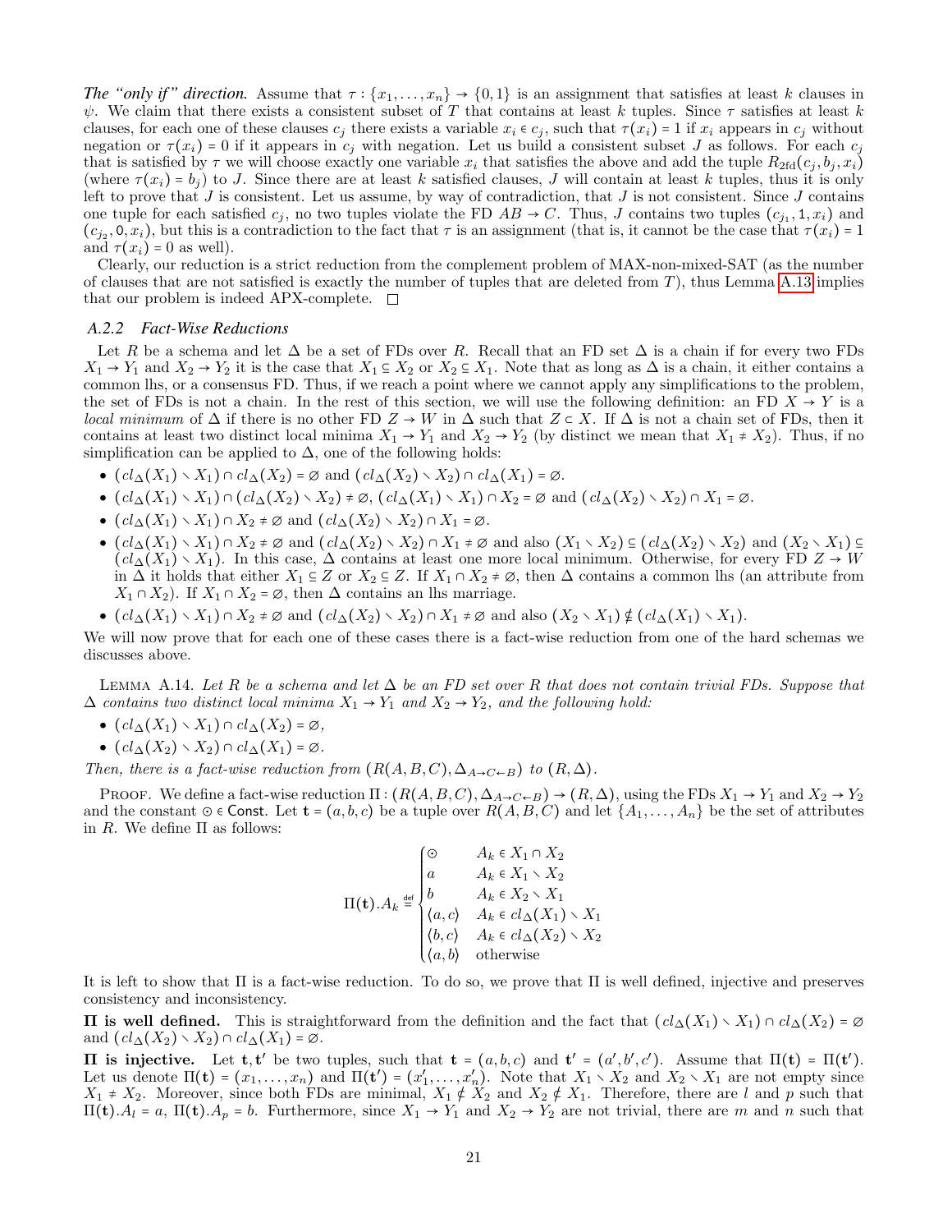*The "only if" direction.* Assume that $\tau : \{x_1, \dots, x_n\} \to \{0,1\}$ is an assignment that satisfies at least $k$ clauses in $\psi$. We claim that there exists a consistent subset of $T$ that contains at least $k$ tuples. Since $\tau$ satisfies at least $k$ clauses, for each one of these clauses $c_j$ there exists a variable $x_i \in c_j$, such that $\tau(x_i) = 1$ if $x_i$ appears in $c_j$ without negation or $\tau(x_i) = 0$ if it appears in $c_j$ with negation. Let us build a consistent subset $J$ as follows. For each $c_j$ that is satisfied by $\tau$ we will choose exactly one variable $x_i$ that satisfies the above and add the tuple $R_{2\text{fd}}(c_j, b_j, x_i)$ (where $\tau(x_i) = b_j$) to $J$. Since there are at least $k$ satisfied clauses, $J$ will contain at least $k$ tuples, thus it is only left to prove that $J$ is consistent. Let us assume, by way of contradiction, that $J$ is not consistent. Since $J$ contains one tuple for each satisfied $c_j$, no two tuples violate the FD $AB \to C$. Thus, $J$ contains two tuples $(c_{j_1}, 1, x_i)$ and $(c_{j_2}, 0, x_i)$, but this is a contradiction to the fact that $\tau$ is an assignment (that is, it cannot be the case that $\tau(x_i) = 1$ and $\tau(x_i) = 0$ as well).

Clearly, our reduction is a strict reduction from the complement problem of MAX-non-mixed-SAT (as the number of clauses that are not satisfied is exactly the number of tuples that are deleted from $T$), thus Lemma A.13 implies that our problem is indeed APX-complete. □

### A.2.2 Fact-Wise Reductions

Let $R$ be a schema and let $\Delta$ be a set of FDs over $R$. Recall that an FD set $\Delta$ is a chain if for every two FDs $X_1 \to Y_1$ and $X_2 \to Y_2$ it is the case that $X_1 \subseteq X_2$ or $X_2 \subseteq X_1$. Note that as long as $\Delta$ is a chain, it either contains a common lhs, or a consensus FD. Thus, if we reach a point where we cannot apply any simplifications to the problem, the set of FDs is not a chain. In the rest of this section, we will use the following definition: an FD $X \to Y$ is a *local minimum* of $\Delta$ if there is no other FD $Z \to W$ in $\Delta$ such that $Z \subset X$. If $\Delta$ is not a chain set of FDs, then it contains at least two distinct local minima $X_1 \to Y_1$ and $X_2 \to Y_2$ (by distinct we mean that $X_1 \neq X_2$). Thus, if no simplification can be applied to $\Delta$, one of the following holds:

- $(cl_\Delta(X_1) \setminus X_1) \cap cl_\Delta(X_2) = \emptyset$ and $(cl_\Delta(X_2) \setminus X_2) \cap cl_\Delta(X_1) = \emptyset$.
- $(cl_\Delta(X_1) \setminus X_1) \cap (cl_\Delta(X_2) \setminus X_2) \neq \emptyset$, $(cl_\Delta(X_1) \setminus X_1) \cap X_2 = \emptyset$ and $(cl_\Delta(X_2) \setminus X_2) \cap X_1 = \emptyset$.
- $(cl_\Delta(X_1) \setminus X_1) \cap X_2 \neq \emptyset$ and $(cl_\Delta(X_2) \setminus X_2) \cap X_1 = \emptyset$.
- $(cl_\Delta(X_1) \setminus X_1) \cap X_2 \neq \emptyset$ and $(cl_\Delta(X_2) \setminus X_2) \cap X_1 \neq \emptyset$ and also $(X_1 \setminus X_2) \subseteq (cl_\Delta(X_2) \setminus X_2)$ and $(X_2 \setminus X_1) \subseteq (cl_\Delta(X_1) \setminus X_1)$. In this case, $\Delta$ contains at least one more local minimum. Otherwise, for every FD $Z \to W$ in $\Delta$ it holds that either $X_1 \subseteq Z$ or $X_2 \subseteq Z$. If $X_1 \cap X_2 \neq \emptyset$, then $\Delta$ contains a common lhs (an attribute from $X_1 \cap X_2$). If $X_1 \cap X_2 = \emptyset$, then $\Delta$ contains an lhs marriage.
- $(cl_\Delta(X_1) \setminus X_1) \cap X_2 \neq \emptyset$ and $(cl_\Delta(X_2) \setminus X_2) \cap X_1 \neq \emptyset$ and also $(X_2 \setminus X_1) \notin (cl_\Delta(X_1) \setminus X_1)$.

We will now prove that for each one of these cases there is a fact-wise reduction from one of the hard schemas we discusses above.

Lemma A.14. *Let $R$ be a schema and let $\Delta$ be an FD set over $R$ that does not contain trivial FDs. Suppose that $\Delta$ contains two distinct local minima $X_1 \to Y_1$ and $X_2 \to Y_2$, and the following hold:*

- $(cl_\Delta(X_1) \setminus X_1) \cap cl_\Delta(X_2) = \emptyset$,
- $(cl_\Delta(X_2) \setminus X_2) \cap cl_\Delta(X_1) = \emptyset$.

*Then, there is a fact-wise reduction from $(R(A,B,C), \Delta_{A\to C\leftarrow B})$ to $(R, \Delta)$.*

Proof. We define a fact-wise reduction $\Pi : (R(A,B,C), \Delta_{A\to C\leftarrow B}) \to (R, \Delta)$, using the FDs $X_1 \to Y_1$ and $X_2 \to Y_2$ and the constant $\odot \in \mathsf{Const}$. Let $\mathbf{t} = (a,b,c)$ be a tuple over $R(A,B,C)$ and let $\{A_1, \dots, A_n\}$ be the set of attributes in $R$. We define $\Pi$ as follows:

$$
\Pi(\mathbf{t}).A_k \stackrel{\text{def}}{=} \begin{cases} \odot & A_k \in X_1 \cap X_2 \\ a & A_k \in X_1 \setminus X_2 \\ b & A_k \in X_2 \setminus X_1 \\ \langle a,c\rangle & A_k \in cl_\Delta(X_1) \setminus X_1 \\ \langle b,c\rangle & A_k \in cl_\Delta(X_2) \setminus X_2 \\ \langle a,b\rangle & \text{otherwise} \end{cases}
$$

It is left to show that $\Pi$ is a fact-wise reduction. To do so, we prove that $\Pi$ is well defined, injective and preserves consistency and inconsistency.

**$\Pi$ is well defined.** This is straightforward from the definition and the fact that $(cl_\Delta(X_1) \setminus X_1) \cap cl_\Delta(X_2) = \emptyset$ and $(cl_\Delta(X_2) \setminus X_2) \cap cl_\Delta(X_1) = \emptyset$.

**$\Pi$ is injective.** Let $\mathbf{t}, \mathbf{t}'$ be two tuples, such that $\mathbf{t} = (a,b,c)$ and $\mathbf{t}' = (a',b',c')$. Assume that $\Pi(\mathbf{t}) = \Pi(\mathbf{t}')$. Let us denote $\Pi(\mathbf{t}) = (x_1, \dots, x_n)$ and $\Pi(\mathbf{t}') = (x'_1, \dots, x'_n)$. Note that $X_1 \setminus X_2$ and $X_2 \setminus X_1$ are not empty since $X_1 \neq X_2$. Moreover, since both FDs are minimal, $X_1 \notin X_2$ and $X_2 \notin X_1$. Therefore, there are $l$ and $p$ such that $\Pi(\mathbf{t}).A_l = a$, $\Pi(\mathbf{t}).A_p = b$. Furthermore, since $X_1 \to Y_1$ and $X_2 \to Y_2$ are not trivial, there are $m$ and $n$ such that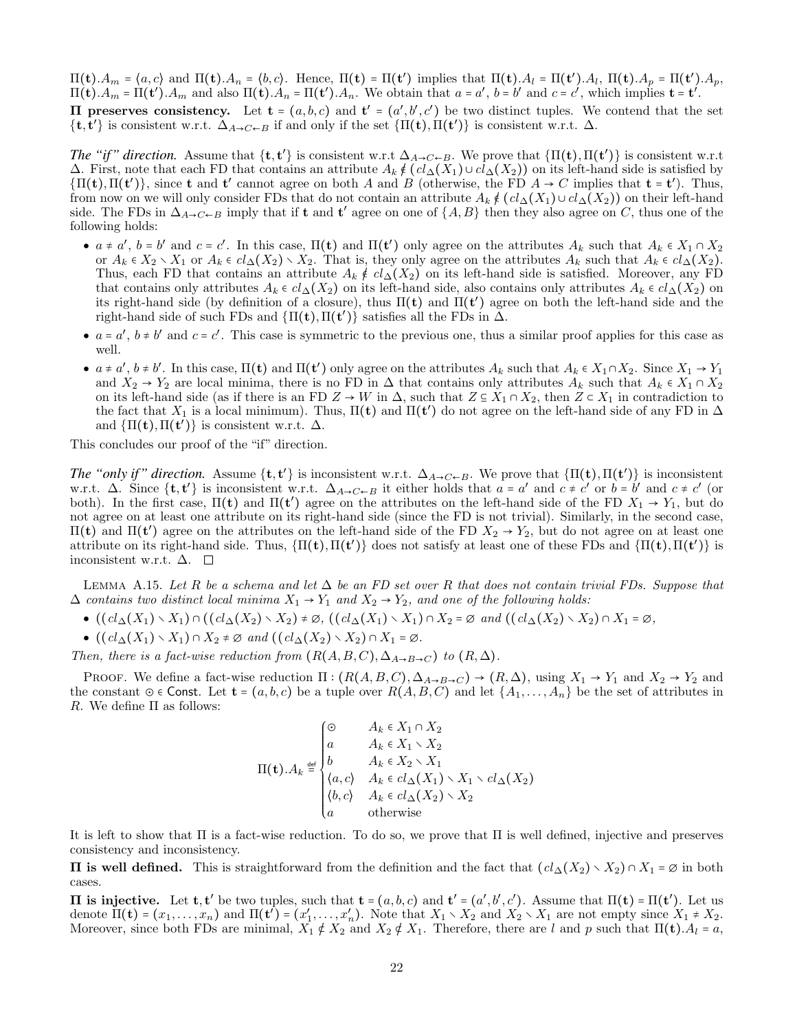$\Pi(\mathbf{t}).A_m = \langle a, c\rangle$ and $\Pi(\mathbf{t}).A_n = \langle b, c\rangle$. Hence, $\Pi(\mathbf{t}) = \Pi(\mathbf{t}')$ implies that $\Pi(\mathbf{t}).A_l = \Pi(\mathbf{t}').A_l$, $\Pi(\mathbf{t}).A_p = \Pi(\mathbf{t}').A_p$, $\Pi(\mathbf{t}).A_m = \Pi(\mathbf{t}').A_m$ and also $\Pi(\mathbf{t}).A_n = \Pi(\mathbf{t}').A_n$. We obtain that $a = a'$, $b = b'$ and $c = c'$, which implies $\mathbf{t} = \mathbf{t}'$.

**$\Pi$ preserves consistency.** Let $\mathbf{t} = (a, b, c)$ and $\mathbf{t}' = (a', b', c')$ be two distinct tuples. We contend that the set $\{\mathbf{t}, \mathbf{t}'\}$ is consistent w.r.t. $\Delta_{A\to C\leftarrow B}$ if and only if the set $\{\Pi(\mathbf{t}), \Pi(\mathbf{t}')\}$ is consistent w.r.t. $\Delta$.

***The "if" direction.*** Assume that $\{\mathbf{t}, \mathbf{t}'\}$ is consistent w.r.t $\Delta_{A\to C\leftarrow B}$. We prove that $\{\Pi(\mathbf{t}), \Pi(\mathbf{t}')\}$ is consistent w.r.t $\Delta$. First, note that each FD that contains an attribute $A_k \notin (cl_\Delta(X_1) \cup cl_\Delta(X_2))$ on its left-hand side is satisfied by $\{\Pi(\mathbf{t}), \Pi(\mathbf{t}')\}$, since $\mathbf{t}$ and $\mathbf{t}'$ cannot agree on both $A$ and $B$ (otherwise, the FD $A \to C$ implies that $\mathbf{t} = \mathbf{t}'$). Thus, from now on we will only consider FDs that do not contain an attribute $A_k \notin (cl_\Delta(X_1) \cup cl_\Delta(X_2))$ on their left-hand side. The FDs in $\Delta_{A\to C\leftarrow B}$ imply that if $\mathbf{t}$ and $\mathbf{t}'$ agree on one of $\{A, B\}$ then they also agree on $C$, thus one of the following holds:

- $a \neq a'$, $b = b'$ and $c = c'$. In this case, $\Pi(\mathbf{t})$ and $\Pi(\mathbf{t}')$ only agree on the attributes $A_k$ such that $A_k \in X_1 \cap X_2$ or $A_k \in X_2 \setminus X_1$ or $A_k \in cl_\Delta(X_2) \setminus X_2$. That is, they only agree on the attributes $A_k$ such that $A_k \in cl_\Delta(X_2)$. Thus, each FD that contains an attribute $A_k \notin cl_\Delta(X_2)$ on its left-hand side is satisfied. Moreover, any FD that contains only attributes $A_k \in cl_\Delta(X_2)$ on its left-hand side, also contains only attributes $A_k \in cl_\Delta(X_2)$ on its right-hand side (by definition of a closure), thus $\Pi(\mathbf{t})$ and $\Pi(\mathbf{t}')$ agree on both the left-hand side and the right-hand side of such FDs and $\{\Pi(\mathbf{t}), \Pi(\mathbf{t}')\}$ satisfies all the FDs in $\Delta$.
- $a = a'$, $b \neq b'$ and $c = c'$. This case is symmetric to the previous one, thus a similar proof applies for this case as well.
- $a \neq a'$, $b \neq b'$. In this case, $\Pi(\mathbf{t})$ and $\Pi(\mathbf{t}')$ only agree on the attributes $A_k$ such that $A_k \in X_1 \cap X_2$. Since $X_1 \to Y_1$ and $X_2 \to Y_2$ are local minima, there is no FD in $\Delta$ that contains only attributes $A_k$ such that $A_k \in X_1 \cap X_2$ on its left-hand side (as if there is an FD $Z \to W$ in $\Delta$, such that $Z \subseteq X_1 \cap X_2$, then $Z \subset X_1$ in contradiction to the fact that $X_1$ is a local minimum). Thus, $\Pi(\mathbf{t})$ and $\Pi(\mathbf{t}')$ do not agree on the left-hand side of any FD in $\Delta$ and $\{\Pi(\mathbf{t}), \Pi(\mathbf{t}')\}$ is consistent w.r.t. $\Delta$.

This concludes our proof of the "if" direction.

***The "only if" direction.*** Assume $\{\mathbf{t}, \mathbf{t}'\}$ is inconsistent w.r.t. $\Delta_{A\to C\leftarrow B}$. We prove that $\{\Pi(\mathbf{t}), \Pi(\mathbf{t}')\}$ is inconsistent w.r.t. $\Delta$. Since $\{\mathbf{t}, \mathbf{t}'\}$ is inconsistent w.r.t. $\Delta_{A\to C\leftarrow B}$ it either holds that $a = a'$ and $c \neq c'$ or $b = b'$ and $c \neq c'$ (or both). In the first case, $\Pi(\mathbf{t})$ and $\Pi(\mathbf{t}')$ agree on the attributes on the left-hand side of the FD $X_1 \to Y_1$, but do not agree on at least one attribute on its right-hand side (since the FD is not trivial). Similarly, in the second case, $\Pi(\mathbf{t})$ and $\Pi(\mathbf{t}')$ agree on the attributes on the left-hand side of the FD $X_2 \to Y_2$, but do not agree on at least one attribute on its right-hand side. Thus, $\{\Pi(\mathbf{t}), \Pi(\mathbf{t}')\}$ does not satisfy at least one of these FDs and $\{\Pi(\mathbf{t}), \Pi(\mathbf{t}')\}$ is inconsistent w.r.t. $\Delta$. $\square$

LEMMA A.15. *Let $R$ be a schema and let $\Delta$ be an FD set over $R$ that does not contain trivial FDs. Suppose that $\Delta$ contains two distinct local minima $X_1 \to Y_1$ and $X_2 \to Y_2$, and one of the following holds:*

- $((cl_\Delta(X_1) \setminus X_1) \cap ((cl_\Delta(X_2) \setminus X_2) \neq \emptyset$, $((cl_\Delta(X_1) \setminus X_1) \cap X_2 = \emptyset$ *and* $((cl_\Delta(X_2) \setminus X_2) \cap X_1 = \emptyset$,
- $((cl_\Delta(X_1) \setminus X_1) \cap X_2 \neq \emptyset$ *and* $((cl_\Delta(X_2) \setminus X_2) \cap X_1 = \emptyset$.

*Then, there is a fact-wise reduction from $(R(A, B, C), \Delta_{A\to B\to C})$ to $(R, \Delta)$.*

PROOF. We define a fact-wise reduction $\Pi : (R(A, B, C), \Delta_{A\to B\to C}) \to (R, \Delta)$, using $X_1 \to Y_1$ and $X_2 \to Y_2$ and the constant $\odot \in \mathsf{Const}$. Let $\mathbf{t} = (a, b, c)$ be a tuple over $R(A, B, C)$ and let $\{A_1, \dots, A_n\}$ be the set of attributes in $R$. We define $\Pi$ as follows:

$$\Pi(\mathbf{t}).A_k \stackrel{\text{def}}{=} \begin{cases} \odot & A_k \in X_1 \cap X_2 \\ a & A_k \in X_1 \setminus X_2 \\ b & A_k \in X_2 \setminus X_1 \\ \langle a, c\rangle & A_k \in cl_\Delta(X_1) \setminus X_1 \setminus cl_\Delta(X_2) \\ \langle b, c\rangle & A_k \in cl_\Delta(X_2) \setminus X_2 \\ a & \text{otherwise} \end{cases}$$

It is left to show that $\Pi$ is a fact-wise reduction. To do so, we prove that $\Pi$ is well defined, injective and preserves consistency and inconsistency.

**$\Pi$ is well defined.** This is straightforward from the definition and the fact that $(cl_\Delta(X_2) \setminus X_2) \cap X_1 = \emptyset$ in both cases.

**$\Pi$ is injective.** Let $\mathbf{t}, \mathbf{t}'$ be two tuples, such that $\mathbf{t} = (a, b, c)$ and $\mathbf{t}' = (a', b', c')$. Assume that $\Pi(\mathbf{t}) = \Pi(\mathbf{t}')$. Let us denote $\Pi(\mathbf{t}) = (x_1, \dots, x_n)$ and $\Pi(\mathbf{t}') = (x'_1, \dots, x'_n)$. Note that $X_1 \setminus X_2$ and $X_2 \setminus X_1$ are not empty since $X_1 \neq X_2$. Moreover, since both FDs are minimal, $X_1 \notin X_2$ and $X_2 \notin X_1$. Therefore, there are $l$ and $p$ such that $\Pi(\mathbf{t}).A_l = a$,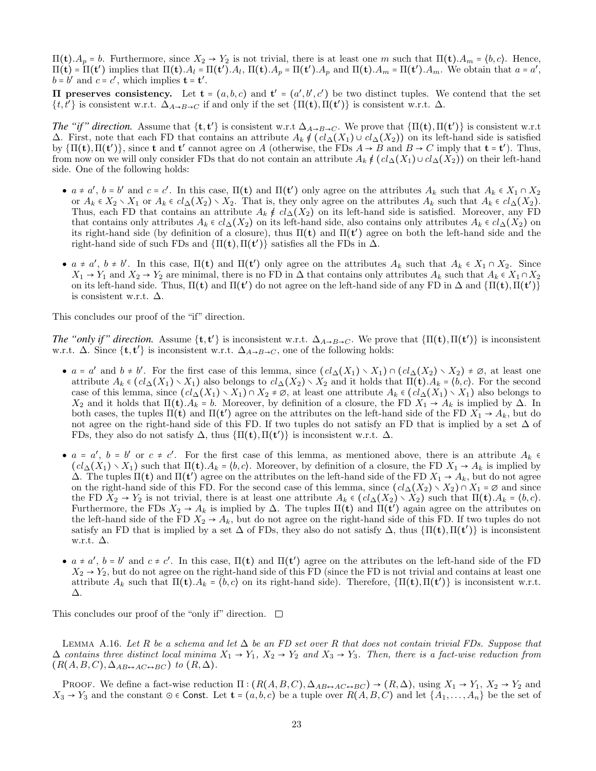$\Pi(\mathbf{t}).A_p = b$. Furthermore, since $X_2 \to Y_2$ is not trivial, there is at least one $m$ such that $\Pi(\mathbf{t}).A_m = \langle b, c\rangle$. Hence, $\Pi(\mathbf{t}) = \Pi(\mathbf{t}')$ implies that $\Pi(\mathbf{t}).A_l = \Pi(\mathbf{t}').A_l$, $\Pi(\mathbf{t}).A_p = \Pi(\mathbf{t}').A_p$ and $\Pi(\mathbf{t}).A_m = \Pi(\mathbf{t}').A_m$. We obtain that $a = a'$, $b = b'$ and $c = c'$, which implies $\mathbf{t} = \mathbf{t}'$.

**Π preserves consistency.** Let $\mathbf{t} = (a, b, c)$ and $\mathbf{t}' = (a', b', c')$ be two distinct tuples. We contend that the set $\{t, t'\}$ is consistent w.r.t. $\Delta_{A\to B\to C}$ if and only if the set $\{\Pi(\mathbf{t}), \Pi(\mathbf{t}')\}$ is consistent w.r.t. $\Delta$.

***The "if" direction.*** Assume that $\{\mathbf{t}, \mathbf{t}'\}$ is consistent w.r.t $\Delta_{A\to B\to C}$. We prove that $\{\Pi(\mathbf{t}), \Pi(\mathbf{t}')\}$ is consistent w.r.t $\Delta$. First, note that each FD that contains an attribute $A_k \notin (cl_\Delta(X_1) \cup cl_\Delta(X_2))$ on its left-hand side is satisfied by $\{\Pi(\mathbf{t}), \Pi(\mathbf{t}')\}$, since $\mathbf{t}$ and $\mathbf{t}'$ cannot agree on $A$ (otherwise, the FDs $A \to B$ and $B \to C$ imply that $\mathbf{t} = \mathbf{t}'$). Thus, from now on we will only consider FDs that do not contain an attribute $A_k \notin (cl_\Delta(X_1) \cup cl_\Delta(X_2))$ on their left-hand side. One of the following holds:

- $a \neq a'$, $b = b'$ and $c = c'$. In this case, $\Pi(\mathbf{t})$ and $\Pi(\mathbf{t}')$ only agree on the attributes $A_k$ such that $A_k \in X_1 \cap X_2$ or $A_k \in X_2 \setminus X_1$ or $A_k \in cl_\Delta(X_2) \setminus X_2$. That is, they only agree on the attributes $A_k$ such that $A_k \in cl_\Delta(X_2)$. Thus, each FD that contains an attribute $A_k \notin cl_\Delta(X_2)$ on its left-hand side is satisfied. Moreover, any FD that contains only attributes $A_k \in cl_\Delta(X_2)$ on its left-hand side, also contains only attributes $A_k \in cl_\Delta(X_2)$ on its right-hand side (by definition of a closure), thus $\Pi(\mathbf{t})$ and $\Pi(\mathbf{t}')$ agree on both the left-hand side and the right-hand side of such FDs and $\{\Pi(\mathbf{t}), \Pi(\mathbf{t}')\}$ satisfies all the FDs in $\Delta$.
- $a \neq a'$, $b \neq b'$. In this case, $\Pi(\mathbf{t})$ and $\Pi(\mathbf{t}')$ only agree on the attributes $A_k$ such that $A_k \in X_1 \cap X_2$. Since $X_1 \to Y_1$ and $X_2 \to Y_2$ are minimal, there is no FD in $\Delta$ that contains only attributes $A_k$ such that $A_k \in X_1 \cap X_2$ on its left-hand side. Thus, $\Pi(\mathbf{t})$ and $\Pi(\mathbf{t}')$ do not agree on the left-hand side of any FD in $\Delta$ and $\{\Pi(\mathbf{t}), \Pi(\mathbf{t}')\}$ is consistent w.r.t. $\Delta$.

This concludes our proof of the "if" direction.

***The "only if" direction.*** Assume $\{\mathbf{t}, \mathbf{t}'\}$ is inconsistent w.r.t. $\Delta_{A\to B\to C}$. We prove that $\{\Pi(\mathbf{t}), \Pi(\mathbf{t}')\}$ is inconsistent w.r.t. $\Delta$. Since $\{\mathbf{t}, \mathbf{t}'\}$ is inconsistent w.r.t. $\Delta_{A\to B\to C}$, one of the following holds:

- $a = a'$ and $b \neq b'$. For the first case of this lemma, since $(cl_\Delta(X_1) \setminus X_1) \cap (cl_\Delta(X_2) \setminus X_2) \neq \emptyset$, at least one attribute $A_k \in (cl_\Delta(X_1) \setminus X_1)$ also belongs to $cl_\Delta(X_2) \setminus X_2$ and it holds that $\Pi(\mathbf{t}).A_k = \langle b, c\rangle$. For the second case of this lemma, since $(cl_\Delta(X_1) \setminus X_1) \cap X_2 \neq \emptyset$, at least one attribute $A_k \in (cl_\Delta(X_1) \setminus X_1)$ also belongs to $X_2$ and it holds that $\Pi(\mathbf{t}).A_k = b$. Moreover, by definition of a closure, the FD $X_1 \to A_k$ is implied by $\Delta$. In both cases, the tuples $\Pi(\mathbf{t})$ and $\Pi(\mathbf{t}')$ agree on the attributes on the left-hand side of the FD $X_1 \to A_k$, but do not agree on the right-hand side of this FD. If two tuples do not satisfy an FD that is implied by a set $\Delta$ of FDs, they also do not satisfy $\Delta$, thus $\{\Pi(\mathbf{t}), \Pi(\mathbf{t}')\}$ is inconsistent w.r.t. $\Delta$.
- $a = a'$, $b = b'$ or $c \neq c'$. For the first case of this lemma, as mentioned above, there is an attribute $A_k \in (cl_\Delta(X_1) \setminus X_1)$ such that $\Pi(\mathbf{t}).A_k = \langle b, c\rangle$. Moreover, by definition of a closure, the FD $X_1 \to A_k$ is implied by $\Delta$. The tuples $\Pi(\mathbf{t})$ and $\Pi(\mathbf{t}')$ agree on the attributes on the left-hand side of the FD $X_1 \to A_k$, but do not agree on the right-hand side of this FD. For the second case of this lemma, since $(cl_\Delta(X_2) \setminus X_2) \cap X_1 = \emptyset$ and since the FD $X_2 \to Y_2$ is not trivial, there is at least one attribute $A_k \in (cl_\Delta(X_2) \setminus X_2)$ such that $\Pi(\mathbf{t}).A_k = \langle b, c\rangle$. Furthermore, the FDs $X_2 \to A_k$ is implied by $\Delta$. The tuples $\Pi(\mathbf{t})$ and $\Pi(\mathbf{t}')$ again agree on the attributes on the left-hand side of the FD $X_2 \to A_k$, but do not agree on the right-hand side of this FD. If two tuples do not satisfy an FD that is implied by a set $\Delta$ of FDs, they also do not satisfy $\Delta$, thus $\{\Pi(\mathbf{t}), \Pi(\mathbf{t}')\}$ is inconsistent w.r.t. $\Delta$.
- $a \neq a'$, $b = b'$ and $c \neq c'$. In this case, $\Pi(\mathbf{t})$ and $\Pi(\mathbf{t}')$ agree on the attributes on the left-hand side of the FD $X_2 \to Y_2$, but do not agree on the right-hand side of this FD (since the FD is not trivial and contains at least one attribute $A_k$ such that $\Pi(\mathbf{t}).A_k = \langle b, c\rangle$ on its right-hand side). Therefore, $\{\Pi(\mathbf{t}), \Pi(\mathbf{t}')\}$ is inconsistent w.r.t. $\Delta$.

This concludes our proof of the "only if" direction. □

Lemma A.16. *Let $R$ be a schema and let $\Delta$ be an FD set over $R$ that does not contain trivial FDs. Suppose that $\Delta$ contains three distinct local minima $X_1 \to Y_1$, $X_2 \to Y_2$ and $X_3 \to Y_3$. Then, there is a fact-wise reduction from $(R(A, B, C), \Delta_{AB\leftrightarrow AC\leftrightarrow BC})$ to $(R, \Delta)$.*

Proof. We define a fact-wise reduction $\Pi : (R(A, B, C), \Delta_{AB\leftrightarrow AC\leftrightarrow BC}) \to (R, \Delta)$, using $X_1 \to Y_1$, $X_2 \to Y_2$ and $X_3 \to Y_3$ and the constant $\odot \in \mathsf{Const}$. Let $\mathbf{t} = (a, b, c)$ be a tuple over $R(A, B, C)$ and let $\{A_1, \ldots, A_n\}$ be the set of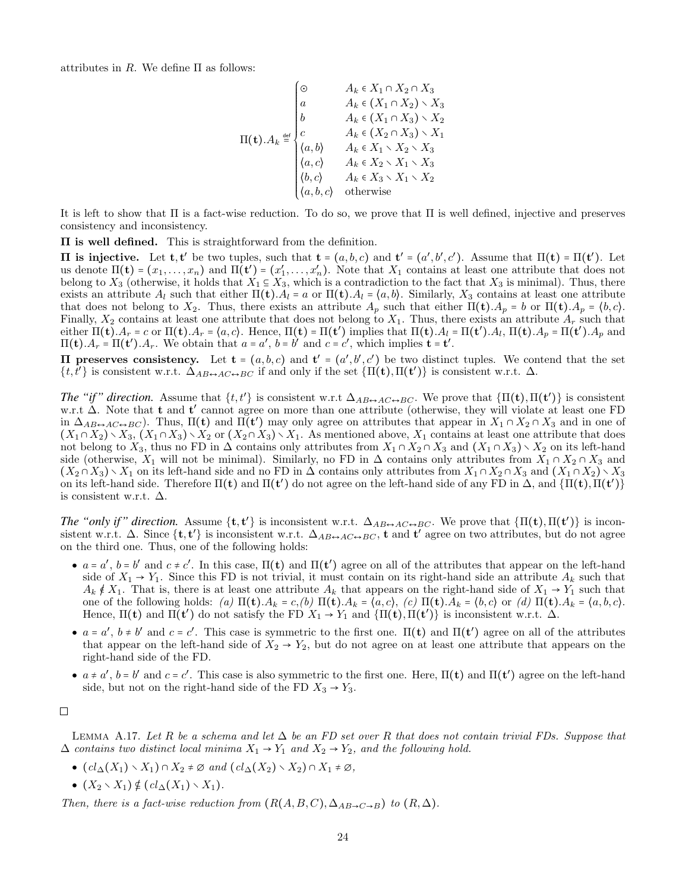attributes in $R$. We define $\Pi$ as follows:

$$\Pi(\mathbf{t}).A_k \stackrel{\text{def}}{=} \begin{cases} \odot & A_k \in X_1 \cap X_2 \cap X_3 \\ a & A_k \in (X_1 \cap X_2) \setminus X_3 \\ b & A_k \in (X_1 \cap X_3) \setminus X_2 \\ c & A_k \in (X_2 \cap X_3) \setminus X_1 \\ \langle a,b \rangle & A_k \in X_1 \setminus X_2 \setminus X_3 \\ \langle a,c \rangle & A_k \in X_2 \setminus X_1 \setminus X_3 \\ \langle b,c \rangle & A_k \in X_3 \setminus X_1 \setminus X_2 \\ \langle a,b,c \rangle & \text{otherwise} \end{cases}$$

It is left to show that $\Pi$ is a fact-wise reduction. To do so, we prove that $\Pi$ is well defined, injective and preserves consistency and inconsistency.

**$\Pi$ is well defined.** This is straightforward from the definition.

**$\Pi$ is injective.** Let $\mathbf{t}, \mathbf{t}'$ be two tuples, such that $\mathbf{t} = (a,b,c)$ and $\mathbf{t}' = (a',b',c')$. Assume that $\Pi(\mathbf{t}) = \Pi(\mathbf{t}')$. Let us denote $\Pi(\mathbf{t}) = (x_1, \dots, x_n)$ and $\Pi(\mathbf{t}') = (x'_1, \dots, x'_n)$. Note that $X_1$ contains at least one attribute that does not belong to $X_3$ (otherwise, it holds that $X_1 \subseteq X_3$, which is a contradiction to the fact that $X_3$ is minimal). Thus, there exists an attribute $A_l$ such that either $\Pi(\mathbf{t}).A_l = a$ or $\Pi(\mathbf{t}).A_l = \langle a,b \rangle$. Similarly, $X_3$ contains at least one attribute that does not belong to $X_2$. Thus, there exists an attribute $A_p$ such that either $\Pi(\mathbf{t}).A_p = b$ or $\Pi(\mathbf{t}).A_p = \langle b,c \rangle$. Finally, $X_2$ contains at least one attribute that does not belong to $X_1$. Thus, there exists an attribute $A_r$ such that either $\Pi(\mathbf{t}).A_r = c$ or $\Pi(\mathbf{t}).A_r = \langle a,c \rangle$. Hence, $\Pi(\mathbf{t}) = \Pi(\mathbf{t}')$ implies that $\Pi(\mathbf{t}).A_l = \Pi(\mathbf{t}').A_l$, $\Pi(\mathbf{t}).A_p = \Pi(\mathbf{t}').A_p$ and $\Pi(\mathbf{t}).A_r = \Pi(\mathbf{t}').A_r$. We obtain that $a = a'$, $b = b'$ and $c = c'$, which implies $\mathbf{t} = \mathbf{t}'$.

**$\Pi$ preserves consistency.** Let $\mathbf{t} = (a,b,c)$ and $\mathbf{t}' = (a',b',c')$ be two distinct tuples. We contend that the set $\{t, t'\}$ is consistent w.r.t. $\Delta_{AB \leftrightarrow AC \leftrightarrow BC}$ if and only if the set $\{\Pi(\mathbf{t}), \Pi(\mathbf{t}')\}$ is consistent w.r.t. $\Delta$.

*The "if" direction.* Assume that $\{t, t'\}$ is consistent w.r.t $\Delta_{AB \leftrightarrow AC \leftrightarrow BC}$. We prove that $\{\Pi(\mathbf{t}), \Pi(\mathbf{t}')\}$ is consistent w.r.t $\Delta$. Note that $\mathbf{t}$ and $\mathbf{t}'$ cannot agree on more than one attribute (otherwise, they will violate at least one FD in $\Delta_{AB \leftrightarrow AC \leftrightarrow BC}$). Thus, $\Pi(\mathbf{t})$ and $\Pi(\mathbf{t}')$ may only agree on attributes that appear in $X_1 \cap X_2 \cap X_3$ and in one of $(X_1 \cap X_2) \setminus X_3$, $(X_1 \cap X_3) \setminus X_2$ or $(X_2 \cap X_3) \setminus X_1$. As mentioned above, $X_1$ contains at least one attribute that does not belong to $X_3$, thus no FD in $\Delta$ contains only attributes from $X_1 \cap X_2 \cap X_3$ and $(X_1 \cap X_3) \setminus X_2$ on its left-hand side (otherwise, $X_1$ will not be minimal). Similarly, no FD in $\Delta$ contains only attributes from $X_1 \cap X_2 \cap X_3$ and $(X_2 \cap X_3) \setminus X_1$ on its left-hand side and no FD in $\Delta$ contains only attributes from $X_1 \cap X_2 \cap X_3$ and $(X_1 \cap X_2) \setminus X_3$ on its left-hand side. Therefore $\Pi(\mathbf{t})$ and $\Pi(\mathbf{t}')$ do not agree on the left-hand side of any FD in $\Delta$, and $\{\Pi(\mathbf{t}), \Pi(\mathbf{t}')\}$ is consistent w.r.t. $\Delta$.

*The "only if" direction.* Assume $\{\mathbf{t}, \mathbf{t}'\}$ is inconsistent w.r.t. $\Delta_{AB \leftrightarrow AC \leftrightarrow BC}$. We prove that $\{\Pi(\mathbf{t}), \Pi(\mathbf{t}')\}$ is inconsistent w.r.t. $\Delta$. Since $\{\mathbf{t}, \mathbf{t}'\}$ is inconsistent w.r.t. $\Delta_{AB \leftrightarrow AC \leftrightarrow BC}$, $\mathbf{t}$ and $\mathbf{t}'$ agree on two attributes, but do not agree on the third one. Thus, one of the following holds:

- $a = a'$, $b = b'$ and $c \neq c'$. In this case, $\Pi(\mathbf{t})$ and $\Pi(\mathbf{t}')$ agree on all of the attributes that appear on the left-hand side of $X_1 \rightarrow Y_1$. Since this FD is not trivial, it must contain on its right-hand side an attribute $A_k$ such that $A_k \notin X_1$. That is, there is at least one attribute $A_k$ that appears on the right-hand side of $X_1 \rightarrow Y_1$ such that one of the following holds: *(a)* $\Pi(\mathbf{t}).A_k = c$, *(b)* $\Pi(\mathbf{t}).A_k = \langle a,c \rangle$, *(c)* $\Pi(\mathbf{t}).A_k = \langle b,c \rangle$ or *(d)* $\Pi(\mathbf{t}).A_k = \langle a,b,c \rangle$. Hence, $\Pi(\mathbf{t})$ and $\Pi(\mathbf{t}')$ do not satisfy the FD $X_1 \rightarrow Y_1$ and $\{\Pi(\mathbf{t}), \Pi(\mathbf{t}')\}$ is inconsistent w.r.t. $\Delta$.
- $a = a'$, $b \neq b'$ and $c = c'$. This case is symmetric to the first one. $\Pi(\mathbf{t})$ and $\Pi(\mathbf{t}')$ agree on all of the attributes that appear on the left-hand side of $X_2 \rightarrow Y_2$, but do not agree on at least one attribute that appears on the right-hand side of the FD.
- $a \neq a'$, $b = b'$ and $c = c'$. This case is also symmetric to the first one. Here, $\Pi(\mathbf{t})$ and $\Pi(\mathbf{t}')$ agree on the left-hand side, but not on the right-hand side of the FD $X_3 \rightarrow Y_3$.

□

Lemma A.17. *Let $R$ be a schema and let $\Delta$ be an FD set over $R$ that does not contain trivial FDs. Suppose that $\Delta$ contains two distinct local minima $X_1 \rightarrow Y_1$ and $X_2 \rightarrow Y_2$, and the following hold.*

- $(cl_\Delta(X_1) \setminus X_1) \cap X_2 \neq \emptyset$ *and* $(cl_\Delta(X_2) \setminus X_2) \cap X_1 \neq \emptyset$,
- $(X_2 \setminus X_1) \notin (cl_\Delta(X_1) \setminus X_1)$.

*Then, there is a fact-wise reduction from $(R(A,B,C), \Delta_{AB \rightarrow C \rightarrow B})$ to $(R, \Delta)$.*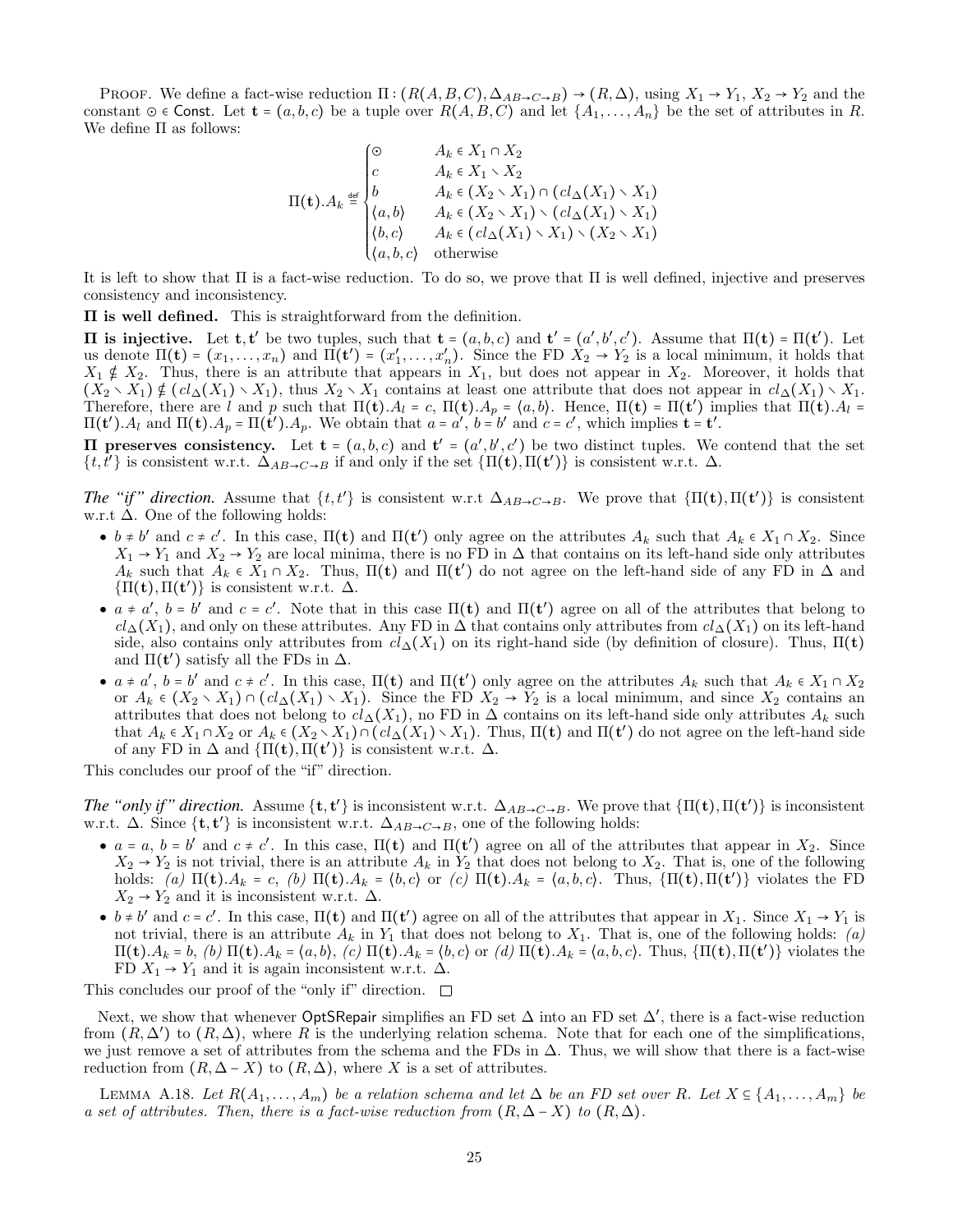PROOF. We define a fact-wise reduction $\Pi : (R(A,B,C), \Delta_{AB\to C\to B}) \to (R, \Delta)$, using $X_1 \to Y_1$, $X_2 \to Y_2$ and the constant $\odot \in \mathsf{Const}$. Let $\mathbf{t} = (a,b,c)$ be a tuple over $R(A,B,C)$ and let $\{A_1,\dots,A_n\}$ be the set of attributes in $R$. We define $\Pi$ as follows:

$$
\Pi(\mathbf{t}).A_k \overset{\text{def}}{=} \begin{cases} \odot & A_k \in X_1 \cap X_2 \\ c & A_k \in X_1 \setminus X_2 \\ b & A_k \in (X_2 \setminus X_1) \cap (cl_\Delta(X_1) \setminus X_1) \\ \langle a,b\rangle & A_k \in (X_2 \setminus X_1) \setminus (cl_\Delta(X_1) \setminus X_1) \\ \langle b,c\rangle & A_k \in (cl_\Delta(X_1) \setminus X_1) \setminus (X_2 \setminus X_1) \\ \langle a,b,c\rangle & \text{otherwise} \end{cases}
$$

It is left to show that $\Pi$ is a fact-wise reduction. To do so, we prove that $\Pi$ is well defined, injective and preserves consistency and inconsistency.

**$\Pi$ is well defined.** This is straightforward from the definition.

**$\Pi$ is injective.** Let $\mathbf{t}, \mathbf{t}'$ be two tuples, such that $\mathbf{t} = (a,b,c)$ and $\mathbf{t}' = (a',b',c')$. Assume that $\Pi(\mathbf{t}) = \Pi(\mathbf{t}')$. Let us denote $\Pi(\mathbf{t}) = (x_1,\dots,x_n)$ and $\Pi(\mathbf{t}') = (x'_1,\dots,x'_n)$. Since the FD $X_2 \to Y_2$ is a local minimum, it holds that $X_1 \notin X_2$. Thus, there is an attribute that appears in $X_1$, but does not appear in $X_2$. Moreover, it holds that $(X_2 \setminus X_1) \notin (cl_\Delta(X_1) \setminus X_1)$, thus $X_2 \setminus X_1$ contains at least one attribute that does not appear in $cl_\Delta(X_1) \setminus X_1$. Therefore, there are $l$ and $p$ such that $\Pi(\mathbf{t}).A_l = c$, $\Pi(\mathbf{t}).A_p = \langle a,b\rangle$. Hence, $\Pi(\mathbf{t}) = \Pi(\mathbf{t}')$ implies that $\Pi(\mathbf{t}).A_l = \Pi(\mathbf{t}').A_l$ and $\Pi(\mathbf{t}).A_p = \Pi(\mathbf{t}').A_p$. We obtain that $a = a'$, $b = b'$ and $c = c'$, which implies $\mathbf{t} = \mathbf{t}'$.

**$\Pi$ preserves consistency.** Let $\mathbf{t} = (a,b,c)$ and $\mathbf{t}' = (a',b',c')$ be two distinct tuples. We contend that the set $\{t,t'\}$ is consistent w.r.t. $\Delta_{AB\to C\to B}$ if and only if the set $\{\Pi(\mathbf{t}),\Pi(\mathbf{t}')\}$ is consistent w.r.t. $\Delta$.

*The "if" direction.* Assume that $\{t,t'\}$ is consistent w.r.t $\Delta_{AB\to C\to B}$. We prove that $\{\Pi(\mathbf{t}),\Pi(\mathbf{t}')\}$ is consistent w.r.t. $\Delta$. One of the following holds:

- $b \neq b'$ and $c \neq c'$. In this case, $\Pi(\mathbf{t})$ and $\Pi(\mathbf{t}')$ only agree on the attributes $A_k$ such that $A_k \in X_1 \cap X_2$. Since $X_1 \to Y_1$ and $X_2 \to Y_2$ are local minima, there is no FD in $\Delta$ that contains on its left-hand side only attributes $A_k$ such that $A_k \in X_1 \cap X_2$. Thus, $\Pi(\mathbf{t})$ and $\Pi(\mathbf{t}')$ do not agree on the left-hand side of any FD in $\Delta$ and $\{\Pi(\mathbf{t}),\Pi(\mathbf{t}')\}$ is consistent w.r.t. $\Delta$.
- $a \neq a'$, $b = b'$ and $c = c'$. Note that in this case $\Pi(\mathbf{t})$ and $\Pi(\mathbf{t}')$ agree on all of the attributes that belong to $cl_\Delta(X_1)$, and only on these attributes. Any FD in $\Delta$ that contains only attributes from $cl_\Delta(X_1)$ on its left-hand side, also contains only attributes from $cl_\Delta(X_1)$ on its right-hand side (by definition of closure). Thus, $\Pi(\mathbf{t})$ and $\Pi(\mathbf{t}')$ satisfy all the FDs in $\Delta$.
- $a \neq a'$, $b = b'$ and $c \neq c'$. In this case, $\Pi(\mathbf{t})$ and $\Pi(\mathbf{t}')$ only agree on the attributes $A_k$ such that $A_k \in X_1 \cap X_2$ or $A_k \in (X_2 \setminus X_1) \cap (cl_\Delta(X_1) \setminus X_1)$. Since the FD $X_2 \to Y_2$ is a local minimum, and since $X_2$ contains an attributes that does not belong to $cl_\Delta(X_1)$, no FD in $\Delta$ contains on its left-hand side only attributes $A_k$ such that $A_k \in X_1 \cap X_2$ or $A_k \in (X_2 \setminus X_1) \cap (cl_\Delta(X_1) \setminus X_1)$. Thus, $\Pi(\mathbf{t})$ and $\Pi(\mathbf{t}')$ do not agree on the left-hand side of any FD in $\Delta$ and $\{\Pi(\mathbf{t}),\Pi(\mathbf{t}')\}$ is consistent w.r.t. $\Delta$.

This concludes our proof of the "if" direction.

*The "only if" direction.* Assume $\{\mathbf{t},\mathbf{t}'\}$ is inconsistent w.r.t. $\Delta_{AB\to C\to B}$. We prove that $\{\Pi(\mathbf{t}),\Pi(\mathbf{t}')\}$ is inconsistent w.r.t. $\Delta$. Since $\{\mathbf{t},\mathbf{t}'\}$ is inconsistent w.r.t. $\Delta_{AB\to C\to B}$, one of the following holds:

- $a = a$, $b = b'$ and $c \neq c'$. In this case, $\Pi(\mathbf{t})$ and $\Pi(\mathbf{t}')$ agree on all of the attributes that appear in $X_2$. Since $X_2 \to Y_2$ is not trivial, there is an attribute $A_k$ in $Y_2$ that does not belong to $X_2$. That is, one of the following holds: *(a)* $\Pi(\mathbf{t}).A_k = c$, *(b)* $\Pi(\mathbf{t}).A_k = \langle b,c\rangle$ or *(c)* $\Pi(\mathbf{t}).A_k = \langle a,b,c\rangle$. Thus, $\{\Pi(\mathbf{t}),\Pi(\mathbf{t}')\}$ violates the FD $X_2 \to Y_2$ and it is inconsistent w.r.t. $\Delta$.
- $b \neq b'$ and $c = c'$. In this case, $\Pi(\mathbf{t})$ and $\Pi(\mathbf{t}')$ agree on all of the attributes that appear in $X_1$. Since $X_1 \to Y_1$ is not trivial, there is an attribute $A_k$ in $Y_1$ that does not belong to $X_1$. That is, one of the following holds: *(a)* $\Pi(\mathbf{t}).A_k = b$, *(b)* $\Pi(\mathbf{t}).A_k = \langle a,b\rangle$, *(c)* $\Pi(\mathbf{t}).A_k = \langle b,c\rangle$ or *(d)* $\Pi(\mathbf{t}).A_k = \langle a,b,c\rangle$. Thus, $\{\Pi(\mathbf{t}),\Pi(\mathbf{t}')\}$ violates the FD $X_1 \to Y_1$ and it is again inconsistent w.r.t. $\Delta$.

This concludes our proof of the "only if" direction. $\square$

Next, we show that whenever $\mathsf{OptSRepair}$ simplifies an FD set $\Delta$ into an FD set $\Delta'$, there is a fact-wise reduction from $(R,\Delta')$ to $(R,\Delta)$, where $R$ is the underlying relation schema. Note that for each one of the simplifications, we just remove a set of attributes from the schema and the FDs in $\Delta$. Thus, we will show that there is a fact-wise reduction from $(R,\Delta - X)$ to $(R,\Delta)$, where $X$ is a set of attributes.

LEMMA A.18. *Let $R(A_1,\dots,A_m)$ be a relation schema and let $\Delta$ be an FD set over $R$. Let $X \subseteq \{A_1,\dots,A_m\}$ be a set of attributes. Then, there is a fact-wise reduction from $(R,\Delta - X)$ to $(R,\Delta)$.*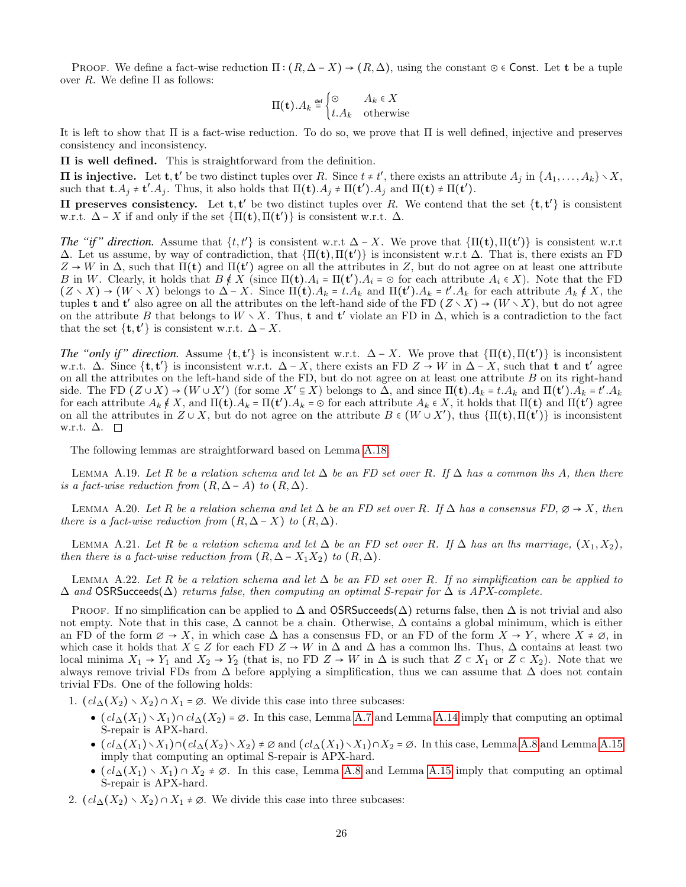Proof. We define a fact-wise reduction $\Pi : (R, \Delta - X) \to (R, \Delta)$, using the constant $\odot \in \mathsf{Const}$. Let $\mathbf{t}$ be a tuple over $R$. We define $\Pi$ as follows:

$$\Pi(\mathbf{t}).A_k \stackrel{\text{def}}{=} \begin{cases} \odot & A_k \in X \\ t.A_k & \text{otherwise} \end{cases}$$

It is left to show that $\Pi$ is a fact-wise reduction. To do so, we prove that $\Pi$ is well defined, injective and preserves consistency and inconsistency.

**$\Pi$ is well defined.** This is straightforward from the definition.

**$\Pi$ is injective.** Let $\mathbf{t}, \mathbf{t}'$ be two distinct tuples over $R$. Since $t \neq t'$, there exists an attribute $A_j$ in $\{A_1, \dots, A_k\} \setminus X$, such that $\mathbf{t}.A_j \neq \mathbf{t}'.A_j$. Thus, it also holds that $\Pi(\mathbf{t}).A_j \neq \Pi(\mathbf{t}').A_j$ and $\Pi(\mathbf{t}) \neq \Pi(\mathbf{t}')$.

**$\Pi$ preserves consistency.** Let $\mathbf{t}, \mathbf{t}'$ be two distinct tuples over $R$. We contend that the set $\{\mathbf{t}, \mathbf{t}'\}$ is consistent w.r.t. $\Delta - X$ if and only if the set $\{\Pi(\mathbf{t}), \Pi(\mathbf{t}')\}$ is consistent w.r.t. $\Delta$.

*The "if" direction.* Assume that $\{t, t'\}$ is consistent w.r.t $\Delta - X$. We prove that $\{\Pi(\mathbf{t}), \Pi(\mathbf{t}')\}$ is consistent w.r.t $\Delta$. Let us assume, by way of contradiction, that $\{\Pi(\mathbf{t}), \Pi(\mathbf{t}')\}$ is inconsistent w.r.t $\Delta$. That is, there exists an FD $Z \to W$ in $\Delta$, such that $\Pi(\mathbf{t})$ and $\Pi(\mathbf{t}')$ agree on all the attributes in $Z$, but do not agree on at least one attribute $B$ in $W$. Clearly, it holds that $B \notin X$ (since $\Pi(\mathbf{t}).A_i = \Pi(\mathbf{t}').A_i = \odot$ for each attribute $A_i \in X$). Note that the FD $(Z \setminus X) \to (W \setminus X)$ belongs to $\Delta - X$. Since $\Pi(\mathbf{t}).A_k = t.A_k$ and $\Pi(\mathbf{t}').A_k = t'.A_k$ for each attribute $A_k \notin X$, the tuples $\mathbf{t}$ and $\mathbf{t}'$ also agree on all the attributes on the left-hand side of the FD $(Z \setminus X) \to (W \setminus X)$, but do not agree on the attribute $B$ that belongs to $W \setminus X$. Thus, $\mathbf{t}$ and $\mathbf{t}'$ violate an FD in $\Delta$, which is a contradiction to the fact that the set $\{\mathbf{t}, \mathbf{t}'\}$ is consistent w.r.t. $\Delta - X$.

*The "only if" direction.* Assume $\{\mathbf{t}, \mathbf{t}'\}$ is inconsistent w.r.t. $\Delta - X$. We prove that $\{\Pi(\mathbf{t}), \Pi(\mathbf{t}')\}$ is inconsistent w.r.t. $\Delta$. Since $\{\mathbf{t}, \mathbf{t}'\}$ is inconsistent w.r.t. $\Delta - X$, there exists an FD $Z \to W$ in $\Delta - X$, such that $\mathbf{t}$ and $\mathbf{t}'$ agree on all the attributes on the left-hand side of the FD, but do not agree on at least one attribute $B$ on its right-hand side. The FD $(Z \cup X) \to (W \cup X')$ (for some $X' \subseteq X$) belongs to $\Delta$, and since $\Pi(\mathbf{t}).A_k = t.A_k$ and $\Pi(\mathbf{t}').A_k = t'.A_k$ for each attribute $A_k \notin X$, and $\Pi(\mathbf{t}).A_k = \Pi(\mathbf{t}').A_k = \odot$ for each attribute $A_k \in X$, it holds that $\Pi(\mathbf{t})$ and $\Pi(\mathbf{t}')$ agree on all the attributes in $Z \cup X$, but do not agree on the attribute $B \in (W \cup X')$, thus $\{\Pi(\mathbf{t}), \Pi(\mathbf{t}')\}$ is inconsistent w.r.t. $\Delta$. $\square$

The following lemmas are straightforward based on Lemma A.18.

Lemma A.19. *Let $R$ be a relation schema and let $\Delta$ be an FD set over $R$. If $\Delta$ has a common lhs $A$, then there is a fact-wise reduction from $(R, \Delta - A)$ to $(R, \Delta)$.*

Lemma A.20. *Let $R$ be a relation schema and let $\Delta$ be an FD set over $R$. If $\Delta$ has a consensus FD, $\emptyset \to X$, then there is a fact-wise reduction from $(R, \Delta - X)$ to $(R, \Delta)$.*

Lemma A.21. *Let $R$ be a relation schema and let $\Delta$ be an FD set over $R$. If $\Delta$ has an lhs marriage, $(X_1, X_2)$, then there is a fact-wise reduction from $(R, \Delta - X_1X_2)$ to $(R, \Delta)$.*

Lemma A.22. *Let $R$ be a relation schema and let $\Delta$ be an FD set over $R$. If no simplification can be applied to $\Delta$ and $\mathsf{OSRSucceeds}(\Delta)$ returns false, then computing an optimal S-repair for $\Delta$ is APX-complete.*

Proof. If no simplification can be applied to $\Delta$ and $\mathsf{OSRSucceeds}(\Delta)$ returns false, then $\Delta$ is not trivial and also not empty. Note that in this case, $\Delta$ cannot be a chain. Otherwise, $\Delta$ contains a global minimum, which is either an FD of the form $\emptyset \to X$, in which case $\Delta$ has a consensus FD, or an FD of the form $X \to Y$, where $X \neq \emptyset$, in which case it holds that $X \subseteq Z$ for each FD $Z \to W$ in $\Delta$ and $\Delta$ has a common lhs. Thus, $\Delta$ contains at least two local minima $X_1 \to Y_1$ and $X_2 \to Y_2$ (that is, no FD $Z \to W$ in $\Delta$ is such that $Z \subset X_1$ or $Z \subset X_2$). Note that we always remove trivial FDs from $\Delta$ before applying a simplification, thus we can assume that $\Delta$ does not contain trivial FDs. One of the following holds:

1. $(cl_\Delta(X_2) \setminus X_2) \cap X_1 = \emptyset$. We divide this case into three subcases:
   - $(cl_\Delta(X_1) \setminus X_1) \cap cl_\Delta(X_2) = \emptyset$. In this case, Lemma A.7 and Lemma A.14 imply that computing an optimal S-repair is APX-hard.
   - $(cl_\Delta(X_1) \setminus X_1) \cap (cl_\Delta(X_2) \setminus X_2) \neq \emptyset$ and $(cl_\Delta(X_1) \setminus X_1) \cap X_2 = \emptyset$. In this case, Lemma A.8 and Lemma A.15 imply that computing an optimal S-repair is APX-hard.
   - $(cl_\Delta(X_1) \setminus X_1) \cap X_2 \neq \emptyset$. In this case, Lemma A.8 and Lemma A.15 imply that computing an optimal S-repair is APX-hard.
2. $(cl_\Delta(X_2) \setminus X_2) \cap X_1 \neq \emptyset$. We divide this case into three subcases: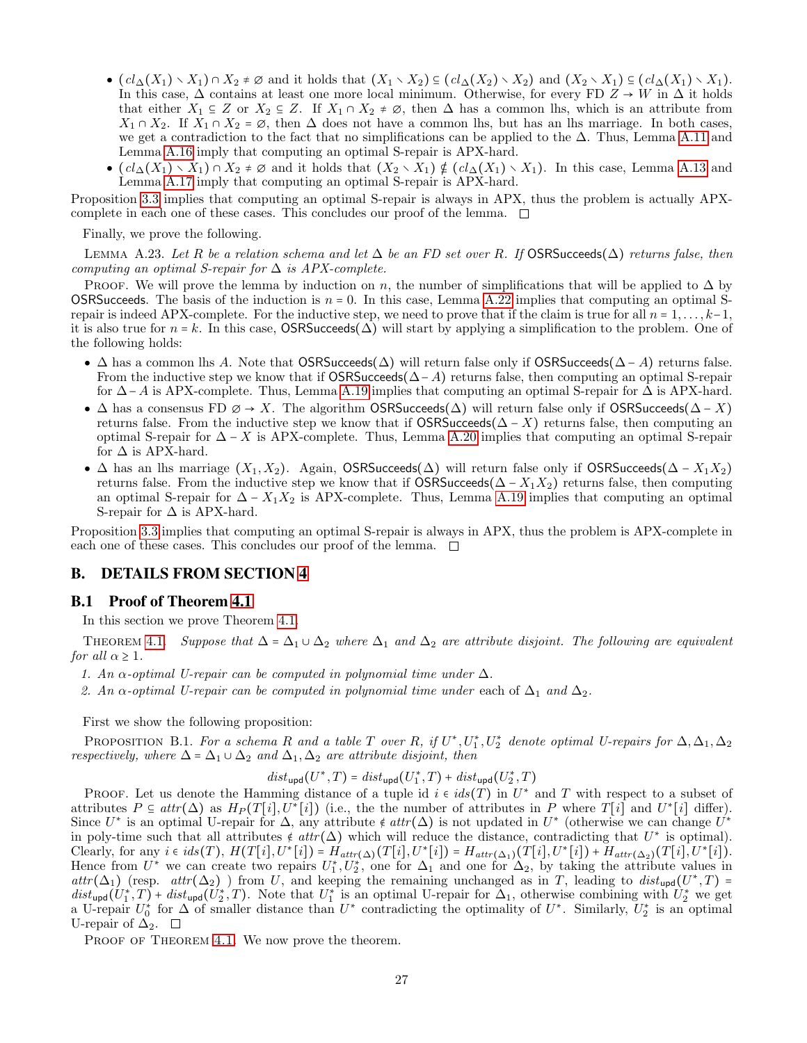- $(cl_\Delta(X_1) \setminus X_1) \cap X_2 \neq \emptyset$ and it holds that $(X_1 \setminus X_2) \subseteq (cl_\Delta(X_2) \setminus X_2)$ and $(X_2 \setminus X_1) \subseteq (cl_\Delta(X_1) \setminus X_1)$. In this case, $\Delta$ contains at least one more local minimum. Otherwise, for every FD $Z \to W$ in $\Delta$ it holds that either $X_1 \subseteq Z$ or $X_2 \subseteq Z$. If $X_1 \cap X_2 \neq \emptyset$, then $\Delta$ has a common lhs, which is an attribute from $X_1 \cap X_2$. If $X_1 \cap X_2 = \emptyset$, then $\Delta$ does not have a common lhs, but has an lhs marriage. In both cases, we get a contradiction to the fact that no simplifications can be applied to the $\Delta$. Thus, Lemma A.11 and Lemma A.16 imply that computing an optimal S-repair is APX-hard.
- $(cl_\Delta(X_1) \setminus X_1) \cap X_2 \neq \emptyset$ and it holds that $(X_2 \setminus X_1) \notin (cl_\Delta(X_1) \setminus X_1)$. In this case, Lemma A.13 and Lemma A.17 imply that computing an optimal S-repair is APX-hard.

Proposition 3.3 implies that computing an optimal S-repair is always in APX, thus the problem is actually APX-complete in each one of these cases. This concludes our proof of the lemma. □

Finally, we prove the following.

Lemma A.23. *Let $R$ be a relation schema and let $\Delta$ be an FD set over $R$. If* OSRSucceeds($\Delta$) *returns false, then computing an optimal S-repair for $\Delta$ is APX-complete.*

Proof. We will prove the lemma by induction on $n$, the number of simplifications that will be applied to $\Delta$ by OSRSucceeds. The basis of the induction is $n = 0$. In this case, Lemma A.22 implies that computing an optimal S-repair is indeed APX-complete. For the inductive step, we need to prove that if the claim is true for all $n = 1, \dots, k-1$, it is also true for $n = k$. In this case, OSRSucceeds($\Delta$) will start by applying a simplification to the problem. One of the following holds:

- $\Delta$ has a common lhs $A$. Note that OSRSucceeds($\Delta$) will return false only if OSRSucceeds($\Delta - A$) returns false. From the inductive step we know that if OSRSucceeds($\Delta - A$) returns false, then computing an optimal S-repair for $\Delta - A$ is APX-complete. Thus, Lemma A.19 implies that computing an optimal S-repair for $\Delta$ is APX-hard.
- $\Delta$ has a consensus FD $\emptyset \to X$. The algorithm OSRSucceeds($\Delta$) will return false only if OSRSucceeds($\Delta - X$) returns false. From the inductive step we know that if OSRSucceeds($\Delta - X$) returns false, then computing an optimal S-repair for $\Delta - X$ is APX-complete. Thus, Lemma A.20 implies that computing an optimal S-repair for $\Delta$ is APX-hard.
- $\Delta$ has an lhs marriage $(X_1, X_2)$. Again, OSRSucceeds($\Delta$) will return false only if OSRSucceeds($\Delta - X_1X_2$) returns false. From the inductive step we know that if OSRSucceeds($\Delta - X_1X_2$) returns false, then computing an optimal S-repair for $\Delta - X_1X_2$ is APX-complete. Thus, Lemma A.19 implies that computing an optimal S-repair for $\Delta$ is APX-hard.

Proposition 3.3 implies that computing an optimal S-repair is always in APX, thus the problem is APX-complete in each one of these cases. This concludes our proof of the lemma. □

## B. DETAILS FROM SECTION 4

### B.1 Proof of Theorem 4.1

In this section we prove Theorem 4.1.

Theorem 4.1. *Suppose that $\Delta = \Delta_1 \cup \Delta_2$ where $\Delta_1$ and $\Delta_2$ are attribute disjoint. The following are equivalent for all $\alpha \geq 1$.*

1. *An $\alpha$-optimal U-repair can be computed in polynomial time under $\Delta$.*
2. *An $\alpha$-optimal U-repair can be computed in polynomial time under* each *of $\Delta_1$ and $\Delta_2$.*

First we show the following proposition:

Proposition B.1. *For a schema $R$ and a table $T$ over $R$, if $U^*, U_1^*, U_2^*$ denote optimal U-repairs for $\Delta, \Delta_1, \Delta_2$ respectively, where $\Delta = \Delta_1 \cup \Delta_2$ and $\Delta_1, \Delta_2$ are attribute disjoint, then*

$$dist_{\mathsf{upd}}(U^*, T) = dist_{\mathsf{upd}}(U_1^*, T) + dist_{\mathsf{upd}}(U_2^*, T)$$

Proof. Let us denote the Hamming distance of a tuple id $i \in ids(T)$ in $U^*$ and $T$ with respect to a subset of attributes $P \subseteq attr(\Delta)$ as $H_P(T[i], U^*[i])$ (i.e., the the number of attributes in $P$ where $T[i]$ and $U^*[i]$ differ). Since $U^*$ is an optimal U-repair for $\Delta$, any attribute $\notin attr(\Delta)$ is not updated in $U^*$ (otherwise we can change $U^*$ in poly-time such that all attributes $\notin attr(\Delta)$ which will reduce the distance, contradicting that $U^*$ is optimal). Clearly, for any $i \in ids(T)$, $H(T[i], U^*[i]) = H_{attr(\Delta)}(T[i], U^*[i]) = H_{attr(\Delta_1)}(T[i], U^*[i]) + H_{attr(\Delta_2)}(T[i], U^*[i])$. Hence from $U^*$ we can create two repairs $U_1^*, U_2^*$, one for $\Delta_1$ and one for $\Delta_2$, by taking the attribute values in $attr(\Delta_1)$ (resp. $attr(\Delta_2)$ ) from $U$, and keeping the remaining unchanged as in $T$, leading to $dist_{\mathsf{upd}}(U^*, T) = dist_{\mathsf{upd}}(U_1^*, T) + dist_{\mathsf{upd}}(U_2^*, T)$. Note that $U_1^*$ is an optimal U-repair for $\Delta_1$, otherwise combining with $U_2^*$ we get a U-repair $U_0^*$ for $\Delta$ of smaller distance than $U^*$ contradicting the optimality of $U^*$. Similarly, $U_2^*$ is an optimal U-repair of $\Delta_2$. □

Proof of Theorem 4.1. We now prove the theorem.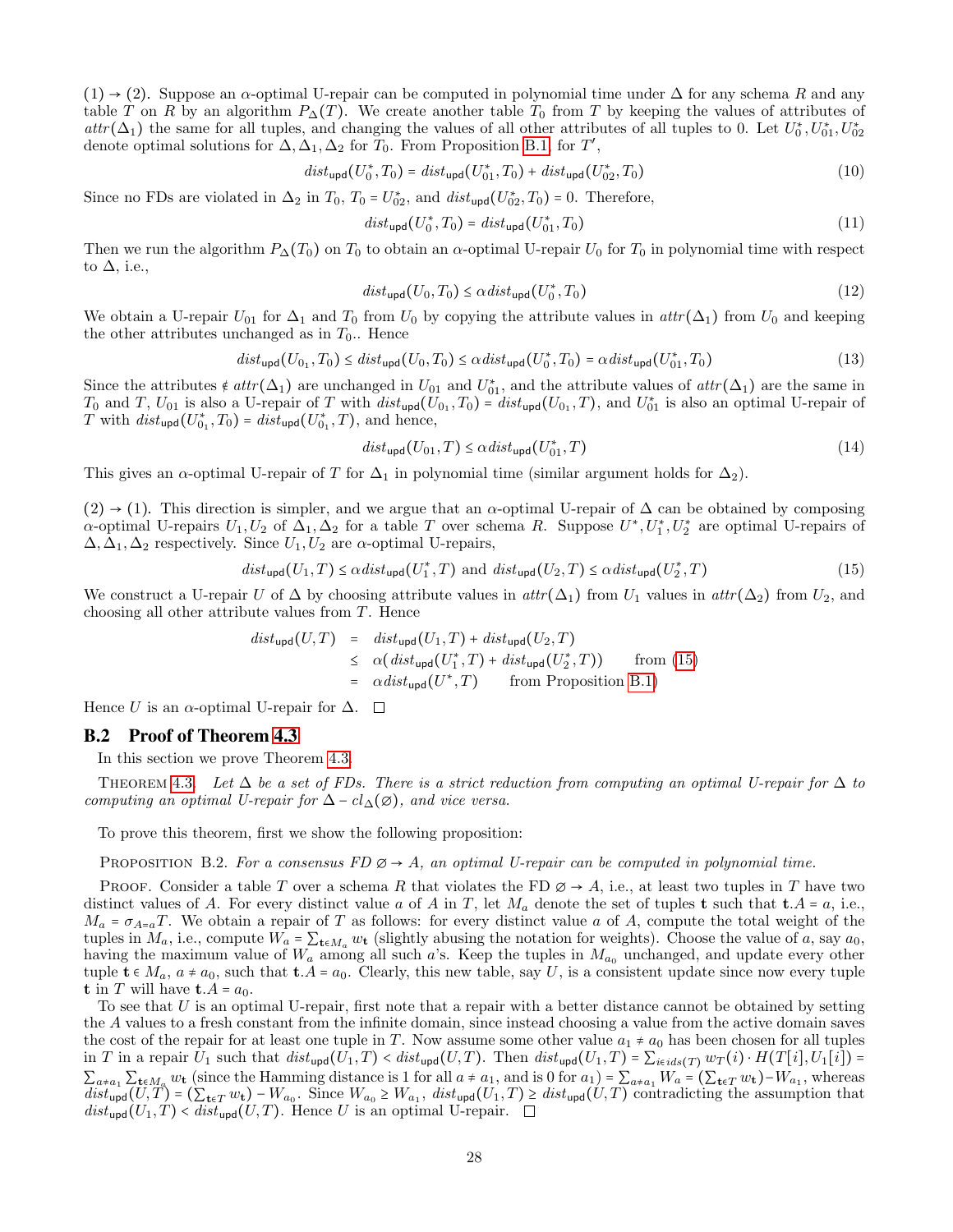(1) → (2). Suppose an $\alpha$-optimal U-repair can be computed in polynomial time under $\Delta$ for any schema $R$ and any table $T$ on $R$ by an algorithm $P_\Delta(T)$. We create another table $T_0$ from $T$ by keeping the values of attributes of $attr(\Delta_1)$ the same for all tuples, and changing the values of all other attributes of all tuples to 0. Let $U_0^*, U_{01}^*, U_{02}^*$ denote optimal solutions for $\Delta, \Delta_1, \Delta_2$ for $T_0$. From Proposition B.1, for $T'$,

$$dist_{\mathsf{upd}}(U_0^*, T_0) = dist_{\mathsf{upd}}(U_{01}^*, T_0) + dist_{\mathsf{upd}}(U_{02}^*, T_0) \tag{10}$$

Since no FDs are violated in $\Delta_2$ in $T_0$, $T_0 = U_{02}^*$, and $dist_{\mathsf{upd}}(U_{02}^*, T_0) = 0$. Therefore,

$$dist_{\mathsf{upd}}(U_0^*, T_0) = dist_{\mathsf{upd}}(U_{01}^*, T_0) \tag{11}$$

Then we run the algorithm $P_\Delta(T_0)$ on $T_0$ to obtain an $\alpha$-optimal U-repair $U_0$ for $T_0$ in polynomial time with respect to $\Delta$, i.e.,

$$dist_{\mathsf{upd}}(U_0, T_0) \leq \alpha\, dist_{\mathsf{upd}}(U_0^*, T_0) \tag{12}$$

We obtain a U-repair $U_{01}$ for $\Delta_1$ and $T_0$ from $U_0$ by copying the attribute values in $attr(\Delta_1)$ from $U_0$ and keeping the other attributes unchanged as in $T_0$.. Hence

$$dist_{\mathsf{upd}}(U_{0_1}, T_0) \leq dist_{\mathsf{upd}}(U_0, T_0) \leq \alpha\, dist_{\mathsf{upd}}(U_0^*, T_0) = \alpha\, dist_{\mathsf{upd}}(U_{01}^*, T_0) \tag{13}$$

Since the attributes $\notin attr(\Delta_1)$ are unchanged in $U_{01}$ and $U_{01}^*$, and the attribute values of $attr(\Delta_1)$ are the same in $T_0$ and $T$, $U_{01}$ is also a U-repair of $T$ with $dist_{\mathsf{upd}}(U_{0_1}, T_0) = dist_{\mathsf{upd}}(U_{0_1}, T)$, and $U_{01}^*$ is also an optimal U-repair of $T$ with $dist_{\mathsf{upd}}(U_{0_1}^*, T_0) = dist_{\mathsf{upd}}(U_{0_1}^*, T)$, and hence,

$$dist_{\mathsf{upd}}(U_{01}, T) \leq \alpha\, dist_{\mathsf{upd}}(U_{01}^*, T) \tag{14}$$

This gives an $\alpha$-optimal U-repair of $T$ for $\Delta_1$ in polynomial time (similar argument holds for $\Delta_2$).

(2) → (1). This direction is simpler, and we argue that an $\alpha$-optimal U-repair of $\Delta$ can be obtained by composing $\alpha$-optimal U-repairs $U_1, U_2$ of $\Delta_1, \Delta_2$ for a table $T$ over schema $R$. Suppose $U^*, U_1^*, U_2^*$ are optimal U-repairs of $\Delta, \Delta_1, \Delta_2$ respectively. Since $U_1, U_2$ are $\alpha$-optimal U-repairs,

$$dist_{\mathsf{upd}}(U_1, T) \leq \alpha\, dist_{\mathsf{upd}}(U_1^*, T) \text{ and } dist_{\mathsf{upd}}(U_2, T) \leq \alpha\, dist_{\mathsf{upd}}(U_2^*, T) \tag{15}$$

We construct a U-repair $U$ of $\Delta$ by choosing attribute values in $attr(\Delta_1)$ from $U_1$ values in $attr(\Delta_2)$ from $U_2$, and choosing all other attribute values from $T$. Hence

$$\begin{aligned}
dist_{\mathsf{upd}}(U, T) &= dist_{\mathsf{upd}}(U_1, T) + dist_{\mathsf{upd}}(U_2, T)\\
&\leq \alpha(\, dist_{\mathsf{upd}}(U_1^*, T) + dist_{\mathsf{upd}}(U_2^*, T)) \qquad \text{from (15)}\\
&= \alpha\, dist_{\mathsf{upd}}(U^*, T) \qquad \text{from Proposition B.1)}
\end{aligned}$$

Hence $U$ is an $\alpha$-optimal U-repair for $\Delta$. □

## B.2 Proof of Theorem 4.3

In this section we prove Theorem 4.3.

THEOREM 4.3. *Let $\Delta$ be a set of FDs. There is a strict reduction from computing an optimal U-repair for $\Delta$ to computing an optimal U-repair for $\Delta - cl_\Delta(\emptyset)$, and vice versa.*

To prove this theorem, first we show the following proposition:

PROPOSITION B.2. *For a consensus FD $\emptyset \to A$, an optimal U-repair can be computed in polynomial time.*

PROOF. Consider a table $T$ over a schema $R$ that violates the FD $\emptyset \to A$, i.e., at least two tuples in $T$ have two distinct values of $A$. For every distinct value $a$ of $A$ in $T$, let $M_a$ denote the set of tuples $\mathbf{t}$ such that $\mathbf{t}.A = a$, i.e., $M_a = \sigma_{A=a}T$. We obtain a repair of $T$ as follows: for every distinct value $a$ of $A$, compute the total weight of the tuples in $M_a$, i.e., compute $W_a = \sum_{\mathbf{t} \in M_a} w_{\mathbf{t}}$ (slightly abusing the notation for weights). Choose the value of $a$, say $a_0$, having the maximum value of $W_a$ among all such $a$'s. Keep the tuples in $M_{a_0}$ unchanged, and update every other tuple $\mathbf{t} \in M_a$, $a \neq a_0$, such that $\mathbf{t}.A = a_0$. Clearly, this new table, say $U$, is a consistent update since now every tuple $\mathbf{t}$ in $T$ will have $\mathbf{t}.A = a_0$.

To see that $U$ is an optimal U-repair, first note that a repair with a better distance cannot be obtained by setting the $A$ values to a fresh constant from the infinite domain, since instead choosing a value from the active domain saves the cost of the repair for at least one tuple in $T$. Now assume some other value $a_1 \neq a_0$ has been chosen for all tuples in $T$ in a repair $U_1$ such that $dist_{\mathsf{upd}}(U_1, T) < dist_{\mathsf{upd}}(U, T)$. Then $dist_{\mathsf{upd}}(U_1, T) = \sum_{i \in ids(T)} w_T(i) \cdot H(T[i], U_1[i]) = \sum_{a \neq a_1} \sum_{\mathbf{t} \in M_a} w_{\mathbf{t}}$ (since the Hamming distance is 1 for all $a \neq a_1$, and is 0 for $a_1$) $= \sum_{a \neq a_1} W_a = (\sum_{\mathbf{t} \in T} w_{\mathbf{t}}) - W_{a_1}$, whereas $dist_{\mathsf{upd}}(U, T) = (\sum_{\mathbf{t} \in T} w_{\mathbf{t}}) - W_{a_0}$. Since $W_{a_0} \geq W_{a_1}$, $dist_{\mathsf{upd}}(U_1, T) \geq dist_{\mathsf{upd}}(U, T)$ contradicting the assumption that $dist_{\mathsf{upd}}(U_1, T) < dist_{\mathsf{upd}}(U, T)$. Hence $U$ is an optimal U-repair. □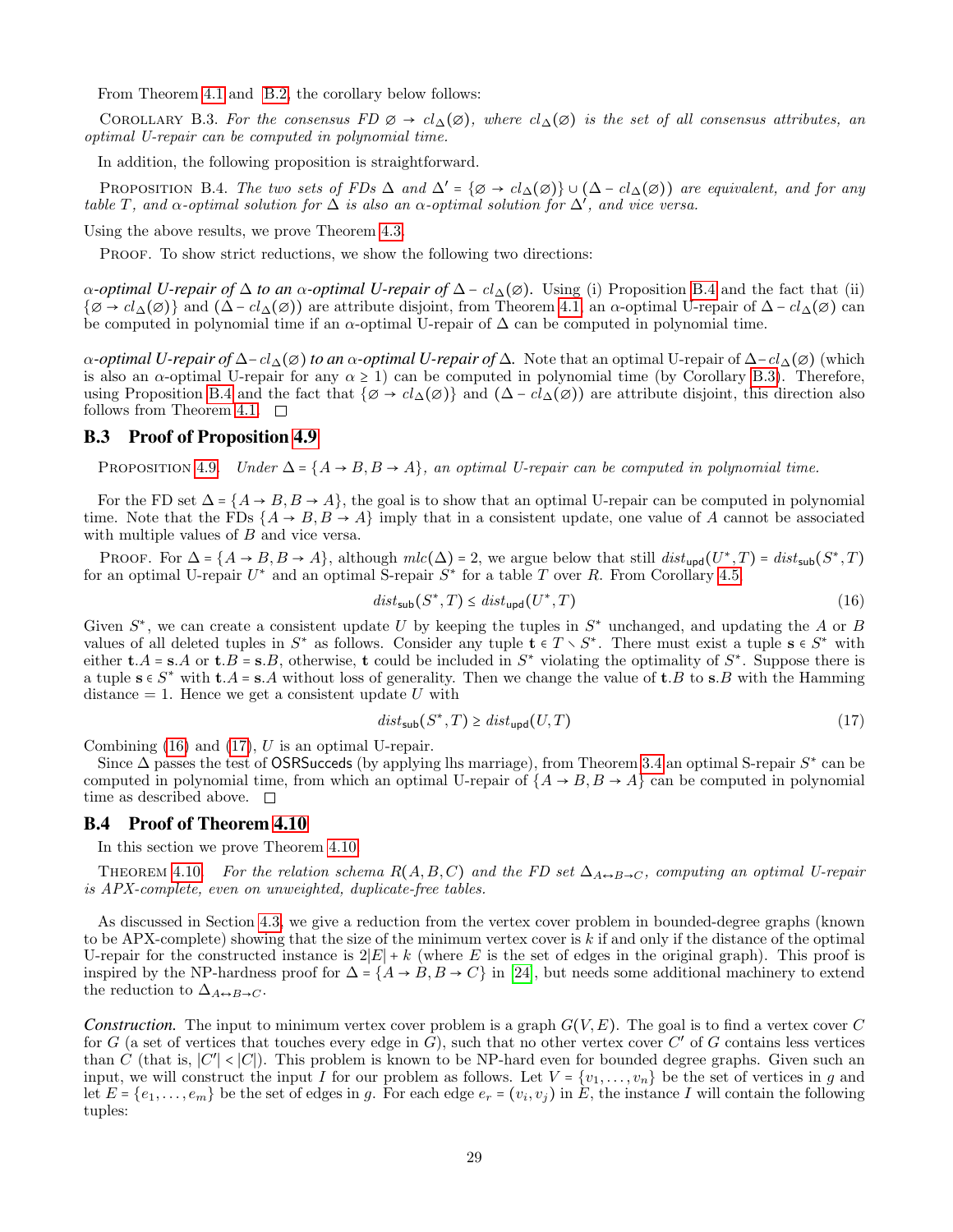From Theorem 4.1 and B.2, the corollary below follows:

Corollary B.3. *For the consensus FD $\varnothing \to cl_\Delta(\varnothing)$, where $cl_\Delta(\varnothing)$ is the set of all consensus attributes, an optimal U-repair can be computed in polynomial time.*

In addition, the following proposition is straightforward.

Proposition B.4. *The two sets of FDs $\Delta$ and $\Delta' = \{\varnothing \to cl_\Delta(\varnothing)\} \cup (\Delta - cl_\Delta(\varnothing))$ are equivalent, and for any table $T$, and $\alpha$-optimal solution for $\Delta$ is also an $\alpha$-optimal solution for $\Delta'$, and vice versa.*

Using the above results, we prove Theorem 4.3.

Proof. To show strict reductions, we show the following two directions:

***$\alpha$-optimal U-repair of $\Delta$ to an $\alpha$-optimal U-repair of $\Delta - cl_\Delta(\varnothing)$.*** Using (i) Proposition B.4 and the fact that (ii) $\{\varnothing \to cl_\Delta(\varnothing)\}$ and $(\Delta - cl_\Delta(\varnothing))$ are attribute disjoint, from Theorem 4.1, an $\alpha$-optimal U-repair of $\Delta - cl_\Delta(\varnothing)$ can be computed in polynomial time if an $\alpha$-optimal U-repair of $\Delta$ can be computed in polynomial time.

***$\alpha$-optimal U-repair of $\Delta - cl_\Delta(\varnothing)$ to an $\alpha$-optimal U-repair of $\Delta$.*** Note that an optimal U-repair of $\Delta - cl_\Delta(\varnothing)$ (which is also an $\alpha$-optimal U-repair for any $\alpha \geq 1$) can be computed in polynomial time (by Corollary B.3). Therefore, using Proposition B.4 and the fact that $\{\varnothing \to cl_\Delta(\varnothing)\}$ and $(\Delta - cl_\Delta(\varnothing))$ are attribute disjoint, this direction also follows from Theorem 4.1. □

## B.3 Proof of Proposition 4.9

Proposition 4.9. *Under $\Delta = \{A \to B, B \to A\}$, an optimal U-repair can be computed in polynomial time.*

For the FD set $\Delta = \{A \to B, B \to A\}$, the goal is to show that an optimal U-repair can be computed in polynomial time. Note that the FDs $\{A \to B, B \to A\}$ imply that in a consistent update, one value of $A$ cannot be associated with multiple values of $B$ and vice versa.

Proof. For $\Delta = \{A \to B, B \to A\}$, although $mlc(\Delta) = 2$, we argue below that still $dist_{\mathsf{upd}}(U^*, T) = dist_{\mathsf{sub}}(S^*, T)$ for an optimal U-repair $U^*$ and an optimal S-repair $S^*$ for a table $T$ over $R$. From Corollary 4.5

$$dist_{\mathsf{sub}}(S^*, T) \leq dist_{\mathsf{upd}}(U^*, T) \tag{16}$$

Given $S^*$, we can create a consistent update $U$ by keeping the tuples in $S^*$ unchanged, and updating the $A$ or $B$ values of all deleted tuples in $S^*$ as follows. Consider any tuple $\mathbf{t} \in T \setminus S^*$. There must exist a tuple $\mathbf{s} \in S^*$ with either $\mathbf{t}.A = \mathbf{s}.A$ or $\mathbf{t}.B = \mathbf{s}.B$, otherwise, $\mathbf{t}$ could be included in $S^*$ violating the optimality of $S^*$. Suppose there is a tuple $\mathbf{s} \in S^*$ with $\mathbf{t}.A = \mathbf{s}.A$ without loss of generality. Then we change the value of $\mathbf{t}.B$ to $\mathbf{s}.B$ with the Hamming distance = 1. Hence we get a consistent update $U$ with

$$dist_{\mathsf{sub}}(S^*, T) \geq dist_{\mathsf{upd}}(U, T) \tag{17}$$

Combining (16) and (17), $U$ is an optimal U-repair.

Since $\Delta$ passes the test of OSRSucceds (by applying lhs marriage), from Theorem 3.4 an optimal S-repair $S^*$ can be computed in polynomial time, from which an optimal U-repair of $\{A \to B, B \to A\}$ can be computed in polynomial time as described above. □

## B.4 Proof of Theorem 4.10

In this section we prove Theorem 4.10.

Theorem 4.10. *For the relation schema $R(A, B, C)$ and the FD set $\Delta_{A \leftrightarrow B \to C}$, computing an optimal U-repair is APX-complete, even on unweighted, duplicate-free tables.*

As discussed in Section 4.3, we give a reduction from the vertex cover problem in bounded-degree graphs (known to be APX-complete) showing that the size of the minimum vertex cover is $k$ if and only if the distance of the optimal U-repair for the constructed instance is $2|E| + k$ (where $E$ is the set of edges in the original graph). This proof is inspired by the NP-hardness proof for $\Delta = \{A \to B, B \to C\}$ in [24], but needs some additional machinery to extend the reduction to $\Delta_{A \leftrightarrow B \to C}$.

***Construction.*** The input to minimum vertex cover problem is a graph $G(V, E)$. The goal is to find a vertex cover $C$ for $G$ (a set of vertices that touches every edge in $G$), such that no other vertex cover $C'$ of $G$ contains less vertices than $C$ (that is, $|C'| < |C|$). This problem is known to be NP-hard even for bounded degree graphs. Given such an input, we will construct the input $I$ for our problem as follows. Let $V = \{v_1, \ldots, v_n\}$ be the set of vertices in $g$ and let $E = \{e_1, \ldots, e_m\}$ be the set of edges in $g$. For each edge $e_r = (v_i, v_j)$ in $E$, the instance $I$ will contain the following tuples: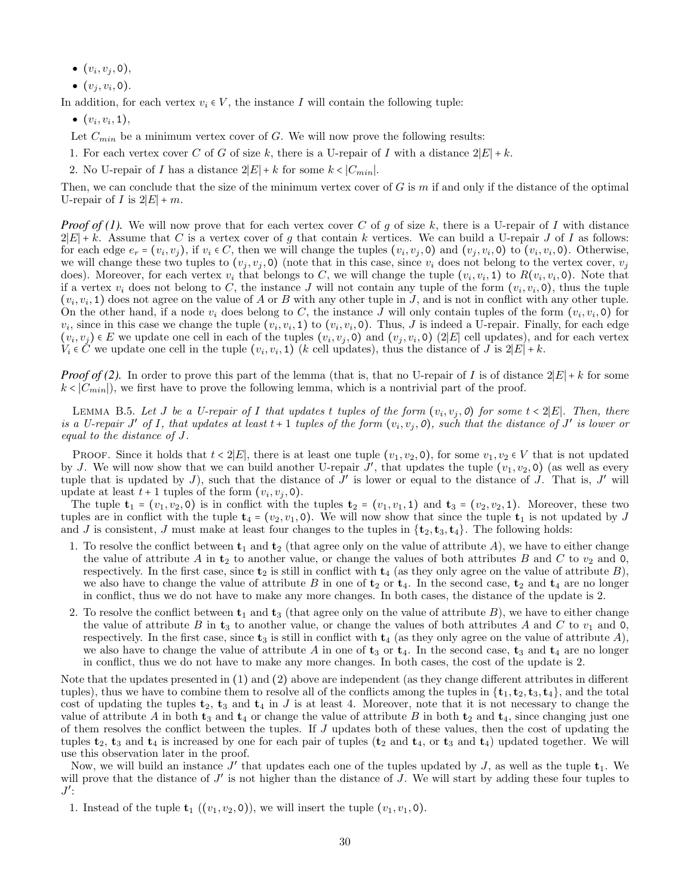- $(v_i, v_j, \mathtt{0})$,
- $(v_j, v_i, \mathtt{0})$.

In addition, for each vertex $v_i \in V$, the instance $I$ will contain the following tuple:

- $(v_i, v_i, \mathtt{1})$,

Let $C_{min}$ be a minimum vertex cover of $G$. We will now prove the following results:

1. For each vertex cover $C$ of $G$ of size $k$, there is a U-repair of $I$ with a distance $2|E| + k$.
2. No U-repair of $I$ has a distance $2|E| + k$ for some $k < |C_{min}|$.

Then, we can conclude that the size of the minimum vertex cover of $G$ is $m$ if and only if the distance of the optimal U-repair of $I$ is $2|E| + m$.

***Proof of (1).*** We will now prove that for each vertex cover $C$ of $g$ of size $k$, there is a U-repair of $I$ with distance $2|E| + k$. Assume that $C$ is a vertex cover of $g$ that contain $k$ vertices. We can build a U-repair $J$ of $I$ as follows: for each edge $e_r = (v_i, v_j)$, if $v_i \in C$, then we will change the tuples $(v_i, v_j, \mathtt{0})$ and $(v_j, v_i, \mathtt{0})$ to $(v_i, v_i, \mathtt{0})$. Otherwise, we will change these two tuples to $(v_j, v_j, \mathtt{0})$ (note that in this case, since $v_i$ does not belong to the vertex cover, $v_j$ does). Moreover, for each vertex $v_i$ that belongs to $C$, we will change the tuple $(v_i, v_i, \mathtt{1})$ to $R(v_i, v_i, \mathtt{0})$. Note that if a vertex $v_i$ does not belong to $C$, the instance $J$ will not contain any tuple of the form $(v_i, v_i, \mathtt{0})$, thus the tuple $(v_i, v_i, \mathtt{1})$ does not agree on the value of $A$ or $B$ with any other tuple in $J$, and is not in conflict with any other tuple. On the other hand, if a node $v_i$ does belong to $C$, the instance $J$ will only contain tuples of the form $(v_i, v_i, \mathtt{0})$ for $v_i$, since in this case we change the tuple $(v_i, v_i, \mathtt{1})$ to $(v_i, v_i, \mathtt{0})$. Thus, $J$ is indeed a U-repair. Finally, for each edge $(v_i, v_j) \in E$ we update one cell in each of the tuples $(v_i, v_j, \mathtt{0})$ and $(v_j, v_i, \mathtt{0})$ ($2|E|$ cell updates), and for each vertex $V_i \in C$ we update one cell in the tuple $(v_i, v_i, \mathtt{1})$ ($k$ cell updates), thus the distance of $J$ is $2|E| + k$.

***Proof of (2).*** In order to prove this part of the lemma (that is, that no U-repair of $I$ is of distance $2|E| + k$ for some $k < |C_{min}|$), we first have to prove the following lemma, which is a nontrivial part of the proof.

Lemma B.5. *Let $J$ be a U-repair of $I$ that updates $t$ tuples of the form $(v_i, v_j, \mathtt{0})$ for some $t < 2|E|$. Then, there is a U-repair $J'$ of $I$, that updates at least $t+1$ tuples of the form $(v_i, v_j, \mathtt{0})$, such that the distance of $J'$ is lower or equal to the distance of $J$.*

Proof. Since it holds that $t < 2|E|$, there is at least one tuple $(v_1, v_2, \mathtt{0})$, for some $v_1, v_2 \in V$ that is not updated by $J$. We will now show that we can build another U-repair $J'$, that updates the tuple $(v_1, v_2, \mathtt{0})$ (as well as every tuple that is updated by $J$), such that the distance of $J'$ is lower or equal to the distance of $J$. That is, $J'$ will update at least $t+1$ tuples of the form $(v_i, v_j, \mathtt{0})$.

The tuple $\mathbf{t}_1 = (v_1, v_2, \mathtt{0})$ is in conflict with the tuples $\mathbf{t}_2 = (v_1, v_1, \mathtt{1})$ and $\mathbf{t}_3 = (v_2, v_2, \mathtt{1})$. Moreover, these two tuples are in conflict with the tuple $\mathbf{t}_4 = (v_2, v_1, \mathtt{0})$. We will now show that since the tuple $\mathbf{t}_1$ is not updated by $J$ and $J$ is consistent, $J$ must make at least four changes to the tuples in $\{\mathbf{t}_2, \mathbf{t}_3, \mathbf{t}_4\}$. The following holds:

1. To resolve the conflict between $\mathbf{t}_1$ and $\mathbf{t}_2$ (that agree only on the value of attribute $A$), we have to either change the value of attribute $A$ in $\mathbf{t}_2$ to another value, or change the values of both attributes $B$ and $C$ to $v_2$ and $\mathtt{0}$, respectively. In the first case, since $\mathbf{t}_2$ is still in conflict with $\mathbf{t}_4$ (as they only agree on the value of attribute $B$), we also have to change the value of attribute $B$ in one of $\mathbf{t}_2$ or $\mathbf{t}_4$. In the second case, $\mathbf{t}_2$ and $\mathbf{t}_4$ are no longer in conflict, thus we do not have to make any more changes. In both cases, the distance of the update is 2.
2. To resolve the conflict between $\mathbf{t}_1$ and $\mathbf{t}_3$ (that agree only on the value of attribute $B$), we have to either change the value of attribute $B$ in $\mathbf{t}_3$ to another value, or change the values of both attributes $A$ and $C$ to $v_1$ and $\mathtt{0}$, respectively. In the first case, since $\mathbf{t}_3$ is still in conflict with $\mathbf{t}_4$ (as they only agree on the value of attribute $A$), we also have to change the value of attribute $A$ in one of $\mathbf{t}_3$ or $\mathbf{t}_4$. In the second case, $\mathbf{t}_3$ and $\mathbf{t}_4$ are no longer in conflict, thus we do not have to make any more changes. In both cases, the cost of the update is 2.

Note that the updates presented in (1) and (2) above are independent (as they change different attributes in different tuples), thus we have to combine them to resolve all of the conflicts among the tuples in $\{\mathbf{t}_1, \mathbf{t}_2, \mathbf{t}_3, \mathbf{t}_4\}$, and the total cost of updating the tuples $\mathbf{t}_2$, $\mathbf{t}_3$ and $\mathbf{t}_4$ in $J$ is at least 4. Moreover, note that it is not necessary to change the value of attribute $A$ in both $\mathbf{t}_3$ and $\mathbf{t}_4$ or change the value of attribute $B$ in both $\mathbf{t}_2$ and $\mathbf{t}_4$, since changing just one of them resolves the conflict between the tuples. If $J$ updates both of these values, then the cost of updating the tuples $\mathbf{t}_2$, $\mathbf{t}_3$ and $\mathbf{t}_4$ is increased by one for each pair of tuples ($\mathbf{t}_2$ and $\mathbf{t}_4$, or $\mathbf{t}_3$ and $\mathbf{t}_4$) updated together. We will use this observation later in the proof.

Now, we will build an instance $J'$ that updates each one of the tuples updated by $J$, as well as the tuple $\mathbf{t}_1$. We will prove that the distance of $J'$ is not higher than the distance of $J$. We will start by adding these four tuples to $J'$:

1. Instead of the tuple $\mathbf{t}_1$ ($(v_1, v_2, \mathtt{0})$), we will insert the tuple $(v_1, v_1, \mathtt{0})$.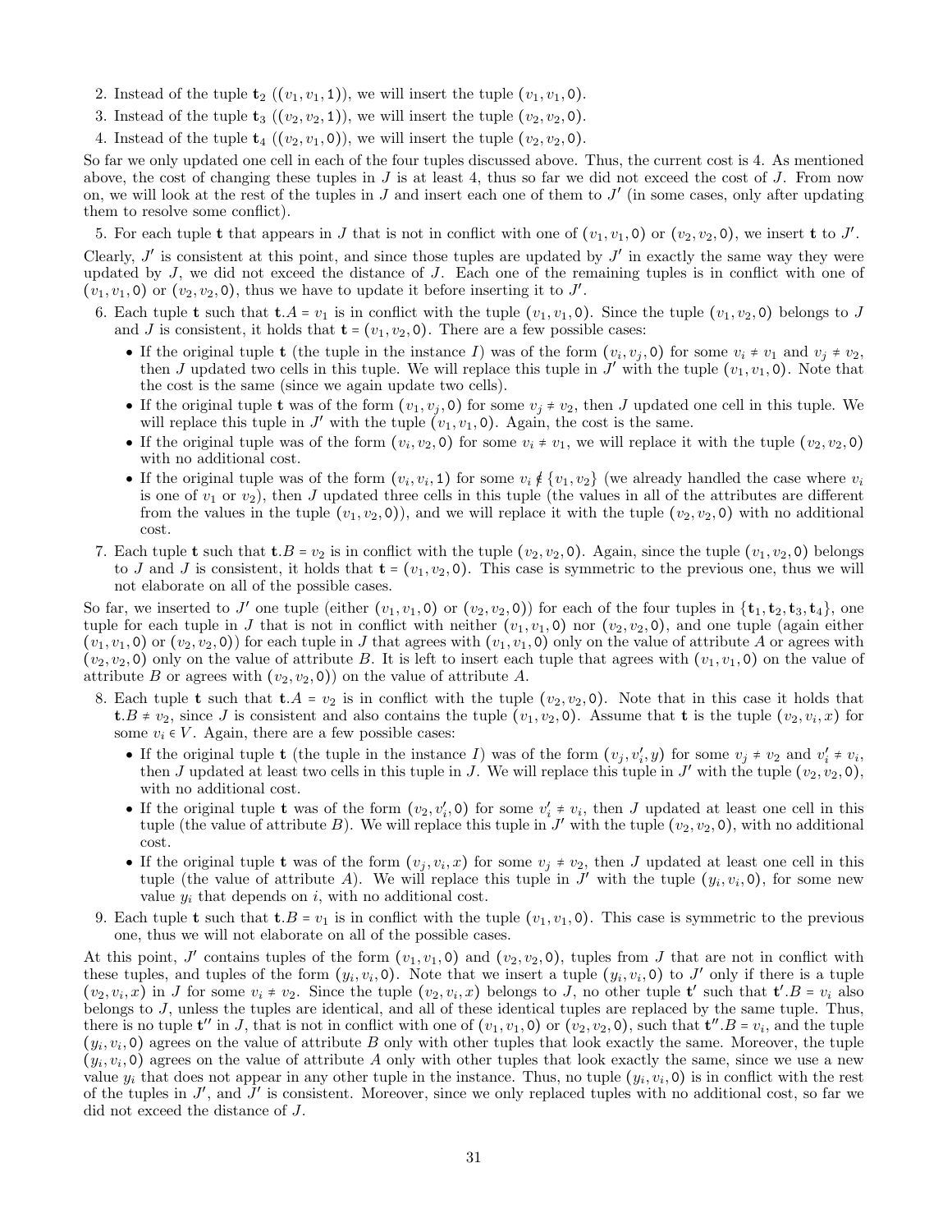2. Instead of the tuple $\mathbf{t}_2$ ($(v_1, v_1, \mathtt{1})$), we will insert the tuple $(v_1, v_1, \mathtt{0})$.
3. Instead of the tuple $\mathbf{t}_3$ ($(v_2, v_2, \mathtt{1})$), we will insert the tuple $(v_2, v_2, \mathtt{0})$.
4. Instead of the tuple $\mathbf{t}_4$ ($(v_2, v_1, \mathtt{0})$), we will insert the tuple $(v_2, v_2, \mathtt{0})$.

So far we only updated one cell in each of the four tuples discussed above. Thus, the current cost is 4. As mentioned above, the cost of changing these tuples in $J$ is at least 4, thus so far we did not exceed the cost of $J$. From now on, we will look at the rest of the tuples in $J$ and insert each one of them to $J'$ (in some cases, only after updating them to resolve some conflict).

5. For each tuple $\mathbf{t}$ that appears in $J$ that is not in conflict with one of $(v_1, v_1, \mathtt{0})$ or $(v_2, v_2, \mathtt{0})$, we insert $\mathbf{t}$ to $J'$.

Clearly, $J'$ is consistent at this point, and since those tuples are updated by $J'$ in exactly the same way they were updated by $J$, we did not exceed the distance of $J$. Each one of the remaining tuples is in conflict with one of $(v_1, v_1, \mathtt{0})$ or $(v_2, v_2, \mathtt{0})$, thus we have to update it before inserting it to $J'$.

6. Each tuple $\mathbf{t}$ such that $\mathbf{t}.A = v_1$ is in conflict with the tuple $(v_1, v_1, \mathtt{0})$. Since the tuple $(v_1, v_2, \mathtt{0})$ belongs to $J$ and $J$ is consistent, it holds that $\mathbf{t} = (v_1, v_2, \mathtt{0})$. There are a few possible cases:
   - If the original tuple $\mathbf{t}$ (the tuple in the instance $I$) was of the form $(v_i, v_j, \mathtt{0})$ for some $v_i \neq v_1$ and $v_j \neq v_2$, then $J$ updated two cells in this tuple. We will replace this tuple in $J'$ with the tuple $(v_1, v_1, \mathtt{0})$. Note that the cost is the same (since we again update two cells).
   - If the original tuple $\mathbf{t}$ was of the form $(v_1, v_j, \mathtt{0})$ for some $v_j \neq v_2$, then $J$ updated one cell in this tuple. We will replace this tuple in $J'$ with the tuple $(v_1, v_1, \mathtt{0})$. Again, the cost is the same.
   - If the original tuple was of the form $(v_i, v_2, \mathtt{0})$ for some $v_i \neq v_1$, we will replace it with the tuple $(v_2, v_2, \mathtt{0})$ with no additional cost.
   - If the original tuple was of the form $(v_i, v_i, \mathtt{1})$ for some $v_i \notin \{v_1, v_2\}$ (we already handled the case where $v_i$ is one of $v_1$ or $v_2$), then $J$ updated three cells in this tuple (the values in all of the attributes are different from the values in the tuple $(v_1, v_2, \mathtt{0})$), and we will replace it with the tuple $(v_2, v_2, \mathtt{0})$ with no additional cost.
7. Each tuple $\mathbf{t}$ such that $\mathbf{t}.B = v_2$ is in conflict with the tuple $(v_2, v_2, \mathtt{0})$. Again, since the tuple $(v_1, v_2, \mathtt{0})$ belongs to $J$ and $J$ is consistent, it holds that $\mathbf{t} = (v_1, v_2, \mathtt{0})$. This case is symmetric to the previous one, thus we will not elaborate on all of the possible cases.

So far, we inserted to $J'$ one tuple (either $(v_1, v_1, \mathtt{0})$ or $(v_2, v_2, \mathtt{0})$) for each of the four tuples in $\{\mathbf{t}_1, \mathbf{t}_2, \mathbf{t}_3, \mathbf{t}_4\}$, one tuple for each tuple in $J$ that is not in conflict with neither $(v_1, v_1, \mathtt{0})$ nor $(v_2, v_2, \mathtt{0})$, and one tuple (again either $(v_1, v_1, \mathtt{0})$ or $(v_2, v_2, \mathtt{0})$) for each tuple in $J$ that agrees with $(v_1, v_1, \mathtt{0})$ only on the value of attribute $A$ or agrees with $(v_2, v_2, \mathtt{0})$ only on the value of attribute $B$. It is left to insert each tuple that agrees with $(v_1, v_1, \mathtt{0})$ on the value of attribute $B$ or agrees with $(v_2, v_2, \mathtt{0})$) on the value of attribute $A$.

8. Each tuple $\mathbf{t}$ such that $\mathbf{t}.A = v_2$ is in conflict with the tuple $(v_2, v_2, \mathtt{0})$. Note that in this case it holds that $\mathbf{t}.B \neq v_2$, since $J$ is consistent and also contains the tuple $(v_1, v_2, \mathtt{0})$. Assume that $\mathbf{t}$ is the tuple $(v_2, v_i, x)$ for some $v_i \in V$. Again, there are a few possible cases:
   - If the original tuple $\mathbf{t}$ (the tuple in the instance $I$) was of the form $(v_j, v_i', y)$ for some $v_j \neq v_2$ and $v_i' \neq v_i$, then $J$ updated at least two cells in this tuple in $J$. We will replace this tuple in $J'$ with the tuple $(v_2, v_2, \mathtt{0})$, with no additional cost.
   - If the original tuple $\mathbf{t}$ was of the form $(v_2, v_i', \mathtt{0})$ for some $v_i' \neq v_i$, then $J$ updated at least one cell in this tuple (the value of attribute $B$). We will replace this tuple in $J'$ with the tuple $(v_2, v_2, \mathtt{0})$, with no additional cost.
   - If the original tuple $\mathbf{t}$ was of the form $(v_j, v_i, x)$ for some $v_j \neq v_2$, then $J$ updated at least one cell in this tuple (the value of attribute $A$). We will replace this tuple in $J'$ with the tuple $(y_i, v_i, \mathtt{0})$, for some new value $y_i$ that depends on $i$, with no additional cost.
9. Each tuple $\mathbf{t}$ such that $\mathbf{t}.B = v_1$ is in conflict with the tuple $(v_1, v_1, \mathtt{0})$. This case is symmetric to the previous one, thus we will not elaborate on all of the possible cases.

At this point, $J'$ contains tuples of the form $(v_1, v_1, \mathtt{0})$ and $(v_2, v_2, \mathtt{0})$, tuples from $J$ that are not in conflict with these tuples, and tuples of the form $(y_i, v_i, \mathtt{0})$. Note that we insert a tuple $(y_i, v_i, \mathtt{0})$ to $J'$ only if there is a tuple $(v_2, v_i, x)$ in $J$ for some $v_i \neq v_2$. Since the tuple $(v_2, v_i, x)$ belongs to $J$, no other tuple $\mathbf{t}'$ such that $\mathbf{t}'.B = v_i$ also belongs to $J$, unless the tuples are identical, and all of these identical tuples are replaced by the same tuple. Thus, there is no tuple $\mathbf{t}''$ in $J$, that is not in conflict with one of $(v_1, v_1, \mathtt{0})$ or $(v_2, v_2, \mathtt{0})$, such that $\mathbf{t}''.B = v_i$, and the tuple $(y_i, v_i, \mathtt{0})$ agrees on the value of attribute $B$ only with other tuples that look exactly the same. Moreover, the tuple $(y_i, v_i, \mathtt{0})$ agrees on the value of attribute $A$ only with other tuples that look exactly the same, since we use a new value $y_i$ that does not appear in any other tuple in the instance. Thus, no tuple $(y_i, v_i, \mathtt{0})$ is in conflict with the rest of the tuples in $J'$, and $J'$ is consistent. Moreover, since we only replaced tuples with no additional cost, so far we did not exceed the distance of $J$.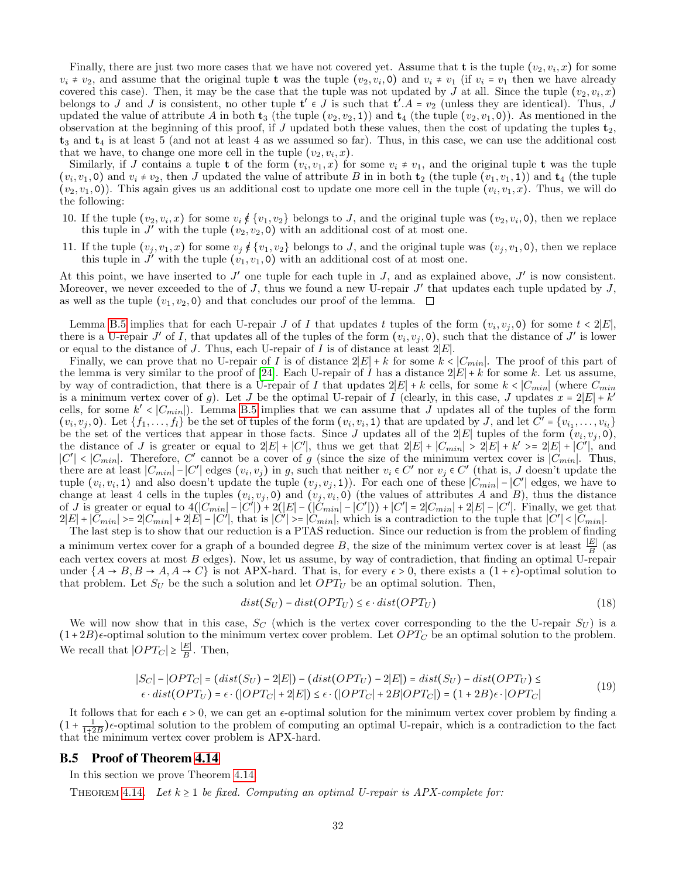Finally, there are just two more cases that we have not covered yet. Assume that $\mathbf{t}$ is the tuple $(v_2, v_i, x)$ for some $v_i \neq v_2$, and assume that the original tuple $\mathbf{t}$ was the tuple $(v_2, v_i, 0)$ and $v_i \neq v_1$ (if $v_i = v_1$ then we have already covered this case). Then, it may be the case that the tuple was not updated by $J$ at all. Since the tuple $(v_2, v_i, x)$ belongs to $J$ and $J$ is consistent, no other tuple $\mathbf{t}' \in J$ is such that $\mathbf{t}'.A = v_2$ (unless they are identical). Thus, $J$ updated the value of attribute $A$ in both $\mathbf{t}_3$ (the tuple $(v_2, v_2, 1)$) and $\mathbf{t}_4$ (the tuple $(v_2, v_1, 0)$). As mentioned in the observation at the beginning of this proof, if $J$ updated both these values, then the cost of updating the tuples $\mathbf{t}_2$, $\mathbf{t}_3$ and $\mathbf{t}_4$ is at least 5 (and not at least 4 as we assumed so far). Thus, in this case, we can use the additional cost that we have, to change one more cell in the tuple $(v_2, v_i, x)$.

Similarly, if $J$ contains a tuple $\mathbf{t}$ of the form $(v_i, v_1, x)$ for some $v_i \neq v_1$, and the original tuple $\mathbf{t}$ was the tuple $(v_i, v_1, 0)$ and $v_i \neq v_2$, then $J$ updated the value of attribute $B$ in in both $\mathbf{t}_2$ (the tuple $(v_1, v_1, 1)$) and $\mathbf{t}_4$ (the tuple $(v_2, v_1, 0)$). This again gives us an additional cost to update one more cell in the tuple $(v_i, v_1, x)$. Thus, we will do the following:

10. If the tuple $(v_2, v_i, x)$ for some $v_i \notin \{v_1, v_2\}$ belongs to $J$, and the original tuple was $(v_2, v_i, 0)$, then we replace this tuple in $J'$ with the tuple $(v_2, v_2, 0)$ with an additional cost of at most one.
11. If the tuple $(v_j, v_1, x)$ for some $v_j \notin \{v_1, v_2\}$ belongs to $J$, and the original tuple was $(v_j, v_1, 0)$, then we replace this tuple in $J'$ with the tuple $(v_1, v_1, 0)$ with an additional cost of at most one.

At this point, we have inserted to $J'$ one tuple for each tuple in $J$, and as explained above, $J'$ is now consistent. Moreover, we never exceeded to the of $J$, thus we found a new U-repair $J'$ that updates each tuple updated by $J$, as well as the tuple $(v_1, v_2, 0)$ and that concludes our proof of the lemma. □

Lemma B.5 implies that for each U-repair $J$ of $I$ that updates $t$ tuples of the form $(v_i, v_j, 0)$ for some $t < 2|E|$, there is a U-repair $J'$ of $I$, that updates all of the tuples of the form $(v_i, v_j, 0)$, such that the distance of $J'$ is lower or equal to the distance of $J$. Thus, each U-repair of $I$ is of distance at least $2|E|$.

Finally, we can prove that no U-repair of $I$ is of distance $2|E| + k$ for some $k < |C_{min}|$. The proof of this part of the lemma is very similar to the proof of [24]. Each U-repair of $I$ has a distance $2|E| + k$ for some $k$. Let us assume, by way of contradiction, that there is a U-repair of $I$ that updates $2|E| + k$ cells, for some $k < |C_{min}|$ (where $C_{min}$ is a minimum vertex cover of $g$). Let $J$ be the optimal U-repair of $I$ (clearly, in this case, $J$ updates $x = 2|E| + k'$ cells, for some $k' < |C_{min}|$). Lemma B.5 implies that we can assume that $J$ updates all of the tuples of the form $(v_i, v_j, 0)$. Let $\{f_1, \dots, f_l\}$ be the set of tuples of the form $(v_i, v_i, 1)$ that are updated by $J$, and let $C' = \{v_{i_1}, \dots, v_{i_l}\}$ be the set of the vertices that appear in those facts. Since $J$ updates all of the $2|E|$ tuples of the form $(v_i, v_j, 0)$, the distance of $J$ is greater or equal to $2|E| + |C'|$, thus we get that $2|E| + |C_{min}| > 2|E| + k' >= 2|E| + |C'|$, and $|C'| < |C_{min}|$. Therefore, $C'$ cannot be a cover of $g$ (since the size of the minimum vertex cover is $|C_{min}|$. Thus, there are at least $|C_{min}| - |C'|$ edges $(v_i, v_j)$ in $g$, such that neither $v_i \in C'$ nor $v_j \in C'$ (that is, $J$ doesn't update the tuple $(v_i, v_i, 1)$ and also doesn't update the tuple $(v_j, v_j, 1)$). For each one of these $|C_{min}| - |C'|$ edges, we have to change at least 4 cells in the tuples $(v_i, v_j, 0)$ and $(v_j, v_i, 0)$ (the values of attributes $A$ and $B$), thus the distance of $J$ is greater or equal to $4(|C_{min}| - |C'|) + 2(|E| - (|C_{min}| - |C'|)) + |C'| = 2|C_{min}| + 2|E| - |C'|$. Finally, we get that $2|E| + |C_{min}| >= 2|C_{min}| + 2|E| - |C'|$, that is $|C'| >= |C_{min}|$, which is a contradiction to the tuple that $|C'| < |C_{min}|$.

The last step is to show that our reduction is a PTAS reduction. Since our reduction is from the problem of finding a minimum vertex cover for a graph of a bounded degree $B$, the size of the minimum vertex cover is at least $\frac{|E|}{B}$ (as each vertex covers at most $B$ edges). Now, let us assume, by way of contradiction, that finding an optimal U-repair under $\{A \to B, B \to A, A \to C\}$ is not APX-hard. That is, for every $\epsilon > 0$, there exists a $(1 + \epsilon)$-optimal solution to that problem. Let $S_U$ be the such a solution and let $OPT_U$ be an optimal solution. Then,

$$dist(S_U) - dist(OPT_U) \leq \epsilon \cdot dist(OPT_U) \tag{18}$$

We will now show that in this case, $S_C$ (which is the vertex cover corresponding to the the U-repair $S_U$) is a $(1 + 2B)\epsilon$-optimal solution to the minimum vertex cover problem. Let $OPT_C$ be an optimal solution to the problem. We recall that $|OPT_C| \geq \frac{|E|}{B}$. Then,

$$\begin{aligned}
&|S_C| - |OPT_C| = (dist(S_U) - 2|E|) - (dist(OPT_U) - 2|E|) = dist(S_U) - dist(OPT_U) \leq \\
&\epsilon \cdot dist(OPT_U) = \epsilon \cdot (|OPT_C| + 2|E|) \leq \epsilon \cdot (|OPT_C| + 2B|OPT_C|) = (1 + 2B)\epsilon \cdot |OPT_C|
\end{aligned} \tag{19}$$

It follows that for each $\epsilon > 0$, we can get an $\epsilon$-optimal solution for the minimum vertex cover problem by finding a $(1 + \frac{1}{1+2B})\epsilon$-optimal solution to the problem of computing an optimal U-repair, which is a contradiction to the fact that the minimum vertex cover problem is APX-hard.

## B.5 Proof of Theorem 4.14

In this section we prove Theorem 4.14.

THEOREM 4.14. *Let $k \geq 1$ be fixed. Computing an optimal U-repair is APX-complete for:*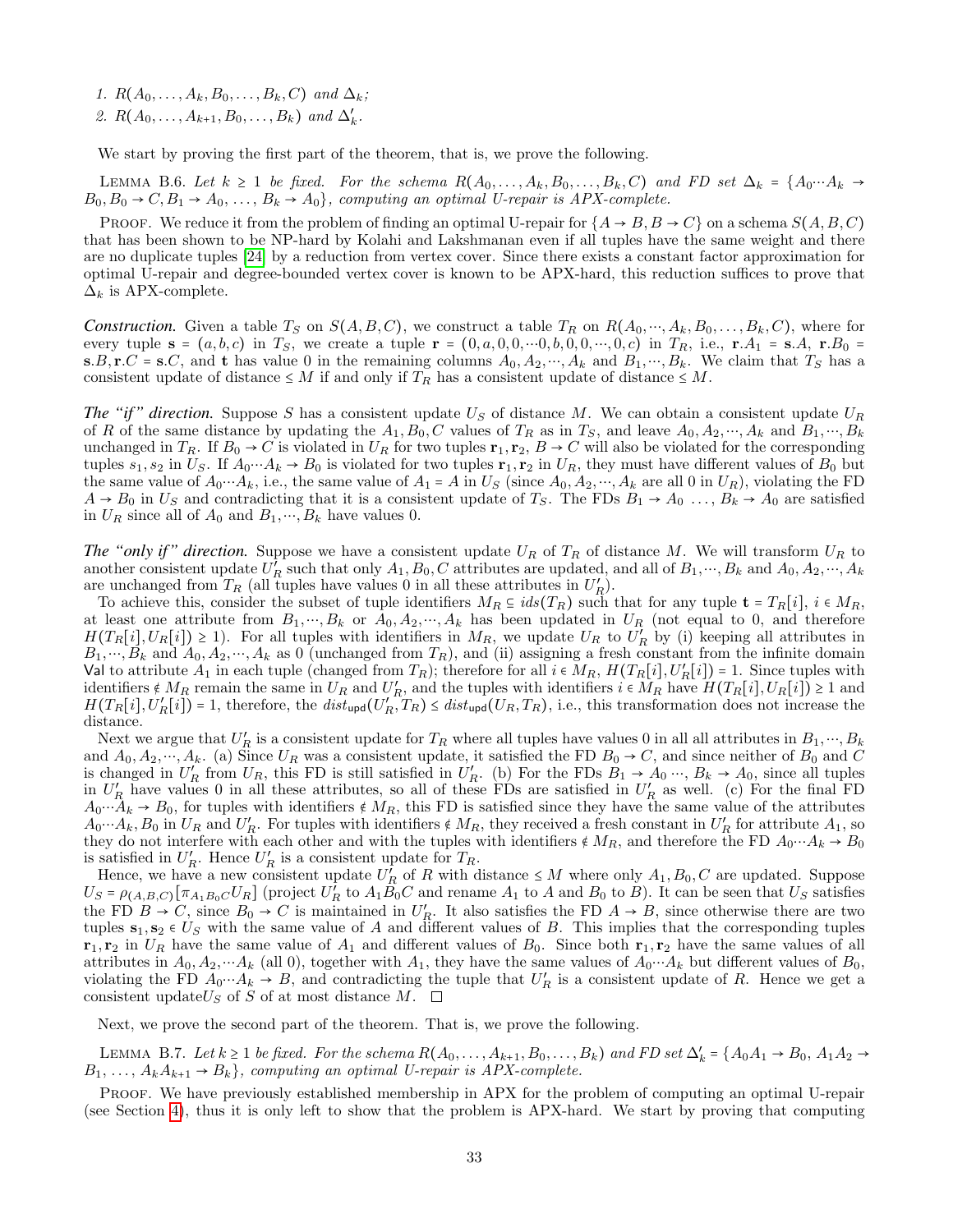1. $R(A_0, \ldots, A_k, B_0, \ldots, B_k, C)$ and $\Delta_k$;
2. $R(A_0, \ldots, A_{k+1}, B_0, \ldots, B_k)$ and $\Delta'_k$.

We start by proving the first part of the theorem, that is, we prove the following.

Lemma B.6. *Let $k \geq 1$ be fixed. For the schema $R(A_0, \ldots, A_k, B_0, \ldots, B_k, C)$ and FD set $\Delta_k = \{A_0 \cdots A_k \to B_0, B_0 \to C, B_1 \to A_0, \ldots, B_k \to A_0\}$, computing an optimal U-repair is APX-complete.*

Proof. We reduce it from the problem of finding an optimal U-repair for $\{A \to B, B \to C\}$ on a schema $S(A, B, C)$ that has been shown to be NP-hard by Kolahi and Lakshmanan even if all tuples have the same weight and there are no duplicate tuples [24] by a reduction from vertex cover. Since there exists a constant factor approximation for optimal U-repair and degree-bounded vertex cover is known to be APX-hard, this reduction suffices to prove that $\Delta_k$ is APX-complete.

***Construction.*** Given a table $T_S$ on $S(A, B, C)$, we construct a table $T_R$ on $R(A_0, \cdots, A_k, B_0, \ldots, B_k, C)$, where for every tuple $\mathbf{s} = (a, b, c)$ in $T_S$, we create a tuple $\mathbf{r} = (0, a, 0, 0, \cdots 0, b, 0, 0, \cdots, 0, c)$ in $T_R$, i.e., $\mathbf{r}.A_1 = \mathbf{s}.A$, $\mathbf{r}.B_0 = \mathbf{s}.B$, $\mathbf{r}.C = \mathbf{s}.C$, and $\mathbf{t}$ has value 0 in the remaining columns $A_0, A_2, \cdots, A_k$ and $B_1, \cdots, B_k$. We claim that $T_S$ has a consistent update of distance $\leq M$ if and only if $T_R$ has a consistent update of distance $\leq M$.

***The "if" direction.*** Suppose $S$ has a consistent update $U_S$ of distance $M$. We can obtain a consistent update $U_R$ of $R$ of the same distance by updating the $A_1, B_0, C$ values of $T_R$ as in $T_S$, and leave $A_0, A_2, \cdots, A_k$ and $B_1, \cdots, B_k$ unchanged in $T_R$. If $B_0 \to C$ is violated in $U_R$ for two tuples $\mathbf{r}_1, \mathbf{r}_2$, $B \to C$ will also be violated for the corresponding tuples $s_1, s_2$ in $U_S$. If $A_0 \cdots A_k \to B_0$ is violated for two tuples $\mathbf{r}_1, \mathbf{r}_2$ in $U_R$, they must have different values of $B_0$ but the same value of $A_0 \cdots A_k$, i.e., the same value of $A_1 = A$ in $U_S$ (since $A_0, A_2, \cdots, A_k$ are all 0 in $U_R$), violating the FD $A \to B_0$ in $U_S$ and contradicting that it is a consistent update of $T_S$. The FDs $B_1 \to A_0 \ \ldots, B_k \to A_0$ are satisfied in $U_R$ since all of $A_0$ and $B_1, \cdots, B_k$ have values 0.

***The "only if" direction.*** Suppose we have a consistent update $U_R$ of $T_R$ of distance $M$. We will transform $U_R$ to another consistent update $U'_R$ such that only $A_1, B_0, C$ attributes are updated, and all of $B_1, \cdots, B_k$ and $A_0, A_2, \cdots, A_k$ are unchanged from $T_R$ (all tuples have values 0 in all these attributes in $U'_R$).

To achieve this, consider the subset of tuple identifiers $M_R \subseteq ids(T_R)$ such that for any tuple $\mathbf{t} = T_R[i]$, $i \in M_R$, at least one attribute from $B_1, \cdots, B_k$ or $A_0, A_2, \cdots, A_k$ has been updated in $U_R$ (not equal to 0, and therefore $H(T_R[i], U_R[i]) \geq 1$). For all tuples with identifiers in $M_R$, we update $U_R$ to $U'_R$ by (i) keeping all attributes in $B_1, \cdots, B_k$ and $A_0, A_2, \cdots, A_k$ as 0 (unchanged from $T_R$), and (ii) assigning a fresh constant from the infinite domain $\mathsf{Val}$ to attribute $A_1$ in each tuple (changed from $T_R$); therefore for all $i \in M_R$, $H(T_R[i], U'_R[i]) = 1$. Since tuples with identifiers $\notin M_R$ remain the same in $U_R$ and $U'_R$, and the tuples with identifiers $i \in M_R$ have $H(T_R[i], U_R[i]) \geq 1$ and $H(T_R[i], U'_R[i]) = 1$, therefore, the $dist_{\mathsf{upd}}(U'_R, T_R) \leq dist_{\mathsf{upd}}(U_R, T_R)$, i.e., this transformation does not increase the distance.

Next we argue that $U'_R$ is a consistent update for $T_R$ where all tuples have values 0 in all all attributes in $B_1, \cdots, B_k$ and $A_0, A_2, \cdots, A_k$. (a) Since $U_R$ was a consistent update, it satisfied the FD $B_0 \to C$, and since neither of $B_0$ and $C$ is changed in $U'_R$ from $U_R$, this FD is still satisfied in $U'_R$. (b) For the FDs $B_1 \to A_0 \cdots, B_k \to A_0$, since all tuples in $U'_R$ have values 0 in all these attributes, so all of these FDs are satisfied in $U'_R$ as well. (c) For the final FD $A_0 \cdots A_k \to B_0$, for tuples with identifiers $\notin M_R$, this FD is satisfied since they have the same value of the attributes $A_0 \cdots A_k, B_0$ in $U_R$ and $U'_R$. For tuples with identifiers $\notin M_R$, they received a fresh constant in $U'_R$ for attribute $A_1$, so they do not interfere with each other and with the tuples with identifiers $\notin M_R$, and therefore the FD $A_0 \cdots A_k \to B_0$ is satisfied in $U'_R$. Hence $U'_R$ is a consistent update for $T_R$.

Hence, we have a new consistent update $U'_R$ of $R$ with distance $\leq M$ where only $A_1, B_0, C$ are updated. Suppose $U_S = \rho_{(A,B,C)}[\pi_{A_1 B_0 C} U_R]$ (project $U'_R$ to $A_1 B_0 C$ and rename $A_1$ to $A$ and $B_0$ to $B$). It can be seen that $U_S$ satisfies the FD $B \to C$, since $B_0 \to C$ is maintained in $U'_R$. It also satisfies the FD $A \to B$, since otherwise there are two tuples $\mathbf{s}_1, \mathbf{s}_2 \in U_S$ with the same value of $A$ and different values of $B$. This implies that the corresponding tuples $\mathbf{r}_1, \mathbf{r}_2$ in $U_R$ have the same value of $A_1$ and different values of $B_0$. Since both $\mathbf{r}_1, \mathbf{r}_2$ have the same values of all attributes in $A_0, A_2, \cdots A_k$ (all 0), together with $A_1$, they have the same values of $A_0 \cdots A_k$ but different values of $B_0$, violating the FD $A_0 \cdots A_k \to B$, and contradicting the tuple that $U'_R$ is a consistent update of $R$. Hence we get a consistent update$U_S$ of $S$ of at most distance $M$. ☐

Next, we prove the second part of the theorem. That is, we prove the following.

Lemma B.7. *Let $k \geq 1$ be fixed. For the schema $R(A_0, \ldots, A_{k+1}, B_0, \ldots, B_k)$ and FD set $\Delta'_k = \{A_0 A_1 \to B_0, A_1 A_2 \to B_1, \ldots, A_k A_{k+1} \to B_k\}$, computing an optimal U-repair is APX-complete.*

Proof. We have previously established membership in APX for the problem of computing an optimal U-repair (see Section 4), thus it is only left to show that the problem is APX-hard. We start by proving that computing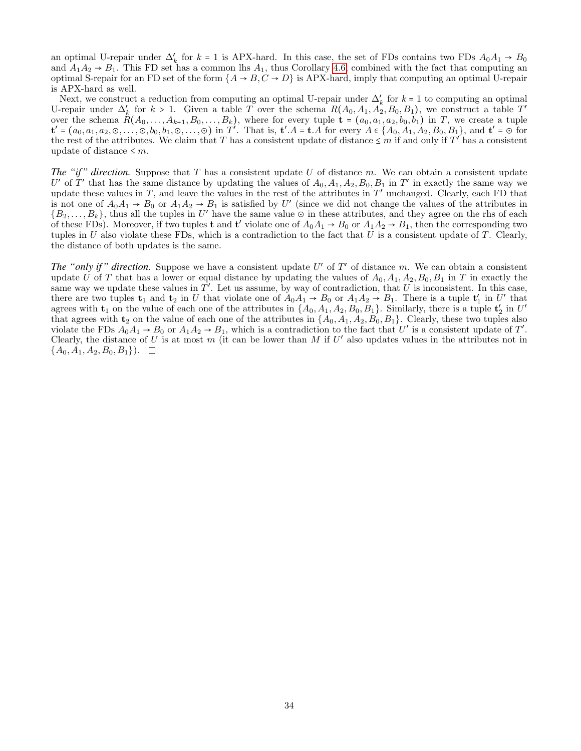an optimal U-repair under $\Delta'_k$ for $k = 1$ is APX-hard. In this case, the set of FDs contains two FDs $A_0A_1 \rightarrow B_0$ and $A_1A_2 \rightarrow B_1$. This FD set has a common lhs $A_1$, thus Corollary 4.6 combined with the fact that computing an optimal S-repair for an FD set of the form $\{A \rightarrow B, C \rightarrow D\}$ is APX-hard, imply that computing an optimal U-repair is APX-hard as well.

Next, we construct a reduction from computing an optimal U-repair under $\Delta'_k$ for $k = 1$ to computing an optimal U-repair under $\Delta'_k$ for $k > 1$. Given a table $T$ over the schema $R(A_0, A_1, A_2, B_0, B_1)$, we construct a table $T'$ over the schema $R(A_0, \dots, A_{k+1}, B_0, \dots, B_k)$, where for every tuple $\mathbf{t} = (a_0, a_1, a_2, b_0, b_1)$ in $T$, we create a tuple $\mathbf{t}' = (a_0, a_1, a_2, \odot, \dots, \odot, b_0, b_1, \odot, \dots, \odot)$ in $T'$. That is, $\mathbf{t}'.A = \mathbf{t}.A$ for every $A \in \{A_0, A_1, A_2, B_0, B_1\}$, and $\mathbf{t}' = \odot$ for the rest of the attributes. We claim that $T$ has a consistent update of distance $\leq m$ if and only if $T'$ has a consistent update of distance $\leq m$.

***The "if" direction.*** Suppose that $T$ has a consistent update $U$ of distance $m$. We can obtain a consistent update $U'$ of $T'$ that has the same distance by updating the values of $A_0, A_1, A_2, B_0, B_1$ in $T'$ in exactly the same way we update these values in $T$, and leave the values in the rest of the attributes in $T'$ unchanged. Clearly, each FD that is not one of $A_0A_1 \rightarrow B_0$ or $A_1A_2 \rightarrow B_1$ is satisfied by $U'$ (since we did not change the values of the attributes in $\{B_2, \dots, B_k\}$, thus all the tuples in $U'$ have the same value $\odot$ in these attributes, and they agree on the rhs of each of these FDs). Moreover, if two tuples $\mathbf{t}$ and $\mathbf{t}'$ violate one of $A_0A_1 \rightarrow B_0$ or $A_1A_2 \rightarrow B_1$, then the corresponding two tuples in $U$ also violate these FDs, which is a contradiction to the fact that $U$ is a consistent update of $T$. Clearly, the distance of both updates is the same.

***The "only if" direction.*** Suppose we have a consistent update $U'$ of $T'$ of distance $m$. We can obtain a consistent update $U$ of $T$ that has a lower or equal distance by updating the values of $A_0, A_1, A_2, B_0, B_1$ in $T$ in exactly the same way we update these values in $T'$. Let us assume, by way of contradiction, that $U$ is inconsistent. In this case, there are two tuples $\mathbf{t}_1$ and $\mathbf{t}_2$ in $U$ that violate one of $A_0A_1 \rightarrow B_0$ or $A_1A_2 \rightarrow B_1$. There is a tuple $\mathbf{t}'_1$ in $U'$ that agrees with $\mathbf{t}_1$ on the value of each one of the attributes in $\{A_0, A_1, A_2, B_0, B_1\}$. Similarly, there is a tuple $\mathbf{t}'_2$ in $U'$ that agrees with $\mathbf{t}_2$ on the value of each one of the attributes in $\{A_0, A_1, A_2, B_0, B_1\}$. Clearly, these two tuples also violate the FDs $A_0A_1 \rightarrow B_0$ or $A_1A_2 \rightarrow B_1$, which is a contradiction to the fact that $U'$ is a consistent update of $T'$. Clearly, the distance of $U$ is at most $m$ (it can be lower than $M$ if $U'$ also updates values in the attributes not in $\{A_0, A_1, A_2, B_0, B_1\}$). □